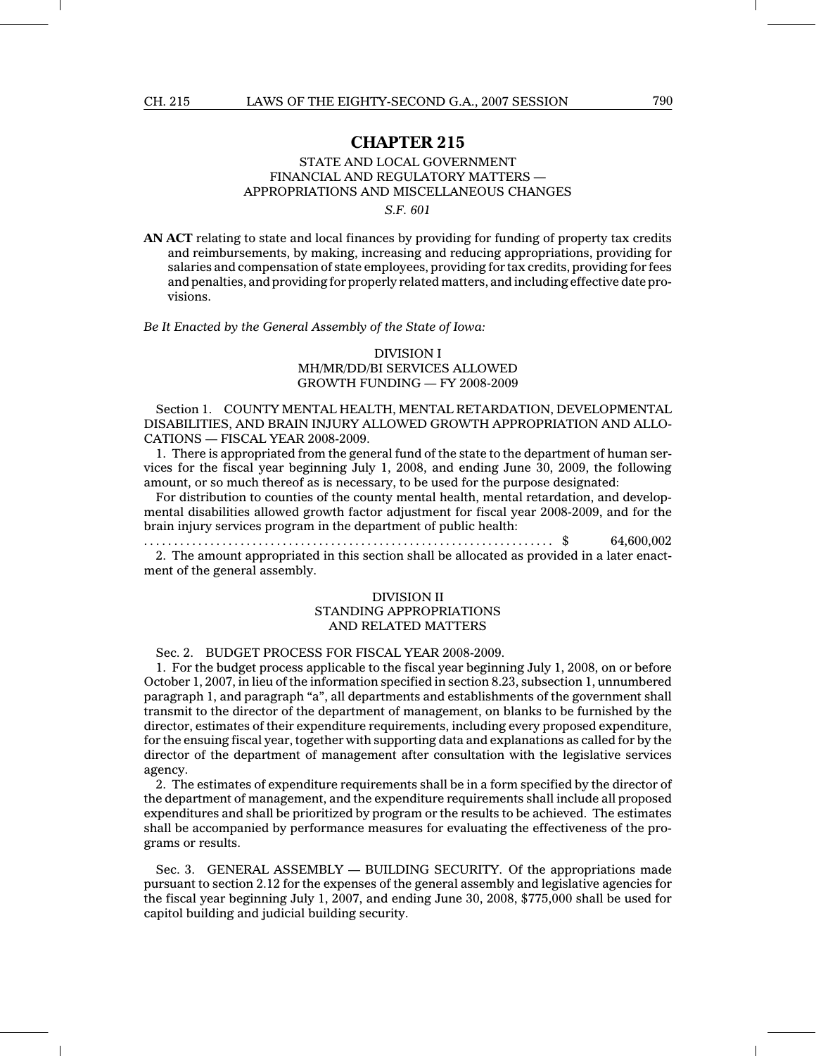# CHAPTER 215

STATE AND LOCAL GOVERNMENT
FINANCIAL AND REGULATORY MATTERS —
APPROPRIATIONS AND MISCELLANEOUS CHANGES

*S.F. 601*

**AN ACT** relating to state and local finances by providing for funding of property tax credits and reimbursements, by making, increasing and reducing appropriations, providing for salaries and compensation of state employees, providing for tax credits, providing for fees and penalties, and providing for properly related matters, and including effective date provisions.

*Be It Enacted by the General Assembly of the State of Iowa:*

## DIVISION I
## MH/MR/DD/BI SERVICES ALLOWED GROWTH FUNDING — FY 2008-2009

Section 1. COUNTY MENTAL HEALTH, MENTAL RETARDATION, DEVELOPMENTAL DISABILITIES, AND BRAIN INJURY ALLOWED GROWTH APPROPRIATION AND ALLOCATIONS — FISCAL YEAR 2008-2009.

1. There is appropriated from the general fund of the state to the department of human services for the fiscal year beginning July 1, 2008, and ending June 30, 2009, the following amount, or so much thereof as is necessary, to be used for the purpose designated:

For distribution to counties of the county mental health, mental retardation, and developmental disabilities allowed growth factor adjustment for fiscal year 2008-2009, and for the brain injury services program in the department of public health:

. . . . . . . . . . . . . . . . . . . . . . . . . . . . . . . . . . . . . . . . . . . . . . . . . . . . . . . . . . . . . . . . . $ 64,600,002

2. The amount appropriated in this section shall be allocated as provided in a later enactment of the general assembly.

## DIVISION II
## STANDING APPROPRIATIONS AND RELATED MATTERS

Sec. 2. BUDGET PROCESS FOR FISCAL YEAR 2008-2009.

1. For the budget process applicable to the fiscal year beginning July 1, 2008, on or before October 1, 2007, in lieu of the information specified in section 8.23, subsection 1, unnumbered paragraph 1, and paragraph "a", all departments and establishments of the government shall transmit to the director of the department of management, on blanks to be furnished by the director, estimates of their expenditure requirements, including every proposed expenditure, for the ensuing fiscal year, together with supporting data and explanations as called for by the director of the department of management after consultation with the legislative services agency.

2. The estimates of expenditure requirements shall be in a form specified by the director of the department of management, and the expenditure requirements shall include all proposed expenditures and shall be prioritized by program or the results to be achieved. The estimates shall be accompanied by performance measures for evaluating the effectiveness of the programs or results.

Sec. 3. GENERAL ASSEMBLY — BUILDING SECURITY. Of the appropriations made pursuant to section 2.12 for the expenses of the general assembly and legislative agencies for the fiscal year beginning July 1, 2007, and ending June 30, 2008, $775,000 shall be used for capitol building and judicial building security.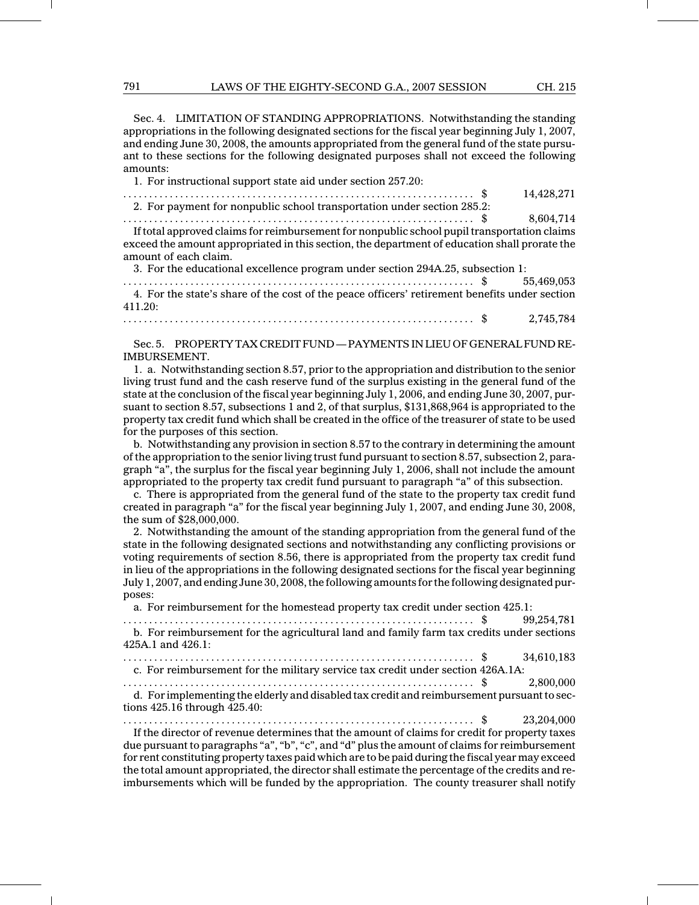Sec. 4. LIMITATION OF STANDING APPROPRIATIONS. Notwithstanding the standing appropriations in the following designated sections for the fiscal year beginning July 1, 2007, and ending June 30, 2008, the amounts appropriated from the general fund of the state pursuant to these sections for the following designated purposes shall not exceed the following amounts:

1. For instructional support state aid under section 257.20:

. . . . . . . . . . . . . . . . . . . . . . . . . . . . . . . . . . . . . . . . . . . . . . . . . . . . . . . . . . . . . . . . . . . . $ 14,428,271

2. For payment for nonpublic school transportation under section 285.2:

. . . . . . . . . . . . . . . . . . . . . . . . . . . . . . . . . . . . . . . . . . . . . . . . . . . . . . . . . . . . . . . . . . . . $ 8,604,714

If total approved claims for reimbursement for nonpublic school pupil transportation claims exceed the amount appropriated in this section, the department of education shall prorate the amount of each claim.

3. For the educational excellence program under section 294A.25, subsection 1:

. . . . . . . . . . . . . . . . . . . . . . . . . . . . . . . . . . . . . . . . . . . . . . . . . . . . . . . . . . . . . . . . . . . . $ 55,469,053

4. For the state's share of the cost of the peace officers' retirement benefits under section 411.20:

. . . . . . . . . . . . . . . . . . . . . . . . . . . . . . . . . . . . . . . . . . . . . . . . . . . . . . . . . . . . . . . . . . . . $ 2,745,784

Sec. 5. PROPERTY TAX CREDIT FUND — PAYMENTS IN LIEU OF GENERAL FUND REIMBURSEMENT.

1. a. Notwithstanding section 8.57, prior to the appropriation and distribution to the senior living trust fund and the cash reserve fund of the surplus existing in the general fund of the state at the conclusion of the fiscal year beginning July 1, 2006, and ending June 30, 2007, pursuant to section 8.57, subsections 1 and 2, of that surplus, $131,868,964 is appropriated to the property tax credit fund which shall be created in the office of the treasurer of state to be used for the purposes of this section.

b. Notwithstanding any provision in section 8.57 to the contrary in determining the amount of the appropriation to the senior living trust fund pursuant to section 8.57, subsection 2, paragraph "a", the surplus for the fiscal year beginning July 1, 2006, shall not include the amount appropriated to the property tax credit fund pursuant to paragraph "a" of this subsection.

c. There is appropriated from the general fund of the state to the property tax credit fund created in paragraph "a" for the fiscal year beginning July 1, 2007, and ending June 30, 2008, the sum of $28,000,000.

2. Notwithstanding the amount of the standing appropriation from the general fund of the state in the following designated sections and notwithstanding any conflicting provisions or voting requirements of section 8.56, there is appropriated from the property tax credit fund in lieu of the appropriations in the following designated sections for the fiscal year beginning July 1, 2007, and ending June 30, 2008, the following amounts for the following designated purposes:

a. For reimbursement for the homestead property tax credit under section 425.1:

. . . . . . . . . . . . . . . . . . . . . . . . . . . . . . . . . . . . . . . . . . . . . . . . . . . . . . . . . . . . . . . . . . . . $ 99,254,781

b. For reimbursement for the agricultural land and family farm tax credits under sections 425A.1 and 426.1:

. . . . . . . . . . . . . . . . . . . . . . . . . . . . . . . . . . . . . . . . . . . . . . . . . . . . . . . . . . . . . . . . . . . . $ 34,610,183

c. For reimbursement for the military service tax credit under section 426A.1A:

. . . . . . . . . . . . . . . . . . . . . . . . . . . . . . . . . . . . . . . . . . . . . . . . . . . . . . . . . . . . . . . . . . . . $ 2,800,000

d. For implementing the elderly and disabled tax credit and reimbursement pursuant to sections 425.16 through 425.40:

. . . . . . . . . . . . . . . . . . . . . . . . . . . . . . . . . . . . . . . . . . . . . . . . . . . . . . . . . . . . . . . . . . . . $ 23,204,000

If the director of revenue determines that the amount of claims for credit for property taxes due pursuant to paragraphs "a", "b", "c", and "d" plus the amount of claims for reimbursement for rent constituting property taxes paid which are to be paid during the fiscal year may exceed the total amount appropriated, the director shall estimate the percentage of the credits and reimbursements which will be funded by the appropriation. The county treasurer shall notify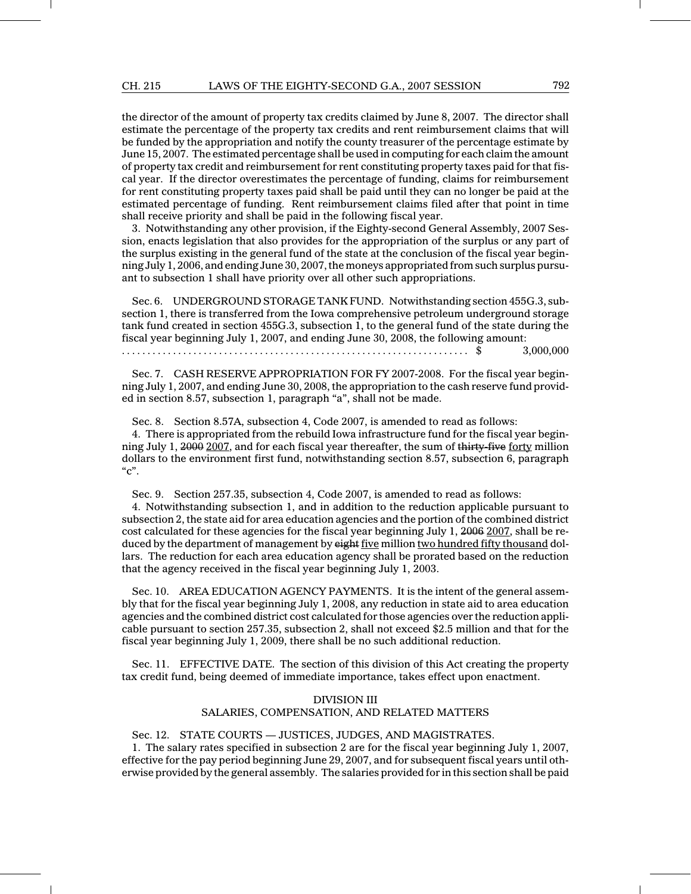the director of the amount of property tax credits claimed by June 8, 2007. The director shall estimate the percentage of the property tax credits and rent reimbursement claims that will be funded by the appropriation and notify the county treasurer of the percentage estimate by June 15, 2007. The estimated percentage shall be used in computing for each claim the amount of property tax credit and reimbursement for rent constituting property taxes paid for that fiscal year. If the director overestimates the percentage of funding, claims for reimbursement for rent constituting property taxes paid shall be paid until they can no longer be paid at the estimated percentage of funding. Rent reimbursement claims filed after that point in time shall receive priority and shall be paid in the following fiscal year.

3. Notwithstanding any other provision, if the Eighty-second General Assembly, 2007 Session, enacts legislation that also provides for the appropriation of the surplus or any part of the surplus existing in the general fund of the state at the conclusion of the fiscal year beginning July 1, 2006, and ending June 30, 2007, the moneys appropriated from such surplus pursuant to subsection 1 shall have priority over all other such appropriations.

Sec. 6. UNDERGROUND STORAGE TANK FUND. Notwithstanding section 455G.3, subsection 1, there is transferred from the Iowa comprehensive petroleum underground storage tank fund created in section 455G.3, subsection 1, to the general fund of the state during the fiscal year beginning July 1, 2007, and ending June 30, 2008, the following amount:

.................................................................. $ 3,000,000

Sec. 7. CASH RESERVE APPROPRIATION FOR FY 2007-2008. For the fiscal year beginning July 1, 2007, and ending June 30, 2008, the appropriation to the cash reserve fund provided in section 8.57, subsection 1, paragraph "a", shall not be made.

Sec. 8. Section 8.57A, subsection 4, Code 2007, is amended to read as follows:

4. There is appropriated from the rebuild Iowa infrastructure fund for the fiscal year beginning July 1, ~~2000~~ 2007, and for each fiscal year thereafter, the sum of ~~thirty-five~~ forty million dollars to the environment first fund, notwithstanding section 8.57, subsection 6, paragraph "c".

Sec. 9. Section 257.35, subsection 4, Code 2007, is amended to read as follows:

4. Notwithstanding subsection 1, and in addition to the reduction applicable pursuant to subsection 2, the state aid for area education agencies and the portion of the combined district cost calculated for these agencies for the fiscal year beginning July 1, ~~2006~~ 2007, shall be reduced by the department of management by ~~eight~~ five million two hundred fifty thousand dollars. The reduction for each area education agency shall be prorated based on the reduction that the agency received in the fiscal year beginning July 1, 2003.

Sec. 10. AREA EDUCATION AGENCY PAYMENTS. It is the intent of the general assembly that for the fiscal year beginning July 1, 2008, any reduction in state aid to area education agencies and the combined district cost calculated for those agencies over the reduction applicable pursuant to section 257.35, subsection 2, shall not exceed $2.5 million and that for the fiscal year beginning July 1, 2009, there shall be no such additional reduction.

Sec. 11. EFFECTIVE DATE. The section of this division of this Act creating the property tax credit fund, being deemed of immediate importance, takes effect upon enactment.

## DIVISION III
## SALARIES, COMPENSATION, AND RELATED MATTERS

Sec. 12. STATE COURTS — JUSTICES, JUDGES, AND MAGISTRATES.

1. The salary rates specified in subsection 2 are for the fiscal year beginning July 1, 2007, effective for the pay period beginning June 29, 2007, and for subsequent fiscal years until otherwise provided by the general assembly. The salaries provided for in this section shall be paid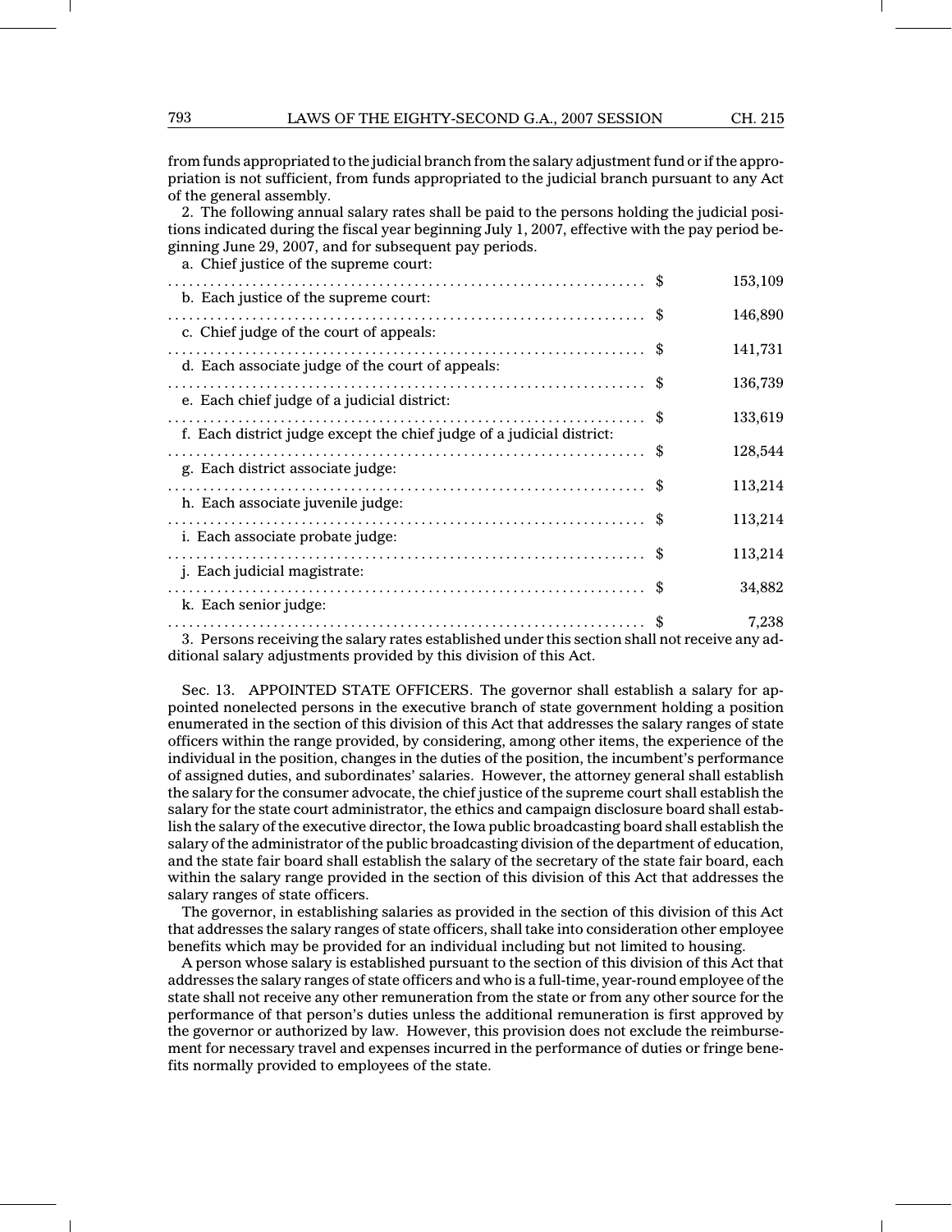from funds appropriated to the judicial branch from the salary adjustment fund or if the appropriation is not sufficient, from funds appropriated to the judicial branch pursuant to any Act of the general assembly.

2. The following annual salary rates shall be paid to the persons holding the judicial positions indicated during the fiscal year beginning July 1, 2007, effective with the pay period beginning June 29, 2007, and for subsequent pay periods.

| | | |
|---|---|---|
| a. Chief justice of the supreme court: | $ | 153,109 |
| b. Each justice of the supreme court: | $ | 146,890 |
| c. Chief judge of the court of appeals: | $ | 141,731 |
| d. Each associate judge of the court of appeals: | $ | 136,739 |
| e. Each chief judge of a judicial district: | $ | 133,619 |
| f. Each district judge except the chief judge of a judicial district: | $ | 128,544 |
| g. Each district associate judge: | $ | 113,214 |
| h. Each associate juvenile judge: | $ | 113,214 |
| i. Each associate probate judge: | $ | 113,214 |
| j. Each judicial magistrate: | $ | 34,882 |
| k. Each senior judge: | $ | 7,238 |

3. Persons receiving the salary rates established under this section shall not receive any additional salary adjustments provided by this division of this Act.

Sec. 13. APPOINTED STATE OFFICERS. The governor shall establish a salary for appointed nonelected persons in the executive branch of state government holding a position enumerated in the section of this division of this Act that addresses the salary ranges of state officers within the range provided, by considering, among other items, the experience of the individual in the position, changes in the duties of the position, the incumbent's performance of assigned duties, and subordinates' salaries. However, the attorney general shall establish the salary for the consumer advocate, the chief justice of the supreme court shall establish the salary for the state court administrator, the ethics and campaign disclosure board shall establish the salary of the executive director, the Iowa public broadcasting board shall establish the salary of the administrator of the public broadcasting division of the department of education, and the state fair board shall establish the salary of the secretary of the state fair board, each within the salary range provided in the section of this division of this Act that addresses the salary ranges of state officers.

The governor, in establishing salaries as provided in the section of this division of this Act that addresses the salary ranges of state officers, shall take into consideration other employee benefits which may be provided for an individual including but not limited to housing.

A person whose salary is established pursuant to the section of this division of this Act that addresses the salary ranges of state officers and who is a full-time, year-round employee of the state shall not receive any other remuneration from the state or from any other source for the performance of that person's duties unless the additional remuneration is first approved by the governor or authorized by law. However, this provision does not exclude the reimbursement for necessary travel and expenses incurred in the performance of duties or fringe benefits normally provided to employees of the state.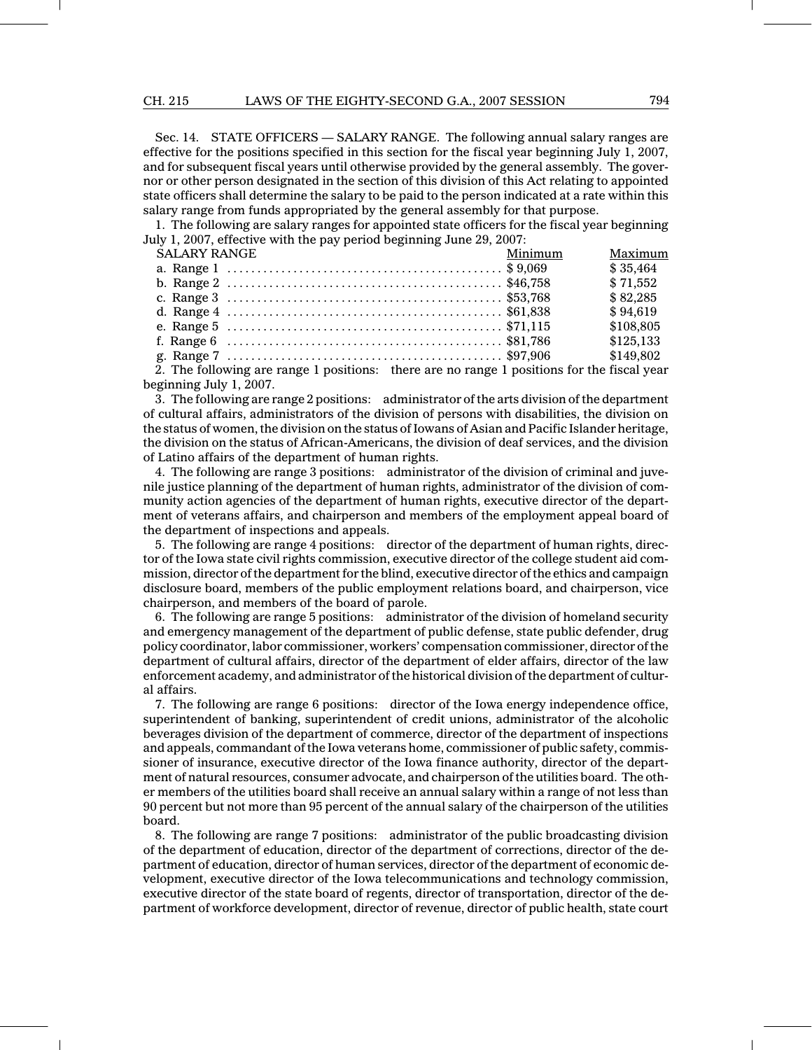Sec. 14. STATE OFFICERS — SALARY RANGE. The following annual salary ranges are effective for the positions specified in this section for the fiscal year beginning July 1, 2007, and for subsequent fiscal years until otherwise provided by the general assembly. The governor or other person designated in the section of this division of this Act relating to appointed state officers shall determine the salary to be paid to the person indicated at a rate within this salary range from funds appropriated by the general assembly for that purpose.

1. The following are salary ranges for appointed state officers for the fiscal year beginning July 1, 2007, effective with the pay period beginning June 29, 2007:

| SALARY RANGE | Minimum | Maximum |
|---|---|---|
| a. Range 1 | $ 9,069 | $ 35,464 |
| b. Range 2 | $46,758 | $ 71,552 |
| c. Range 3 | $53,768 | $ 82,285 |
| d. Range 4 | $61,838 | $ 94,619 |
| e. Range 5 | $71,115 | $108,805 |
| f. Range 6 | $81,786 | $125,133 |
| g. Range 7 | $97,906 | $149,802 |

2. The following are range 1 positions: there are no range 1 positions for the fiscal year beginning July 1, 2007.

3. The following are range 2 positions: administrator of the arts division of the department of cultural affairs, administrators of the division of persons with disabilities, the division on the status of women, the division on the status of Iowans of Asian and Pacific Islander heritage, the division on the status of African-Americans, the division of deaf services, and the division of Latino affairs of the department of human rights.

4. The following are range 3 positions: administrator of the division of criminal and juvenile justice planning of the department of human rights, administrator of the division of community action agencies of the department of human rights, executive director of the department of veterans affairs, and chairperson and members of the employment appeal board of the department of inspections and appeals.

5. The following are range 4 positions: director of the department of human rights, director of the Iowa state civil rights commission, executive director of the college student aid commission, director of the department for the blind, executive director of the ethics and campaign disclosure board, members of the public employment relations board, and chairperson, vice chairperson, and members of the board of parole.

6. The following are range 5 positions: administrator of the division of homeland security and emergency management of the department of public defense, state public defender, drug policy coordinator, labor commissioner, workers' compensation commissioner, director of the department of cultural affairs, director of the department of elder affairs, director of the law enforcement academy, and administrator of the historical division of the department of cultural affairs.

7. The following are range 6 positions: director of the Iowa energy independence office, superintendent of banking, superintendent of credit unions, administrator of the alcoholic beverages division of the department of commerce, director of the department of inspections and appeals, commandant of the Iowa veterans home, commissioner of public safety, commissioner of insurance, executive director of the Iowa finance authority, director of the department of natural resources, consumer advocate, and chairperson of the utilities board. The other members of the utilities board shall receive an annual salary within a range of not less than 90 percent but not more than 95 percent of the annual salary of the chairperson of the utilities board.

8. The following are range 7 positions: administrator of the public broadcasting division of the department of education, director of the department of corrections, director of the department of education, director of human services, director of the department of economic development, executive director of the Iowa telecommunications and technology commission, executive director of the state board of regents, director of transportation, director of the department of workforce development, director of revenue, director of public health, state court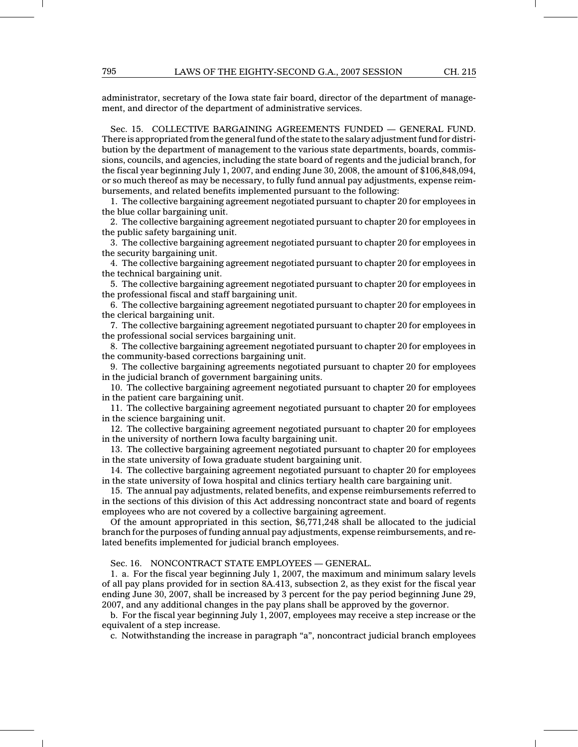administrator, secretary of the Iowa state fair board, director of the department of management, and director of the department of administrative services.

Sec. 15. COLLECTIVE BARGAINING AGREEMENTS FUNDED — GENERAL FUND. There is appropriated from the general fund of the state to the salary adjustment fund for distribution by the department of management to the various state departments, boards, commissions, councils, and agencies, including the state board of regents and the judicial branch, for the fiscal year beginning July 1, 2007, and ending June 30, 2008, the amount of $106,848,094, or so much thereof as may be necessary, to fully fund annual pay adjustments, expense reimbursements, and related benefits implemented pursuant to the following:

1. The collective bargaining agreement negotiated pursuant to chapter 20 for employees in the blue collar bargaining unit.

2. The collective bargaining agreement negotiated pursuant to chapter 20 for employees in the public safety bargaining unit.

3. The collective bargaining agreement negotiated pursuant to chapter 20 for employees in the security bargaining unit.

4. The collective bargaining agreement negotiated pursuant to chapter 20 for employees in the technical bargaining unit.

5. The collective bargaining agreement negotiated pursuant to chapter 20 for employees in the professional fiscal and staff bargaining unit.

6. The collective bargaining agreement negotiated pursuant to chapter 20 for employees in the clerical bargaining unit.

7. The collective bargaining agreement negotiated pursuant to chapter 20 for employees in the professional social services bargaining unit.

8. The collective bargaining agreement negotiated pursuant to chapter 20 for employees in the community-based corrections bargaining unit.

9. The collective bargaining agreements negotiated pursuant to chapter 20 for employees in the judicial branch of government bargaining units.

10. The collective bargaining agreement negotiated pursuant to chapter 20 for employees in the patient care bargaining unit.

11. The collective bargaining agreement negotiated pursuant to chapter 20 for employees in the science bargaining unit.

12. The collective bargaining agreement negotiated pursuant to chapter 20 for employees in the university of northern Iowa faculty bargaining unit.

13. The collective bargaining agreement negotiated pursuant to chapter 20 for employees in the state university of Iowa graduate student bargaining unit.

14. The collective bargaining agreement negotiated pursuant to chapter 20 for employees in the state university of Iowa hospital and clinics tertiary health care bargaining unit.

15. The annual pay adjustments, related benefits, and expense reimbursements referred to in the sections of this division of this Act addressing noncontract state and board of regents employees who are not covered by a collective bargaining agreement.

Of the amount appropriated in this section, $6,771,248 shall be allocated to the judicial branch for the purposes of funding annual pay adjustments, expense reimbursements, and related benefits implemented for judicial branch employees.

Sec. 16. NONCONTRACT STATE EMPLOYEES — GENERAL.

1. a. For the fiscal year beginning July 1, 2007, the maximum and minimum salary levels of all pay plans provided for in section 8A.413, subsection 2, as they exist for the fiscal year ending June 30, 2007, shall be increased by 3 percent for the pay period beginning June 29, 2007, and any additional changes in the pay plans shall be approved by the governor.

b. For the fiscal year beginning July 1, 2007, employees may receive a step increase or the equivalent of a step increase.

c. Notwithstanding the increase in paragraph "a", noncontract judicial branch employees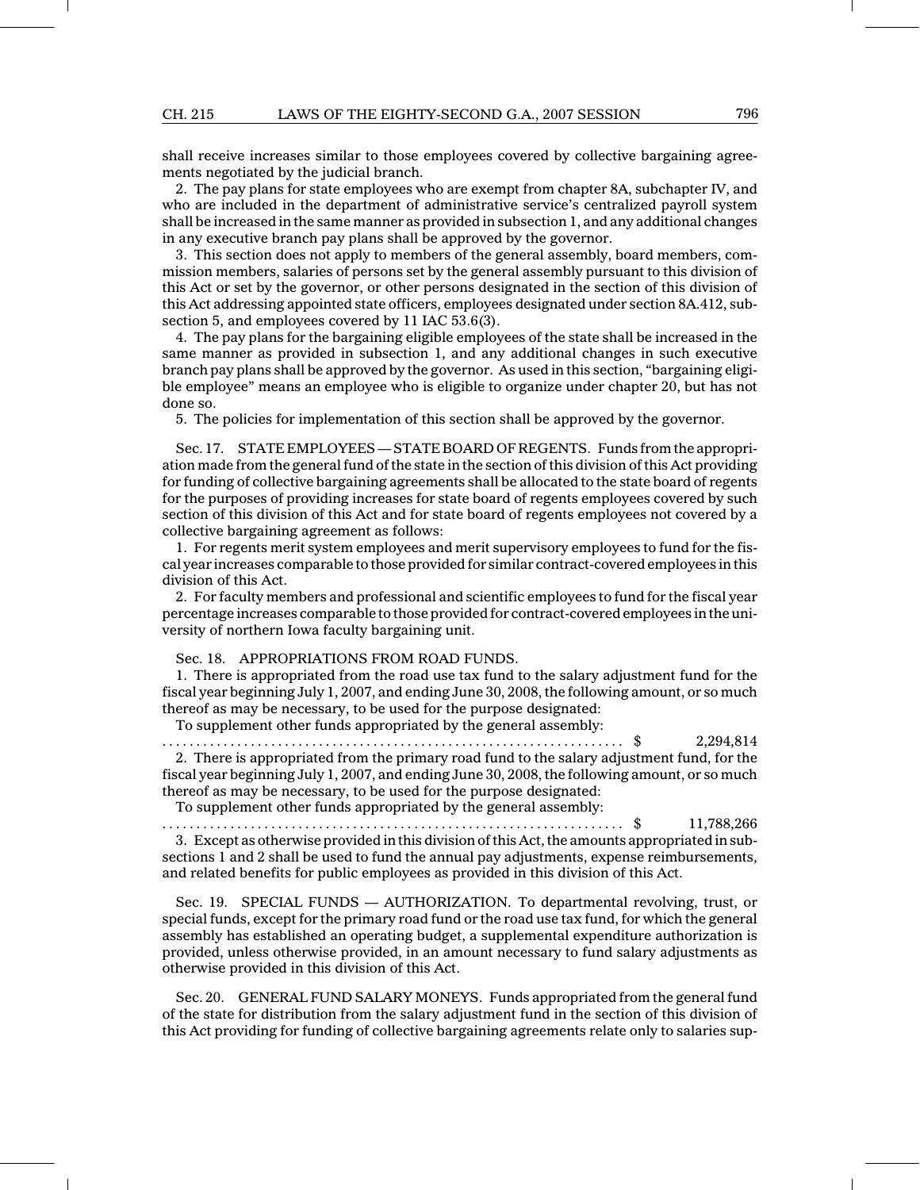shall receive increases similar to those employees covered by collective bargaining agreements negotiated by the judicial branch.

2. The pay plans for state employees who are exempt from chapter 8A, subchapter IV, and who are included in the department of administrative service's centralized payroll system shall be increased in the same manner as provided in subsection 1, and any additional changes in any executive branch pay plans shall be approved by the governor.

3. This section does not apply to members of the general assembly, board members, commission members, salaries of persons set by the general assembly pursuant to this division of this Act or set by the governor, or other persons designated in the section of this division of this Act addressing appointed state officers, employees designated under section 8A.412, subsection 5, and employees covered by 11 IAC 53.6(3).

4. The pay plans for the bargaining eligible employees of the state shall be increased in the same manner as provided in subsection 1, and any additional changes in such executive branch pay plans shall be approved by the governor. As used in this section, "bargaining eligible employee" means an employee who is eligible to organize under chapter 20, but has not done so.

5. The policies for implementation of this section shall be approved by the governor.

Sec. 17. STATE EMPLOYEES — STATE BOARD OF REGENTS. Funds from the appropriation made from the general fund of the state in the section of this division of this Act providing for funding of collective bargaining agreements shall be allocated to the state board of regents for the purposes of providing increases for state board of regents employees covered by such section of this division of this Act and for state board of regents employees not covered by a collective bargaining agreement as follows:

1. For regents merit system employees and merit supervisory employees to fund for the fiscal year increases comparable to those provided for similar contract-covered employees in this division of this Act.

2. For faculty members and professional and scientific employees to fund for the fiscal year percentage increases comparable to those provided for contract-covered employees in the university of northern Iowa faculty bargaining unit.

Sec. 18. APPROPRIATIONS FROM ROAD FUNDS.

1. There is appropriated from the road use tax fund to the salary adjustment fund for the fiscal year beginning July 1, 2007, and ending June 30, 2008, the following amount, or so much thereof as may be necessary, to be used for the purpose designated:

To supplement other funds appropriated by the general assembly:

.................................................................. $ 2,294,814

2. There is appropriated from the primary road fund to the salary adjustment fund, for the fiscal year beginning July 1, 2007, and ending June 30, 2008, the following amount, or so much thereof as may be necessary, to be used for the purpose designated:

To supplement other funds appropriated by the general assembly:

.................................................................. $ 11,788,266

3. Except as otherwise provided in this division of this Act, the amounts appropriated in subsections 1 and 2 shall be used to fund the annual pay adjustments, expense reimbursements, and related benefits for public employees as provided in this division of this Act.

Sec. 19. SPECIAL FUNDS — AUTHORIZATION. To departmental revolving, trust, or special funds, except for the primary road fund or the road use tax fund, for which the general assembly has established an operating budget, a supplemental expenditure authorization is provided, unless otherwise provided, in an amount necessary to fund salary adjustments as otherwise provided in this division of this Act.

Sec. 20. GENERAL FUND SALARY MONEYS. Funds appropriated from the general fund of the state for distribution from the salary adjustment fund in the section of this division of this Act providing for funding of collective bargaining agreements relate only to salaries sup-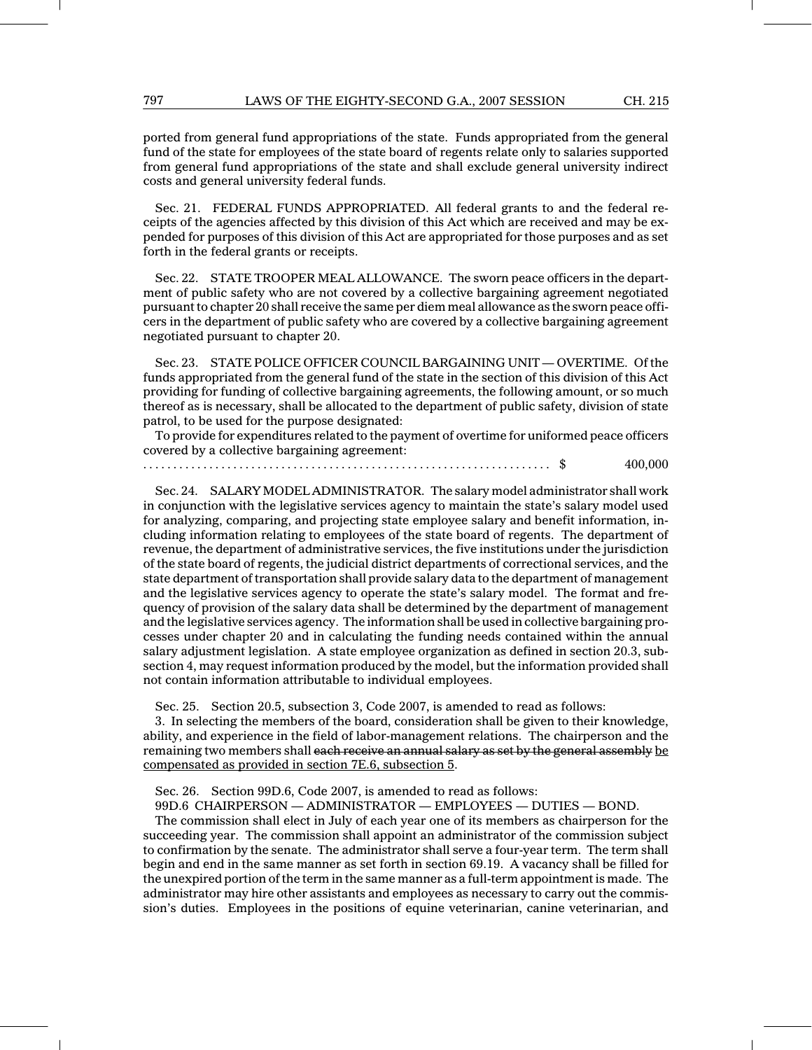ported from general fund appropriations of the state. Funds appropriated from the general fund of the state for employees of the state board of regents relate only to salaries supported from general fund appropriations of the state and shall exclude general university indirect costs and general university federal funds.

Sec. 21. FEDERAL FUNDS APPROPRIATED. All federal grants to and the federal receipts of the agencies affected by this division of this Act which are received and may be expended for purposes of this division of this Act are appropriated for those purposes and as set forth in the federal grants or receipts.

Sec. 22. STATE TROOPER MEAL ALLOWANCE. The sworn peace officers in the department of public safety who are not covered by a collective bargaining agreement negotiated pursuant to chapter 20 shall receive the same per diem meal allowance as the sworn peace officers in the department of public safety who are covered by a collective bargaining agreement negotiated pursuant to chapter 20.

Sec. 23. STATE POLICE OFFICER COUNCIL BARGAINING UNIT — OVERTIME. Of the funds appropriated from the general fund of the state in the section of this division of this Act providing for funding of collective bargaining agreements, the following amount, or so much thereof as is necessary, shall be allocated to the department of public safety, division of state patrol, to be used for the purpose designated:

To provide for expenditures related to the payment of overtime for uniformed peace officers covered by a collective bargaining agreement:

.................................................................. $ 400,000

Sec. 24. SALARY MODEL ADMINISTRATOR. The salary model administrator shall work in conjunction with the legislative services agency to maintain the state's salary model used for analyzing, comparing, and projecting state employee salary and benefit information, including information relating to employees of the state board of regents. The department of revenue, the department of administrative services, the five institutions under the jurisdiction of the state board of regents, the judicial district departments of correctional services, and the state department of transportation shall provide salary data to the department of management and the legislative services agency to operate the state's salary model. The format and frequency of provision of the salary data shall be determined by the department of management and the legislative services agency. The information shall be used in collective bargaining processes under chapter 20 and in calculating the funding needs contained within the annual salary adjustment legislation. A state employee organization as defined in section 20.3, subsection 4, may request information produced by the model, but the information provided shall not contain information attributable to individual employees.

Sec. 25. Section 20.5, subsection 3, Code 2007, is amended to read as follows:

3. In selecting the members of the board, consideration shall be given to their knowledge, ability, and experience in the field of labor-management relations. The chairperson and the remaining two members shall ~~each receive an annual salary as set by the general assembly~~ be compensated as provided in section 7E.6, subsection 5.

Sec. 26. Section 99D.6, Code 2007, is amended to read as follows:

99D.6 CHAIRPERSON — ADMINISTRATOR — EMPLOYEES — DUTIES — BOND.

The commission shall elect in July of each year one of its members as chairperson for the succeeding year. The commission shall appoint an administrator of the commission subject to confirmation by the senate. The administrator shall serve a four-year term. The term shall begin and end in the same manner as set forth in section 69.19. A vacancy shall be filled for the unexpired portion of the term in the same manner as a full-term appointment is made. The administrator may hire other assistants and employees as necessary to carry out the commission's duties. Employees in the positions of equine veterinarian, canine veterinarian, and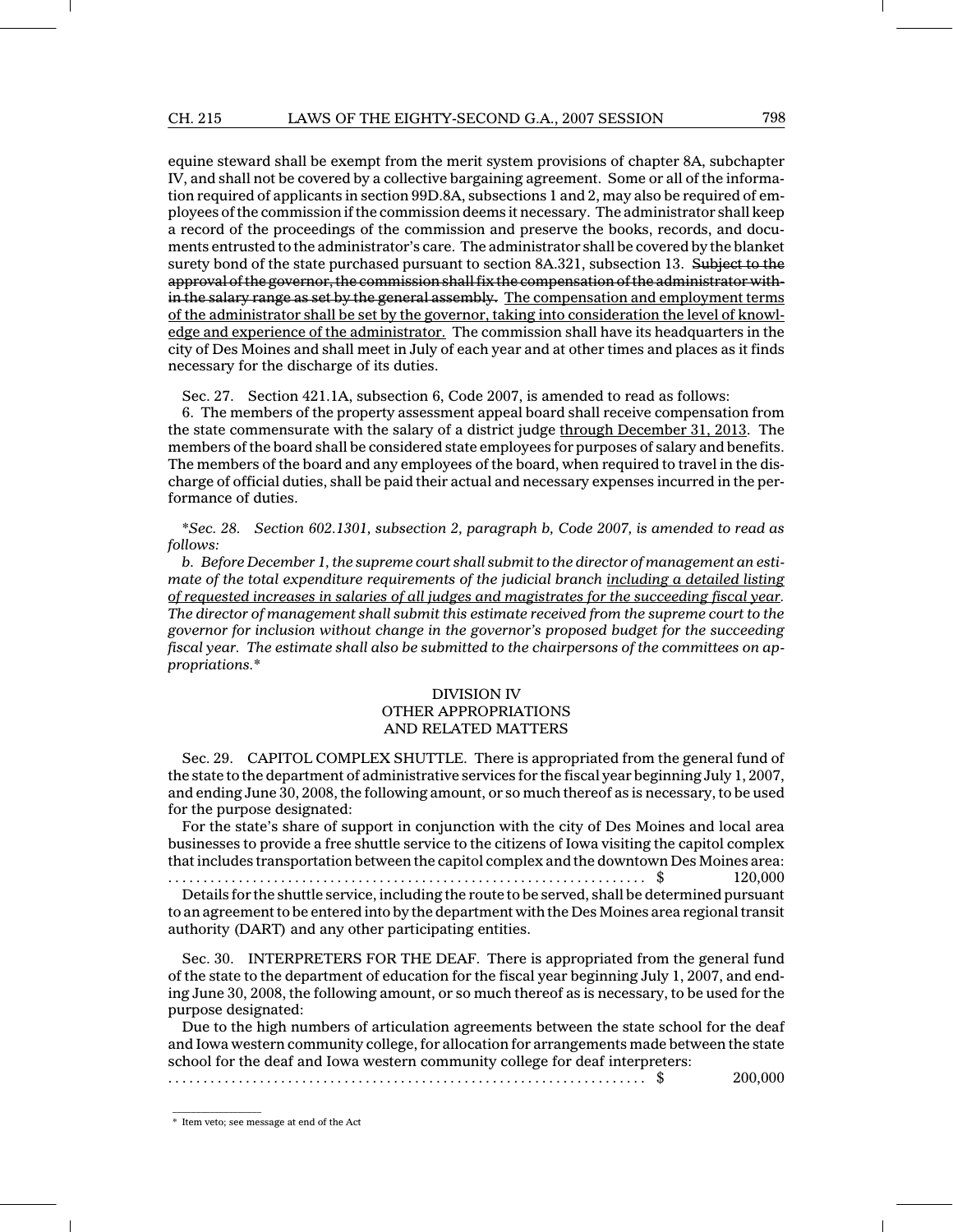equine steward shall be exempt from the merit system provisions of chapter 8A, subchapter IV, and shall not be covered by a collective bargaining agreement. Some or all of the information required of applicants in section 99D.8A, subsections 1 and 2, may also be required of employees of the commission if the commission deems it necessary. The administrator shall keep a record of the proceedings of the commission and preserve the books, records, and documents entrusted to the administrator's care. The administrator shall be covered by the blanket surety bond of the state purchased pursuant to section 8A.321, subsection 13. ~~Subject to the approval of the governor, the commission shall fix the compensation of the administrator within the salary range as set by the general assembly.~~ The compensation and employment terms of the administrator shall be set by the governor, taking into consideration the level of knowledge and experience of the administrator. The commission shall have its headquarters in the city of Des Moines and shall meet in July of each year and at other times and places as it finds necessary for the discharge of its duties.

Sec. 27. Section 421.1A, subsection 6, Code 2007, is amended to read as follows:

6. The members of the property assessment appeal board shall receive compensation from the state commensurate with the salary of a district judge through December 31, 2013. The members of the board shall be considered state employees for purposes of salary and benefits. The members of the board and any employees of the board, when required to travel in the discharge of official duties, shall be paid their actual and necessary expenses incurred in the performance of duties.

*\*Sec. 28. Section 602.1301, subsection 2, paragraph b, Code 2007, is amended to read as follows:*

*b. Before December 1, the supreme court shall submit to the director of management an estimate of the total expenditure requirements of the judicial branch including a detailed listing of requested increases in salaries of all judges and magistrates for the succeeding fiscal year. The director of management shall submit this estimate received from the supreme court to the governor for inclusion without change in the governor's proposed budget for the succeeding fiscal year. The estimate shall also be submitted to the chairpersons of the committees on appropriations.\**

## DIVISION IV
## OTHER APPROPRIATIONS AND RELATED MATTERS

Sec. 29. CAPITOL COMPLEX SHUTTLE. There is appropriated from the general fund of the state to the department of administrative services for the fiscal year beginning July 1, 2007, and ending June 30, 2008, the following amount, or so much thereof as is necessary, to be used for the purpose designated:

For the state's share of support in conjunction with the city of Des Moines and local area businesses to provide a free shuttle service to the citizens of Iowa visiting the capitol complex that includes transportation between the capitol complex and the downtown Des Moines area:
.................................................................... $ 120,000

Details for the shuttle service, including the route to be served, shall be determined pursuant to an agreement to be entered into by the department with the Des Moines area regional transit authority (DART) and any other participating entities.

Sec. 30. INTERPRETERS FOR THE DEAF. There is appropriated from the general fund of the state to the department of education for the fiscal year beginning July 1, 2007, and ending June 30, 2008, the following amount, or so much thereof as is necessary, to be used for the purpose designated:

Due to the high numbers of articulation agreements between the state school for the deaf and Iowa western community college, for allocation for arrangements made between the state school for the deaf and Iowa western community college for deaf interpreters:
.................................................................... $ 200,000

---

\* Item veto; see message at end of the Act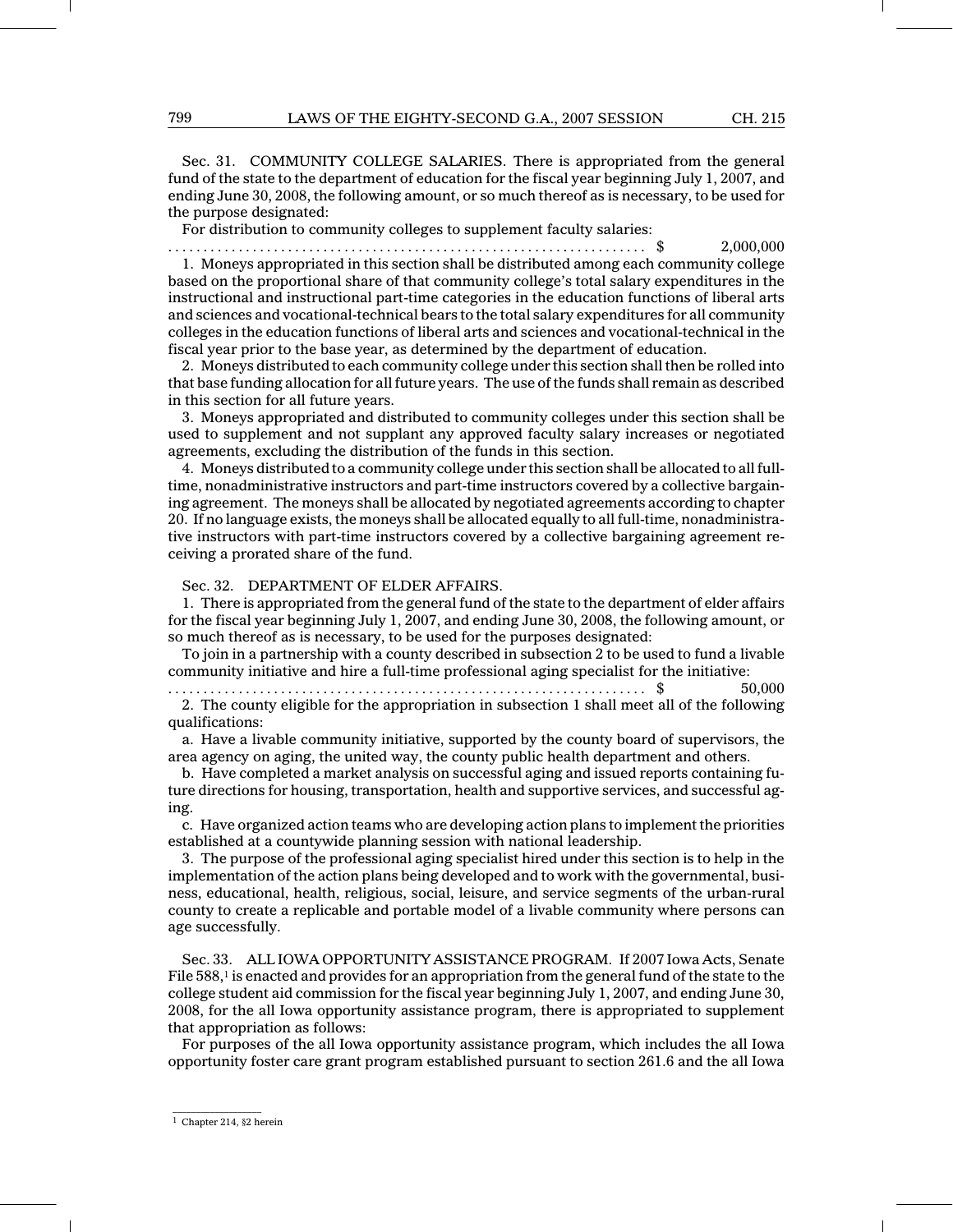Sec. 31. COMMUNITY COLLEGE SALARIES. There is appropriated from the general fund of the state to the department of education for the fiscal year beginning July 1, 2007, and ending June 30, 2008, the following amount, or so much thereof as is necessary, to be used for the purpose designated:

For distribution to community colleges to supplement faculty salaries:

. . . . . . . . . . . . . . . . . . . . . . . . . . . . . . . . . . . . . . . . . . . . . . . . . . . . . . . . . . . . . . . . . . $ 2,000,000

1. Moneys appropriated in this section shall be distributed among each community college based on the proportional share of that community college's total salary expenditures in the instructional and instructional part-time categories in the education functions of liberal arts and sciences and vocational-technical bears to the total salary expenditures for all community colleges in the education functions of liberal arts and sciences and vocational-technical in the fiscal year prior to the base year, as determined by the department of education.

2. Moneys distributed to each community college under this section shall then be rolled into that base funding allocation for all future years. The use of the funds shall remain as described in this section for all future years.

3. Moneys appropriated and distributed to community colleges under this section shall be used to supplement and not supplant any approved faculty salary increases or negotiated agreements, excluding the distribution of the funds in this section.

4. Moneys distributed to a community college under this section shall be allocated to all full-time, nonadministrative instructors and part-time instructors covered by a collective bargaining agreement. The moneys shall be allocated by negotiated agreements according to chapter 20. If no language exists, the moneys shall be allocated equally to all full-time, nonadministrative instructors with part-time instructors covered by a collective bargaining agreement receiving a prorated share of the fund.

Sec. 32. DEPARTMENT OF ELDER AFFAIRS.

1. There is appropriated from the general fund of the state to the department of elder affairs for the fiscal year beginning July 1, 2007, and ending June 30, 2008, the following amount, or so much thereof as is necessary, to be used for the purposes designated:

To join in a partnership with a county described in subsection 2 to be used to fund a livable community initiative and hire a full-time professional aging specialist for the initiative:

. . . . . . . . . . . . . . . . . . . . . . . . . . . . . . . . . . . . . . . . . . . . . . . . . . . . . . . . . . . . . . . . . . $ 50,000

2. The county eligible for the appropriation in subsection 1 shall meet all of the following qualifications:

a. Have a livable community initiative, supported by the county board of supervisors, the area agency on aging, the united way, the county public health department and others.

b. Have completed a market analysis on successful aging and issued reports containing future directions for housing, transportation, health and supportive services, and successful aging.

c. Have organized action teams who are developing action plans to implement the priorities established at a countywide planning session with national leadership.

3. The purpose of the professional aging specialist hired under this section is to help in the implementation of the action plans being developed and to work with the governmental, business, educational, health, religious, social, leisure, and service segments of the urban-rural county to create a replicable and portable model of a livable community where persons can age successfully.

Sec. 33. ALL IOWA OPPORTUNITY ASSISTANCE PROGRAM. If 2007 Iowa Acts, Senate File 588,[1] is enacted and provides for an appropriation from the general fund of the state to the college student aid commission for the fiscal year beginning July 1, 2007, and ending June 30, 2008, for the all Iowa opportunity assistance program, there is appropriated to supplement that appropriation as follows:

For purposes of the all Iowa opportunity assistance program, which includes the all Iowa opportunity foster care grant program established pursuant to section 261.6 and the all Iowa

[1] Chapter 214, §2 herein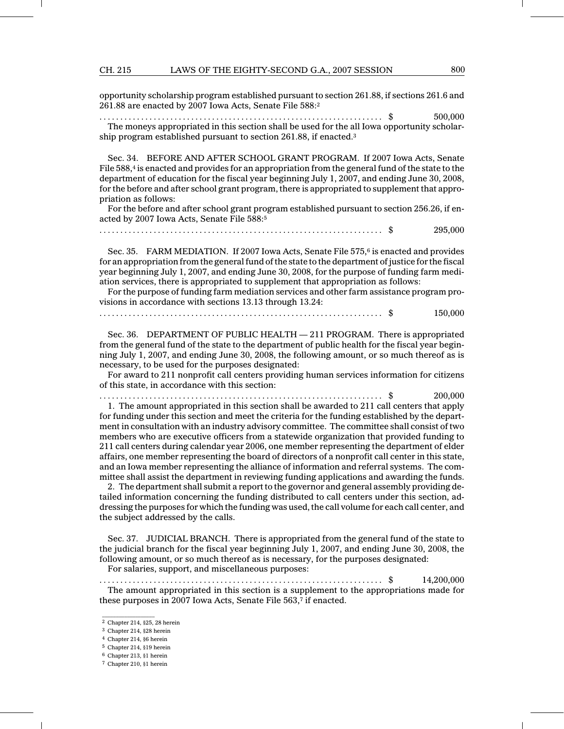opportunity scholarship program established pursuant to section 261.88, if sections 261.6 and 261.88 are enacted by 2007 Iowa Acts, Senate File 588:[2]

. . . . . . . . . . . . . . . . . . . . . . . . . . . . . . . . . . . . . . . . . . . . . . . . . . . . . . . . . . . . . . . . . . $ 500,000

The moneys appropriated in this section shall be used for the all Iowa opportunity scholarship program established pursuant to section 261.88, if enacted.[3]

Sec. 34. BEFORE AND AFTER SCHOOL GRANT PROGRAM. If 2007 Iowa Acts, Senate File 588,[4] is enacted and provides for an appropriation from the general fund of the state to the department of education for the fiscal year beginning July 1, 2007, and ending June 30, 2008, for the before and after school grant program, there is appropriated to supplement that appropriation as follows:

For the before and after school grant program established pursuant to section 256.26, if enacted by 2007 Iowa Acts, Senate File 588:[5]

. . . . . . . . . . . . . . . . . . . . . . . . . . . . . . . . . . . . . . . . . . . . . . . . . . . . . . . . . . . . . . . . . . $ 295,000

Sec. 35. FARM MEDIATION. If 2007 Iowa Acts, Senate File 575,[6] is enacted and provides for an appropriation from the general fund of the state to the department of justice for the fiscal year beginning July 1, 2007, and ending June 30, 2008, for the purpose of funding farm mediation services, there is appropriated to supplement that appropriation as follows:

For the purpose of funding farm mediation services and other farm assistance program provisions in accordance with sections 13.13 through 13.24:

. . . . . . . . . . . . . . . . . . . . . . . . . . . . . . . . . . . . . . . . . . . . . . . . . . . . . . . . . . . . . . . . . . $ 150,000

Sec. 36. DEPARTMENT OF PUBLIC HEALTH — 211 PROGRAM. There is appropriated from the general fund of the state to the department of public health for the fiscal year beginning July 1, 2007, and ending June 30, 2008, the following amount, or so much thereof as is necessary, to be used for the purposes designated:

For award to 211 nonprofit call centers providing human services information for citizens of this state, in accordance with this section:

. . . . . . . . . . . . . . . . . . . . . . . . . . . . . . . . . . . . . . . . . . . . . . . . . . . . . . . . . . . . . . . . . . $ 200,000

1. The amount appropriated in this section shall be awarded to 211 call centers that apply for funding under this section and meet the criteria for the funding established by the department in consultation with an industry advisory committee. The committee shall consist of two members who are executive officers from a statewide organization that provided funding to 211 call centers during calendar year 2006, one member representing the department of elder affairs, one member representing the board of directors of a nonprofit call center in this state, and an Iowa member representing the alliance of information and referral systems. The committee shall assist the department in reviewing funding applications and awarding the funds.

2. The department shall submit a report to the governor and general assembly providing detailed information concerning the funding distributed to call centers under this section, addressing the purposes for which the funding was used, the call volume for each call center, and the subject addressed by the calls.

Sec. 37. JUDICIAL BRANCH. There is appropriated from the general fund of the state to the judicial branch for the fiscal year beginning July 1, 2007, and ending June 30, 2008, the following amount, or so much thereof as is necessary, for the purposes designated:

For salaries, support, and miscellaneous purposes:

. . . . . . . . . . . . . . . . . . . . . . . . . . . . . . . . . . . . . . . . . . . . . . . . . . . . . . . . . . . . . . . . . . $ 14,200,000

The amount appropriated in this section is a supplement to the appropriations made for these purposes in 2007 Iowa Acts, Senate File 563,[7] if enacted.

---

[2] Chapter 214, §25, 28 herein

[3] Chapter 214, §28 herein

[4] Chapter 214, §6 herein

[5] Chapter 214, §19 herein

[6] Chapter 213, §1 herein

[7] Chapter 210, §1 herein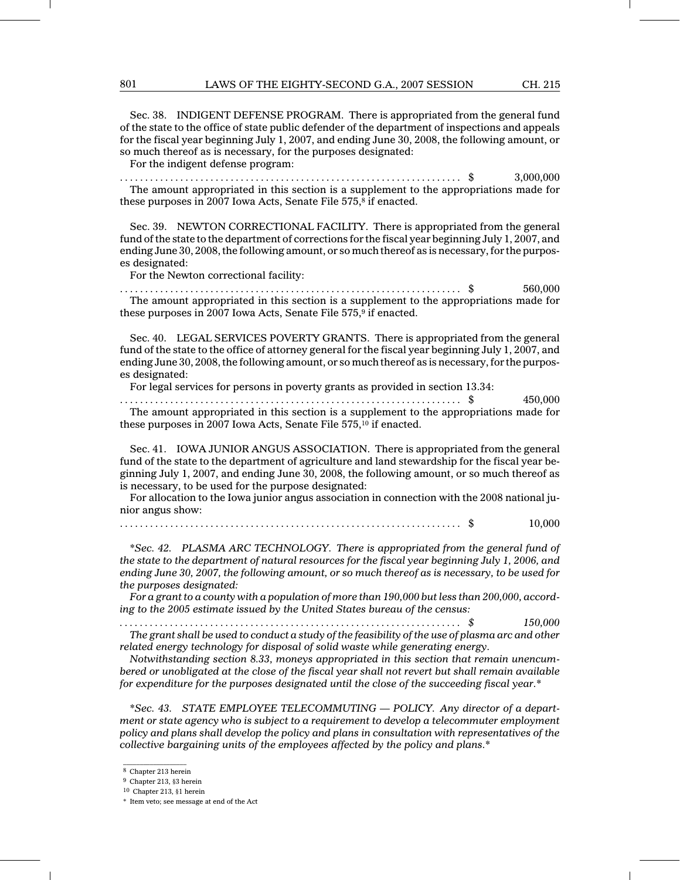Sec. 38. INDIGENT DEFENSE PROGRAM. There is appropriated from the general fund of the state to the office of state public defender of the department of inspections and appeals for the fiscal year beginning July 1, 2007, and ending June 30, 2008, the following amount, or so much thereof as is necessary, for the purposes designated:

For the indigent defense program:

.................................................................. $ 3,000,000

The amount appropriated in this section is a supplement to the appropriations made for these purposes in 2007 Iowa Acts, Senate File 575,[8] if enacted.

Sec. 39. NEWTON CORRECTIONAL FACILITY. There is appropriated from the general fund of the state to the department of corrections for the fiscal year beginning July 1, 2007, and ending June 30, 2008, the following amount, or so much thereof as is necessary, for the purposes designated:

For the Newton correctional facility:

.................................................................. $ 560,000

The amount appropriated in this section is a supplement to the appropriations made for these purposes in 2007 Iowa Acts, Senate File 575,[9] if enacted.

Sec. 40. LEGAL SERVICES POVERTY GRANTS. There is appropriated from the general fund of the state to the office of attorney general for the fiscal year beginning July 1, 2007, and ending June 30, 2008, the following amount, or so much thereof as is necessary, for the purposes designated:

For legal services for persons in poverty grants as provided in section 13.34:

.................................................................. $ 450,000

The amount appropriated in this section is a supplement to the appropriations made for these purposes in 2007 Iowa Acts, Senate File 575,[10] if enacted.

Sec. 41. IOWA JUNIOR ANGUS ASSOCIATION. There is appropriated from the general fund of the state to the department of agriculture and land stewardship for the fiscal year beginning July 1, 2007, and ending June 30, 2008, the following amount, or so much thereof as is necessary, to be used for the purpose designated:

For allocation to the Iowa junior angus association in connection with the 2008 national junior angus show:

.................................................................. $ 10,000

\**Sec. 42. PLASMA ARC TECHNOLOGY. There is appropriated from the general fund of the state to the department of natural resources for the fiscal year beginning July 1, 2006, and ending June 30, 2007, the following amount, or so much thereof as is necessary, to be used for the purposes designated:*

*For a grant to a county with a population of more than 190,000 but less than 200,000, according to the 2005 estimate issued by the United States bureau of the census:*

*.................................................................. $ 150,000*

*The grant shall be used to conduct a study of the feasibility of the use of plasma arc and other related energy technology for disposal of solid waste while generating energy.*

*Notwithstanding section 8.33, moneys appropriated in this section that remain unencumbered or unobligated at the close of the fiscal year shall not revert but shall remain available for expenditure for the purposes designated until the close of the succeeding fiscal year.*\*

\**Sec. 43. STATE EMPLOYEE TELECOMMUTING — POLICY. Any director of a department or state agency who is subject to a requirement to develop a telecommuter employment policy and plans shall develop the policy and plans in consultation with representatives of the collective bargaining units of the employees affected by the policy and plans.*\*

---

[8] Chapter 213 herein

[9] Chapter 213, §3 herein

[10] Chapter 213, §1 herein

\* Item veto; see message at end of the Act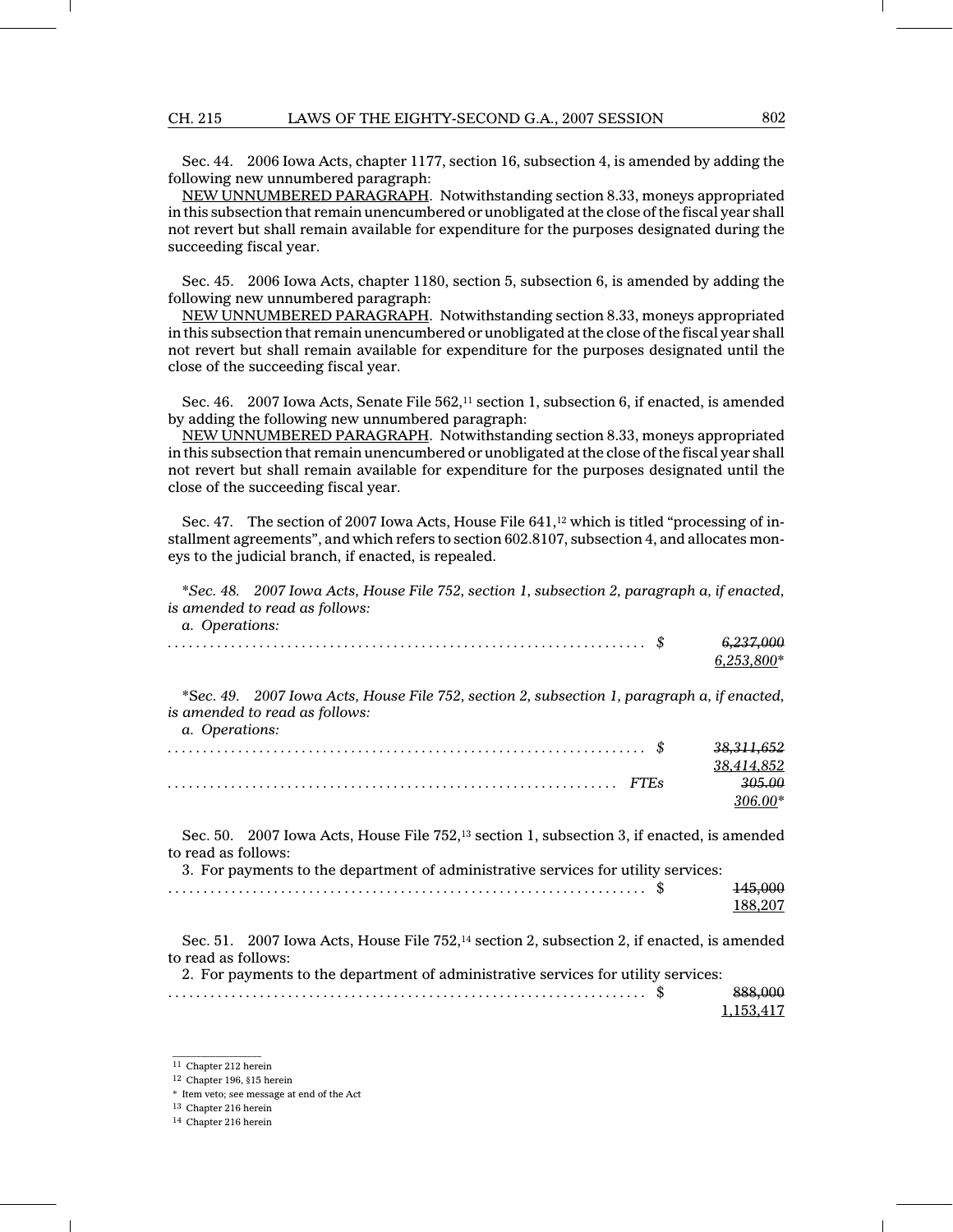Sec. 44. 2006 Iowa Acts, chapter 1177, section 16, subsection 4, is amended by adding the following new unnumbered paragraph:

NEW UNNUMBERED PARAGRAPH. Notwithstanding section 8.33, moneys appropriated in this subsection that remain unencumbered or unobligated at the close of the fiscal year shall not revert but shall remain available for expenditure for the purposes designated during the succeeding fiscal year.

Sec. 45. 2006 Iowa Acts, chapter 1180, section 5, subsection 6, is amended by adding the following new unnumbered paragraph:

NEW UNNUMBERED PARAGRAPH. Notwithstanding section 8.33, moneys appropriated in this subsection that remain unencumbered or unobligated at the close of the fiscal year shall not revert but shall remain available for expenditure for the purposes designated until the close of the succeeding fiscal year.

Sec. 46. 2007 Iowa Acts, Senate File 562,[11] section 1, subsection 6, if enacted, is amended by adding the following new unnumbered paragraph:

NEW UNNUMBERED PARAGRAPH. Notwithstanding section 8.33, moneys appropriated in this subsection that remain unencumbered or unobligated at the close of the fiscal year shall not revert but shall remain available for expenditure for the purposes designated until the close of the succeeding fiscal year.

Sec. 47. The section of 2007 Iowa Acts, House File 641,[12] which is titled "processing of installment agreements", and which refers to section 602.8107, subsection 4, and allocates moneys to the judicial branch, if enacted, is repealed.

*\*Sec. 48. 2007 Iowa Acts, House File 752, section 1, subsection 2, paragraph a, if enacted, is amended to read as follows:*

*a. Operations:*

*. . . . . . . . . . . . . . . . . . . . . . . . . . . . . . . . . . . . . . . . . . . . . . . . . . . . . . . . . . . $ ~~6,237,000~~*
*6,253,800\**

*\*Sec. 49. 2007 Iowa Acts, House File 752, section 2, subsection 1, paragraph a, if enacted, is amended to read as follows:*

*a. Operations:*

*. . . . . . . . . . . . . . . . . . . . . . . . . . . . . . . . . . . . . . . . . . . . . . . . . . . . . . . . . . . $ ~~38,311,652~~*
*38,414,852*

*. . . . . . . . . . . . . . . . . . . . . . . . . . . . . . . . . . . . . . . . . . . . . . . . . . . . . . . . FTEs ~~305.00~~*
*306.00\**

Sec. 50. 2007 Iowa Acts, House File 752,[13] section 1, subsection 3, if enacted, is amended to read as follows:

3. For payments to the department of administrative services for utility services:

. . . . . . . . . . . . . . . . . . . . . . . . . . . . . . . . . . . . . . . . . . . . . . . . . . . . . . . . . . . $ ~~145,000~~
188,207

Sec. 51. 2007 Iowa Acts, House File 752,[14] section 2, subsection 2, if enacted, is amended to read as follows:

2. For payments to the department of administrative services for utility services:

. . . . . . . . . . . . . . . . . . . . . . . . . . . . . . . . . . . . . . . . . . . . . . . . . . . . . . . . . . . $ ~~888,000~~
1,153,417

---

[11] Chapter 212 herein

[12] Chapter 196, §15 herein

\* Item veto; see message at end of the Act

[13] Chapter 216 herein

[14] Chapter 216 herein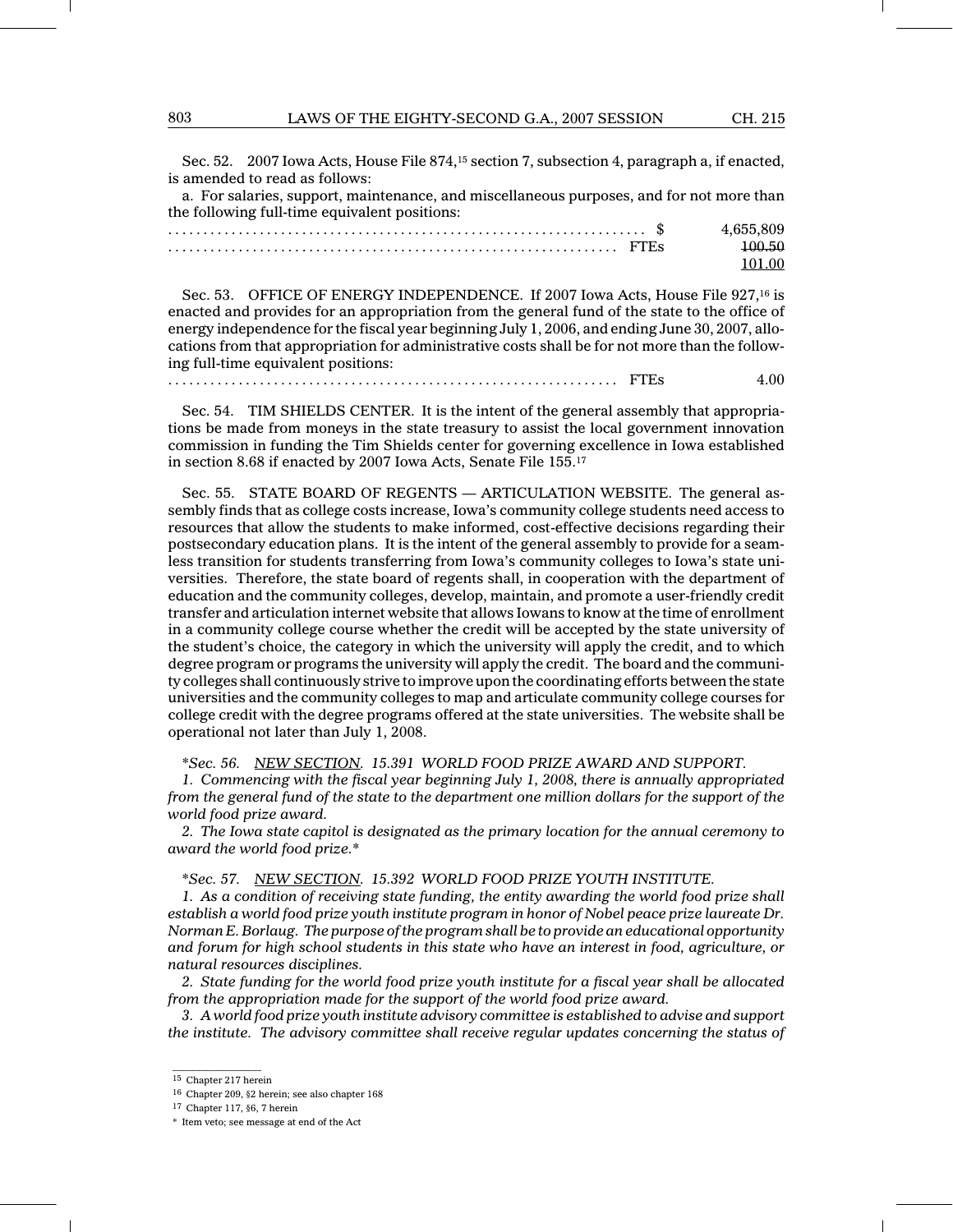Sec. 52. 2007 Iowa Acts, House File 874,[15] section 7, subsection 4, paragraph a, if enacted, is amended to read as follows:

a. For salaries, support, maintenance, and miscellaneous purposes, and for not more than the following full-time equivalent positions:

| | | |
|---|---|---|
| .................................................................. | $ | 4,655,809 |
| .................................................................. | FTEs | ~~100.50~~ |
| | | 101.00 |

Sec. 53. OFFICE OF ENERGY INDEPENDENCE. If 2007 Iowa Acts, House File 927,[16] is enacted and provides for an appropriation from the general fund of the state to the office of energy independence for the fiscal year beginning July 1, 2006, and ending June 30, 2007, allocations from that appropriation for administrative costs shall be for not more than the following full-time equivalent positions:

| | | |
|---|---|---|
| .................................................................. | FTEs | 4.00 |

Sec. 54. TIM SHIELDS CENTER. It is the intent of the general assembly that appropriations be made from moneys in the state treasury to assist the local government innovation commission in funding the Tim Shields center for governing excellence in Iowa established in section 8.68 if enacted by 2007 Iowa Acts, Senate File 155.[17]

Sec. 55. STATE BOARD OF REGENTS — ARTICULATION WEBSITE. The general assembly finds that as college costs increase, Iowa's community college students need access to resources that allow the students to make informed, cost-effective decisions regarding their postsecondary education plans. It is the intent of the general assembly to provide for a seamless transition for students transferring from Iowa's community colleges to Iowa's state universities. Therefore, the state board of regents shall, in cooperation with the department of education and the community colleges, develop, maintain, and promote a user-friendly credit transfer and articulation internet website that allows Iowans to know at the time of enrollment in a community college course whether the credit will be accepted by the state university of the student's choice, the category in which the university will apply the credit, and to which degree program or programs the university will apply the credit. The board and the community colleges shall continuously strive to improve upon the coordinating efforts between the state universities and the community colleges to map and articulate community college courses for college credit with the degree programs offered at the state universities. The website shall be operational not later than July 1, 2008.

*\*Sec. 56. <u>NEW SECTION</u>. 15.391 WORLD FOOD PRIZE AWARD AND SUPPORT.*

*1. Commencing with the fiscal year beginning July 1, 2008, there is annually appropriated from the general fund of the state to the department one million dollars for the support of the world food prize award.*

*2. The Iowa state capitol is designated as the primary location for the annual ceremony to award the world food prize.\**

*\*Sec. 57. <u>NEW SECTION</u>. 15.392 WORLD FOOD PRIZE YOUTH INSTITUTE.*

*1. As a condition of receiving state funding, the entity awarding the world food prize shall establish a world food prize youth institute program in honor of Nobel peace prize laureate Dr. Norman E. Borlaug. The purpose of the program shall be to provide an educational opportunity and forum for high school students in this state who have an interest in food, agriculture, or natural resources disciplines.*

*2. State funding for the world food prize youth institute for a fiscal year shall be allocated from the appropriation made for the support of the world food prize award.*

*3. A world food prize youth institute advisory committee is established to advise and support the institute. The advisory committee shall receive regular updates concerning the status of*

---

[15] Chapter 217 herein

[16] Chapter 209, §2 herein; see also chapter 168

[17] Chapter 117, §6, 7 herein

\* Item veto; see message at end of the Act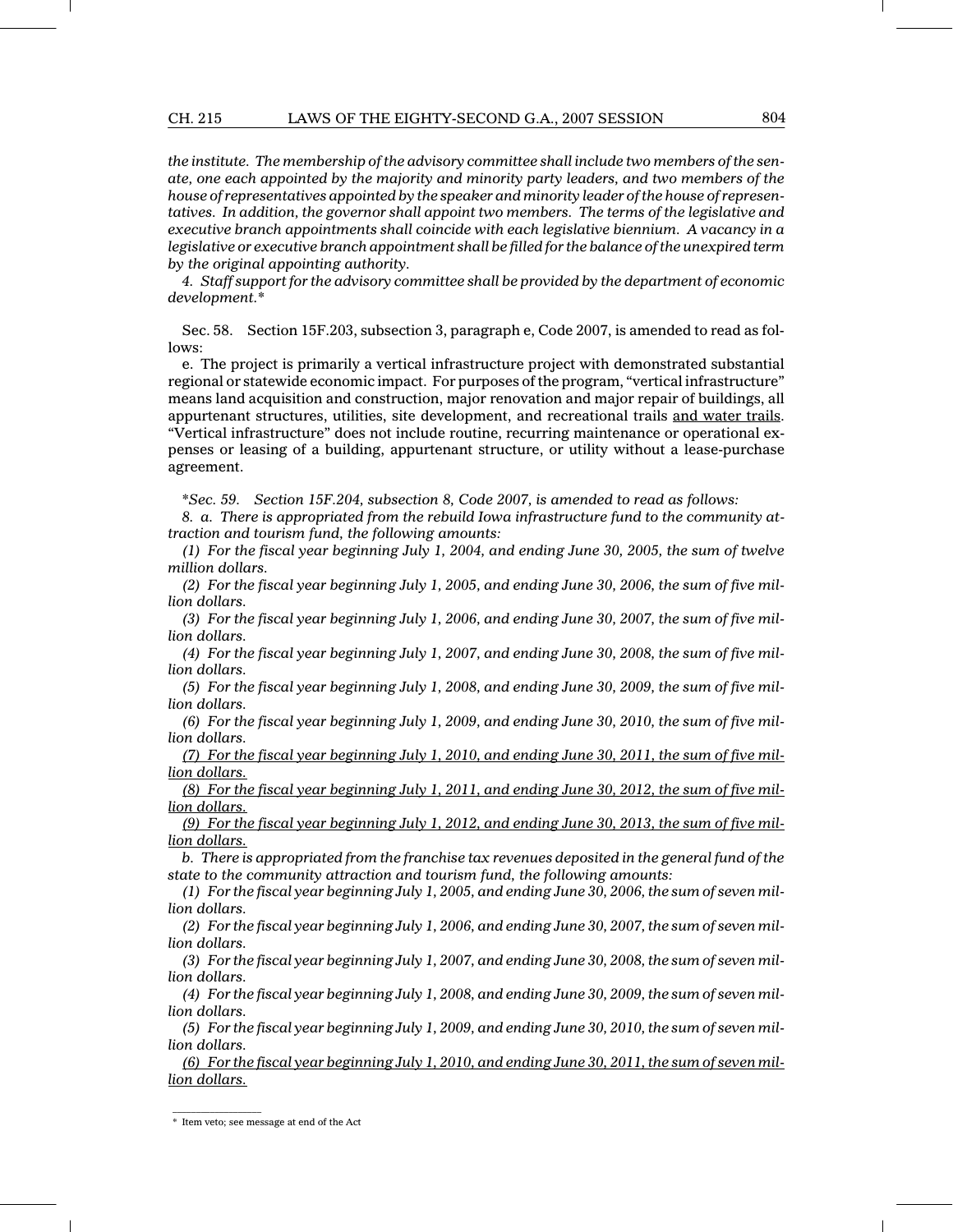*the institute. The membership of the advisory committee shall include two members of the senate, one each appointed by the majority and minority party leaders, and two members of the house of representatives appointed by the speaker and minority leader of the house of representatives. In addition, the governor shall appoint two members. The terms of the legislative and executive branch appointments shall coincide with each legislative biennium. A vacancy in a legislative or executive branch appointment shall be filled for the balance of the unexpired term by the original appointing authority.*

*4. Staff support for the advisory committee shall be provided by the department of economic development.**

Sec. 58. Section 15F.203, subsection 3, paragraph e, Code 2007, is amended to read as follows:

e. The project is primarily a vertical infrastructure project with demonstrated substantial regional or statewide economic impact. For purposes of the program, "vertical infrastructure" means land acquisition and construction, major renovation and major repair of buildings, all appurtenant structures, utilities, site development, and recreational trails <u>and water trails</u>. "Vertical infrastructure" does not include routine, recurring maintenance or operational expenses or leasing of a building, appurtenant structure, or utility without a lease-purchase agreement.

**Sec. 59. Section 15F.204, subsection 8, Code 2007, is amended to read as follows:*

*8. a. There is appropriated from the rebuild Iowa infrastructure fund to the community attraction and tourism fund, the following amounts:*

*(1) For the fiscal year beginning July 1, 2004, and ending June 30, 2005, the sum of twelve million dollars.*

*(2) For the fiscal year beginning July 1, 2005, and ending June 30, 2006, the sum of five million dollars.*

*(3) For the fiscal year beginning July 1, 2006, and ending June 30, 2007, the sum of five million dollars.*

*(4) For the fiscal year beginning July 1, 2007, and ending June 30, 2008, the sum of five million dollars.*

*(5) For the fiscal year beginning July 1, 2008, and ending June 30, 2009, the sum of five million dollars.*

*(6) For the fiscal year beginning July 1, 2009, and ending June 30, 2010, the sum of five million dollars.*

<u>*(7) For the fiscal year beginning July 1, 2010, and ending June 30, 2011, the sum of five million dollars.*</u>

<u>*(8) For the fiscal year beginning July 1, 2011, and ending June 30, 2012, the sum of five million dollars.*</u>

<u>*(9) For the fiscal year beginning July 1, 2012, and ending June 30, 2013, the sum of five million dollars.*</u>

*b. There is appropriated from the franchise tax revenues deposited in the general fund of the state to the community attraction and tourism fund, the following amounts:*

*(1) For the fiscal year beginning July 1, 2005, and ending June 30, 2006, the sum of seven million dollars.*

*(2) For the fiscal year beginning July 1, 2006, and ending June 30, 2007, the sum of seven million dollars.*

*(3) For the fiscal year beginning July 1, 2007, and ending June 30, 2008, the sum of seven million dollars.*

*(4) For the fiscal year beginning July 1, 2008, and ending June 30, 2009, the sum of seven million dollars.*

*(5) For the fiscal year beginning July 1, 2009, and ending June 30, 2010, the sum of seven million dollars.*

<u>*(6) For the fiscal year beginning July 1, 2010, and ending June 30, 2011, the sum of seven million dollars.*</u>

---

\* Item veto; see message at end of the Act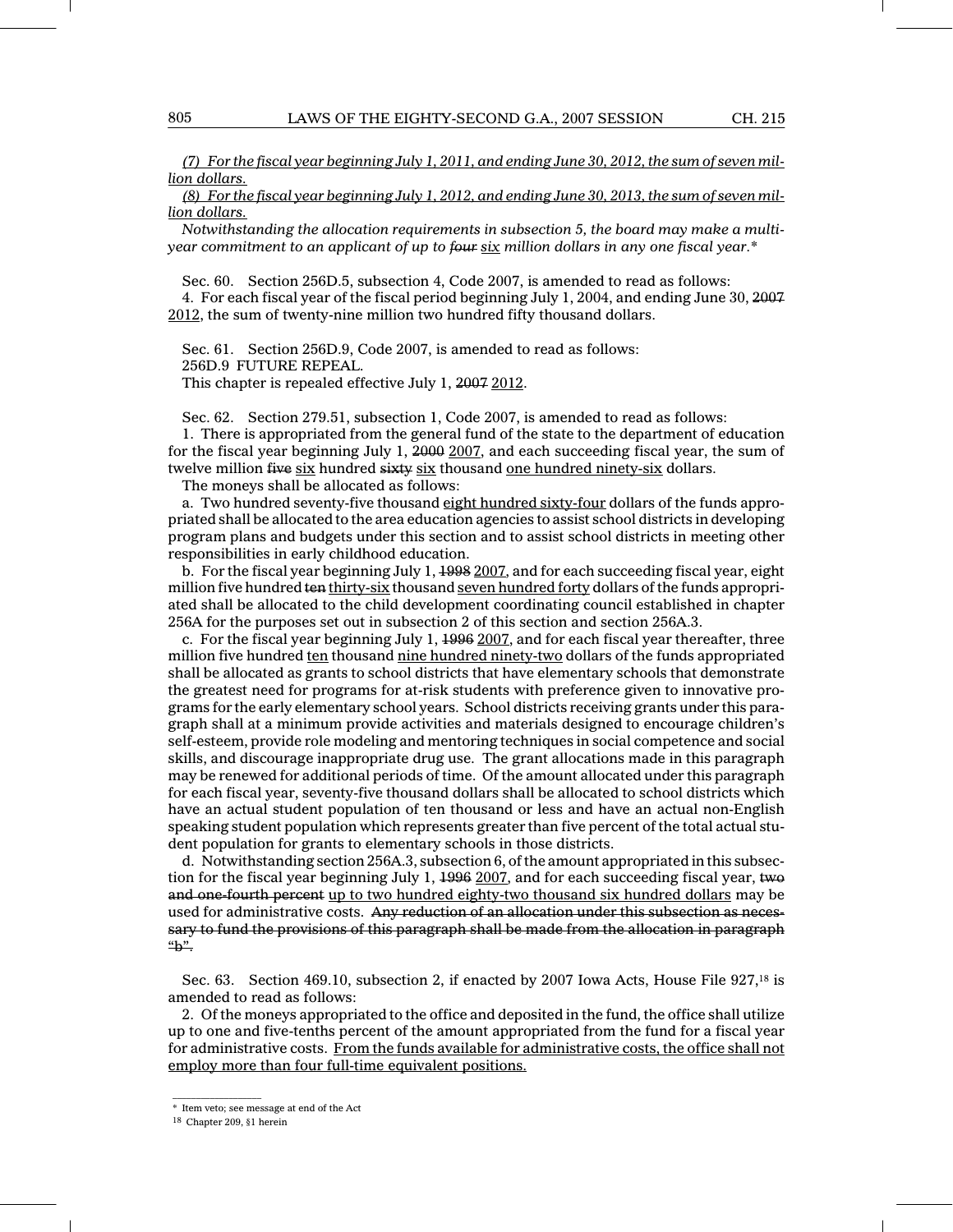*(7) For the fiscal year beginning July 1, 2011, and ending June 30, 2012, the sum of seven million dollars.*

*(8) For the fiscal year beginning July 1, 2012, and ending June 30, 2013, the sum of seven million dollars.*

*Notwithstanding the allocation requirements in subsection 5, the board may make a multiyear commitment to an applicant of up to ~~four~~ six million dollars in any one fiscal year.**

Sec. 60. Section 256D.5, subsection 4, Code 2007, is amended to read as follows:

4. For each fiscal year of the fiscal period beginning July 1, 2004, and ending June 30, ~~2007~~ 2012, the sum of twenty-nine million two hundred fifty thousand dollars.

Sec. 61. Section 256D.9, Code 2007, is amended to read as follows:

256D.9 FUTURE REPEAL.

This chapter is repealed effective July 1, ~~2007~~ 2012.

Sec. 62. Section 279.51, subsection 1, Code 2007, is amended to read as follows:

1. There is appropriated from the general fund of the state to the department of education for the fiscal year beginning July 1, ~~2000~~ 2007, and each succeeding fiscal year, the sum of twelve million ~~five~~ six hundred ~~sixty~~ six thousand one hundred ninety-six dollars.

The moneys shall be allocated as follows:

a. Two hundred seventy-five thousand eight hundred sixty-four dollars of the funds appropriated shall be allocated to the area education agencies to assist school districts in developing program plans and budgets under this section and to assist school districts in meeting other responsibilities in early childhood education.

b. For the fiscal year beginning July 1, ~~1998~~ 2007, and for each succeeding fiscal year, eight million five hundred ~~ten~~ thirty-six thousand seven hundred forty dollars of the funds appropriated shall be allocated to the child development coordinating council established in chapter 256A for the purposes set out in subsection 2 of this section and section 256A.3.

c. For the fiscal year beginning July 1, ~~1996~~ 2007, and for each fiscal year thereafter, three million five hundred ten thousand nine hundred ninety-two dollars of the funds appropriated shall be allocated as grants to school districts that have elementary schools that demonstrate the greatest need for programs for at-risk students with preference given to innovative programs for the early elementary school years. School districts receiving grants under this paragraph shall at a minimum provide activities and materials designed to encourage children's self-esteem, provide role modeling and mentoring techniques in social competence and social skills, and discourage inappropriate drug use. The grant allocations made in this paragraph may be renewed for additional periods of time. Of the amount allocated under this paragraph for each fiscal year, seventy-five thousand dollars shall be allocated to school districts which have an actual student population of ten thousand or less and have an actual non-English speaking student population which represents greater than five percent of the total actual student population for grants to elementary schools in those districts.

d. Notwithstanding section 256A.3, subsection 6, of the amount appropriated in this subsection for the fiscal year beginning July 1, ~~1996~~ 2007, and for each succeeding fiscal year, ~~two and one-fourth percent~~ up to two hundred eighty-two thousand six hundred dollars may be used for administrative costs. ~~Any reduction of an allocation under this subsection as necessary to fund the provisions of this paragraph shall be made from the allocation in paragraph "b".~~

Sec. 63. Section 469.10, subsection 2, if enacted by 2007 Iowa Acts, House File 927,[18] is amended to read as follows:

2. Of the moneys appropriated to the office and deposited in the fund, the office shall utilize up to one and five-tenths percent of the amount appropriated from the fund for a fiscal year for administrative costs. From the funds available for administrative costs, the office shall not employ more than four full-time equivalent positions.

---

* Item veto; see message at end of the Act

[18] Chapter 209, §1 herein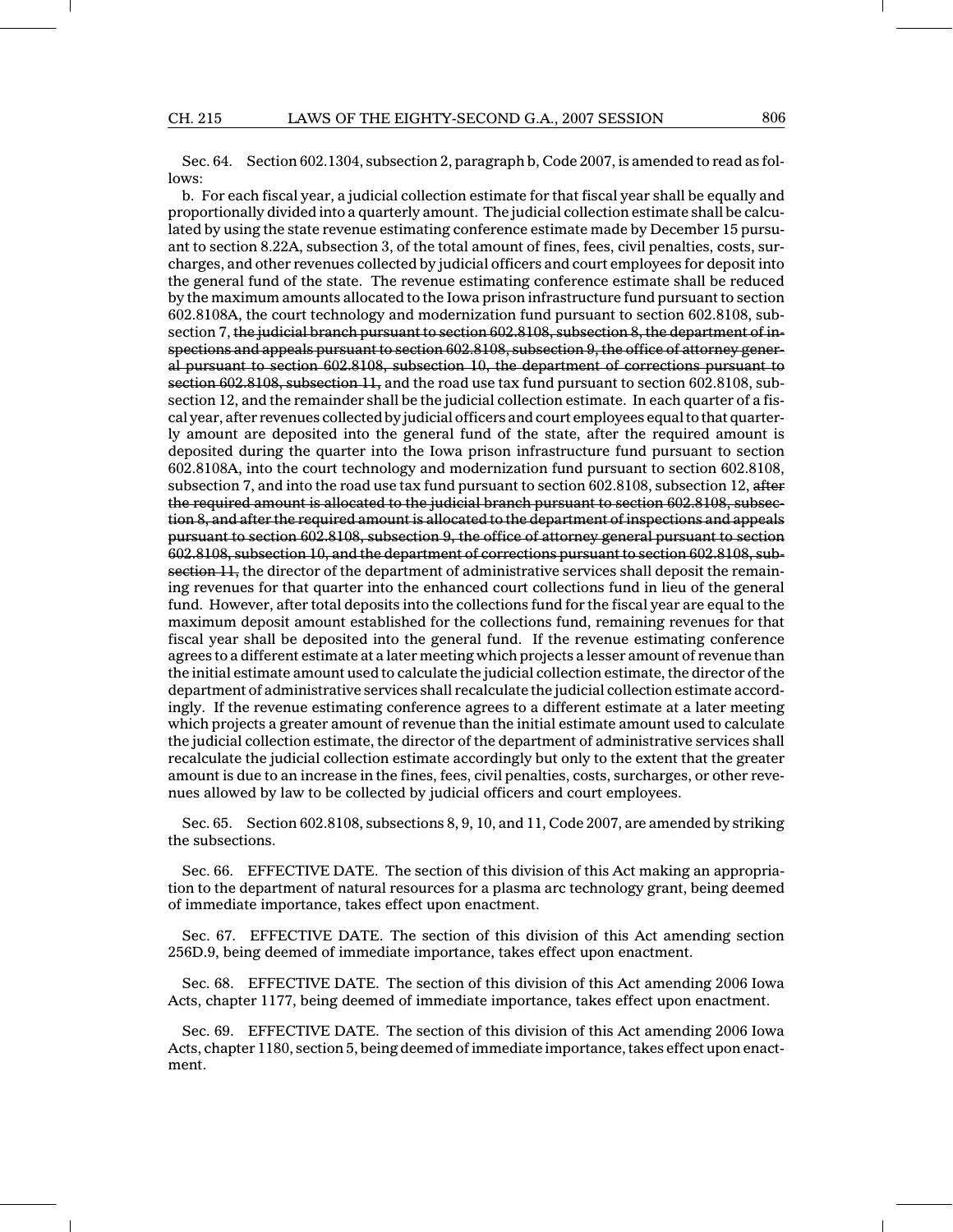Sec. 64. Section 602.1304, subsection 2, paragraph b, Code 2007, is amended to read as follows:

b. For each fiscal year, a judicial collection estimate for that fiscal year shall be equally and proportionally divided into a quarterly amount. The judicial collection estimate shall be calculated by using the state revenue estimating conference estimate made by December 15 pursuant to section 8.22A, subsection 3, of the total amount of fines, fees, civil penalties, costs, surcharges, and other revenues collected by judicial officers and court employees for deposit into the general fund of the state. The revenue estimating conference estimate shall be reduced by the maximum amounts allocated to the Iowa prison infrastructure fund pursuant to section 602.8108A, the court technology and modernization fund pursuant to section 602.8108, subsection 7, ~~the judicial branch pursuant to section 602.8108, subsection 8, the department of inspections and appeals pursuant to section 602.8108, subsection 9, the office of attorney general pursuant to section 602.8108, subsection 10, the department of corrections pursuant to section 602.8108, subsection 11,~~ and the road use tax fund pursuant to section 602.8108, subsection 12, and the remainder shall be the judicial collection estimate. In each quarter of a fiscal year, after revenues collected by judicial officers and court employees equal to that quarterly amount are deposited into the general fund of the state, after the required amount is deposited during the quarter into the Iowa prison infrastructure fund pursuant to section 602.8108A, into the court technology and modernization fund pursuant to section 602.8108, subsection 7, and into the road use tax fund pursuant to section 602.8108, subsection 12, ~~after the required amount is allocated to the judicial branch pursuant to section 602.8108, subsection 8, and after the required amount is allocated to the department of inspections and appeals pursuant to section 602.8108, subsection 9, the office of attorney general pursuant to section 602.8108, subsection 10, and the department of corrections pursuant to section 602.8108, subsection 11,~~ the director of the department of administrative services shall deposit the remaining revenues for that quarter into the enhanced court collections fund in lieu of the general fund. However, after total deposits into the collections fund for the fiscal year are equal to the maximum deposit amount established for the collections fund, remaining revenues for that fiscal year shall be deposited into the general fund. If the revenue estimating conference agrees to a different estimate at a later meeting which projects a lesser amount of revenue than the initial estimate amount used to calculate the judicial collection estimate, the director of the department of administrative services shall recalculate the judicial collection estimate accordingly. If the revenue estimating conference agrees to a different estimate at a later meeting which projects a greater amount of revenue than the initial estimate amount used to calculate the judicial collection estimate, the director of the department of administrative services shall recalculate the judicial collection estimate accordingly but only to the extent that the greater amount is due to an increase in the fines, fees, civil penalties, costs, surcharges, or other revenues allowed by law to be collected by judicial officers and court employees.

Sec. 65. Section 602.8108, subsections 8, 9, 10, and 11, Code 2007, are amended by striking the subsections.

Sec. 66. EFFECTIVE DATE. The section of this division of this Act making an appropriation to the department of natural resources for a plasma arc technology grant, being deemed of immediate importance, takes effect upon enactment.

Sec. 67. EFFECTIVE DATE. The section of this division of this Act amending section 256D.9, being deemed of immediate importance, takes effect upon enactment.

Sec. 68. EFFECTIVE DATE. The section of this division of this Act amending 2006 Iowa Acts, chapter 1177, being deemed of immediate importance, takes effect upon enactment.

Sec. 69. EFFECTIVE DATE. The section of this division of this Act amending 2006 Iowa Acts, chapter 1180, section 5, being deemed of immediate importance, takes effect upon enactment.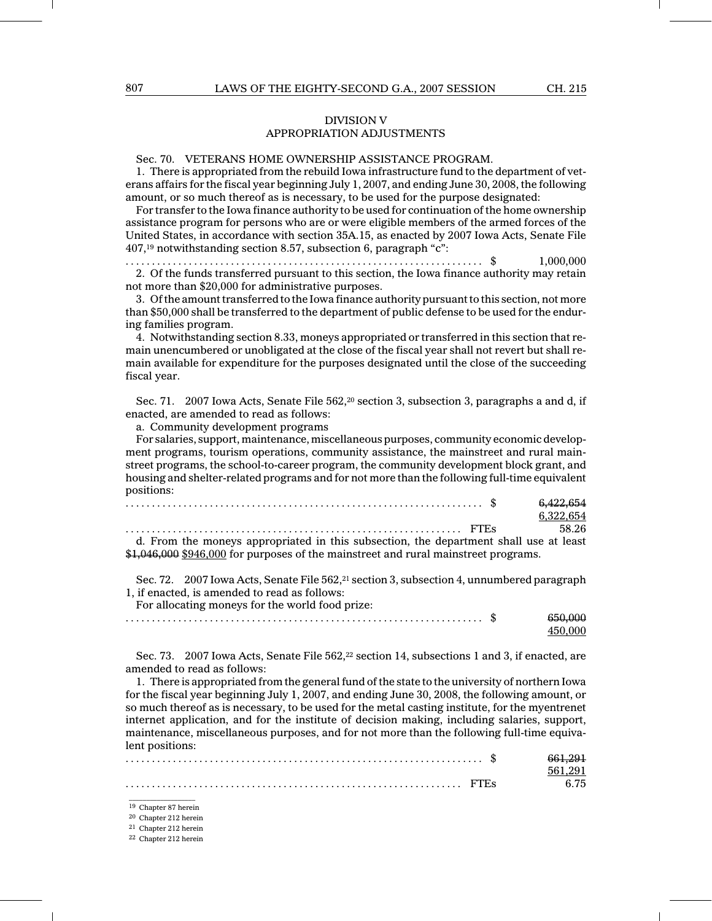## DIVISION V
## APPROPRIATION ADJUSTMENTS

Sec. 70. VETERANS HOME OWNERSHIP ASSISTANCE PROGRAM.

1. There is appropriated from the rebuild Iowa infrastructure fund to the department of veterans affairs for the fiscal year beginning July 1, 2007, and ending June 30, 2008, the following amount, or so much thereof as is necessary, to be used for the purpose designated:

For transfer to the Iowa finance authority to be used for continuation of the home ownership assistance program for persons who are or were eligible members of the armed forces of the United States, in accordance with section 35A.15, as enacted by 2007 Iowa Acts, Senate File 407,[19] notwithstanding section 8.57, subsection 6, paragraph "c":

. . . . . . . . . . . . . . . . . . . . . . . . . . . . . . . . . . . . . . . . . . . . . . . . . . . . . . . . . . . . . . . . . . . $ 1,000,000

2. Of the funds transferred pursuant to this section, the Iowa finance authority may retain not more than $20,000 for administrative purposes.

3. Of the amount transferred to the Iowa finance authority pursuant to this section, not more than $50,000 shall be transferred to the department of public defense to be used for the enduring families program.

4. Notwithstanding section 8.33, moneys appropriated or transferred in this section that remain unencumbered or unobligated at the close of the fiscal year shall not revert but shall remain available for expenditure for the purposes designated until the close of the succeeding fiscal year.

Sec. 71. 2007 Iowa Acts, Senate File 562,[20] section 3, subsection 3, paragraphs a and d, if enacted, are amended to read as follows:

a. Community development programs

For salaries, support, maintenance, miscellaneous purposes, community economic development programs, tourism operations, community assistance, the mainstreet and rural mainstreet programs, the school-to-career program, the community development block grant, and housing and shelter-related programs and for not more than the following full-time equivalent positions:

. . . . . . . . . . . . . . . . . . . . . . . . . . . . . . . . . . . . . . . . . . . . . . . . . . . . . . . . . . . . . . . . . . . $ ~~6,422,654~~ 6,322,654

. . . . . . . . . . . . . . . . . . . . . . . . . . . . . . . . . . . . . . . . . . . . . . . . . . . . . . . . . . . . . . . FTEs 58.26

d. From the moneys appropriated in this subsection, the department shall use at least ~~$1,046,000~~ $946,000 for purposes of the mainstreet and rural mainstreet programs.

Sec. 72. 2007 Iowa Acts, Senate File 562,[21] section 3, subsection 4, unnumbered paragraph 1, if enacted, is amended to read as follows:

For allocating moneys for the world food prize:

. . . . . . . . . . . . . . . . . . . . . . . . . . . . . . . . . . . . . . . . . . . . . . . . . . . . . . . . . . . . . . . . . . . $ ~~650,000~~ 450,000

Sec. 73. 2007 Iowa Acts, Senate File 562,[22] section 14, subsections 1 and 3, if enacted, are amended to read as follows:

1. There is appropriated from the general fund of the state to the university of northern Iowa for the fiscal year beginning July 1, 2007, and ending June 30, 2008, the following amount, or so much thereof as is necessary, to be used for the metal casting institute, for the myentrenet internet application, and for the institute of decision making, including salaries, support, maintenance, miscellaneous purposes, and for not more than the following full-time equivalent positions:

. . . . . . . . . . . . . . . . . . . . . . . . . . . . . . . . . . . . . . . . . . . . . . . . . . . . . . . . . . . . . . . . . . . $ ~~661,291~~ 561,291

. . . . . . . . . . . . . . . . . . . . . . . . . . . . . . . . . . . . . . . . . . . . . . . . . . . . . . . . . . . . . . . FTEs 6.75

---

[19] Chapter 87 herein

[20] Chapter 212 herein

[21] Chapter 212 herein

[22] Chapter 212 herein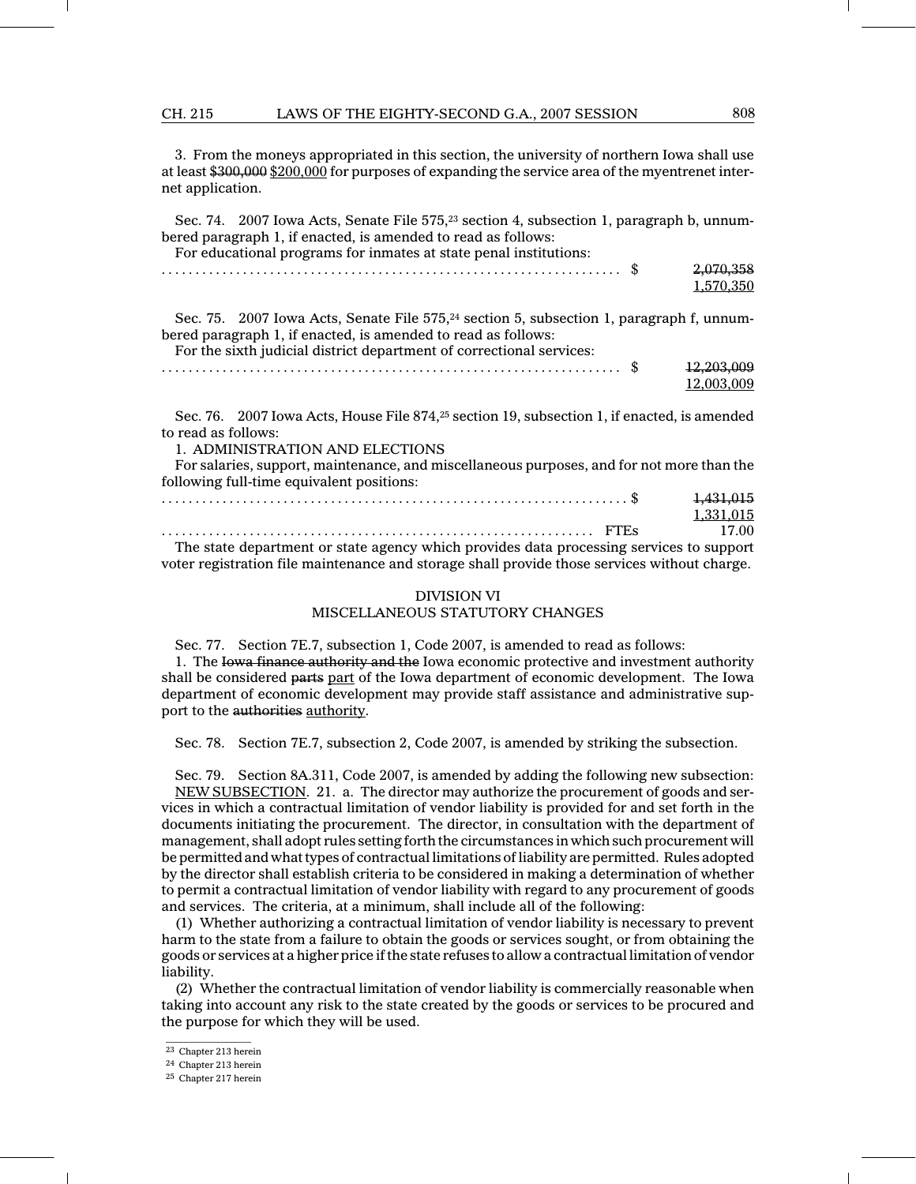3. From the moneys appropriated in this section, the university of northern Iowa shall use at least ~~$300,000~~ $200,000 for purposes of expanding the service area of the myentrenet internet application.

Sec. 74. 2007 Iowa Acts, Senate File 575,[23] section 4, subsection 1, paragraph b, unnumbered paragraph 1, if enacted, is amended to read as follows:

For educational programs for inmates at state penal institutions:

.................................................................. $ ~~2,070,358~~ 1,570,350

Sec. 75. 2007 Iowa Acts, Senate File 575,[24] section 5, subsection 1, paragraph f, unnumbered paragraph 1, if enacted, is amended to read as follows:

For the sixth judicial district department of correctional services:

.................................................................. $ ~~12,203,009~~ 12,003,009

Sec. 76. 2007 Iowa Acts, House File 874,[25] section 19, subsection 1, if enacted, is amended to read as follows:

1. ADMINISTRATION AND ELECTIONS

For salaries, support, maintenance, and miscellaneous purposes, and for not more than the following full-time equivalent positions:

.................................................................. $ ~~1,431,015~~ 1,331,015

.................................................................. FTEs 17.00

The state department or state agency which provides data processing services to support voter registration file maintenance and storage shall provide those services without charge.

## DIVISION VI
## MISCELLANEOUS STATUTORY CHANGES

Sec. 77. Section 7E.7, subsection 1, Code 2007, is amended to read as follows:

1. The ~~Iowa finance authority and the~~ Iowa economic protective and investment authority shall be considered ~~parts~~ part of the Iowa department of economic development. The Iowa department of economic development may provide staff assistance and administrative support to the ~~authorities~~ authority.

Sec. 78. Section 7E.7, subsection 2, Code 2007, is amended by striking the subsection.

Sec. 79. Section 8A.311, Code 2007, is amended by adding the following new subsection:

NEW SUBSECTION. 21. a. The director may authorize the procurement of goods and services in which a contractual limitation of vendor liability is provided for and set forth in the documents initiating the procurement. The director, in consultation with the department of management, shall adopt rules setting forth the circumstances in which such procurement will be permitted and what types of contractual limitations of liability are permitted. Rules adopted by the director shall establish criteria to be considered in making a determination of whether to permit a contractual limitation of vendor liability with regard to any procurement of goods and services. The criteria, at a minimum, shall include all of the following:

(1) Whether authorizing a contractual limitation of vendor liability is necessary to prevent harm to the state from a failure to obtain the goods or services sought, or from obtaining the goods or services at a higher price if the state refuses to allow a contractual limitation of vendor liability.

(2) Whether the contractual limitation of vendor liability is commercially reasonable when taking into account any risk to the state created by the goods or services to be procured and the purpose for which they will be used.

---

[23] Chapter 213 herein

[24] Chapter 213 herein

[25] Chapter 217 herein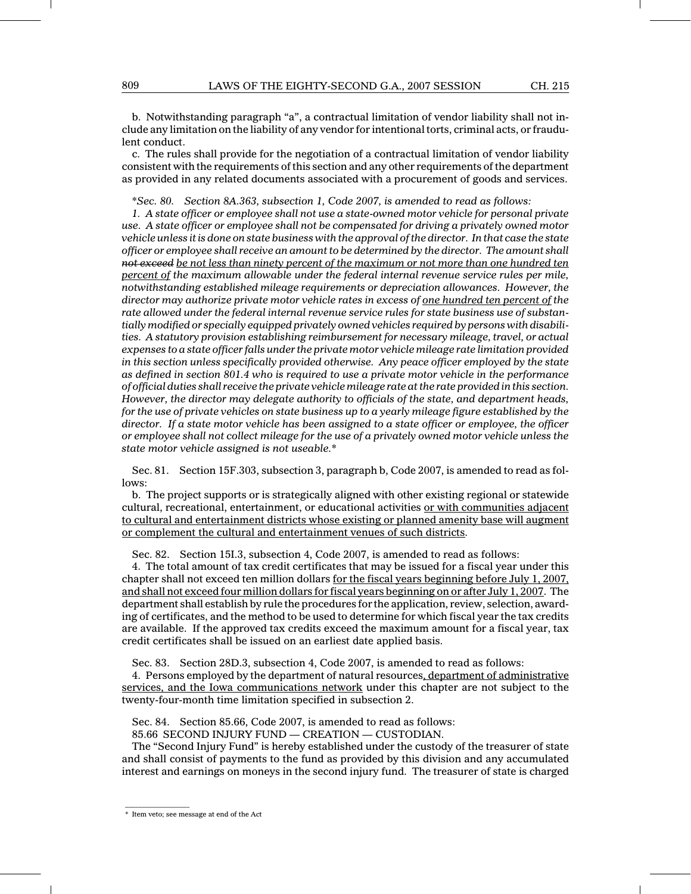b. Notwithstanding paragraph "a", a contractual limitation of vendor liability shall not include any limitation on the liability of any vendor for intentional torts, criminal acts, or fraudulent conduct.

c. The rules shall provide for the negotiation of a contractual limitation of vendor liability consistent with the requirements of this section and any other requirements of the department as provided in any related documents associated with a procurement of goods and services.

**\**Sec. 80.* *Section 8A.363, subsection 1, Code 2007, is amended to read as follows:*

*1. A state officer or employee shall not use a state-owned motor vehicle for personal private use. A state officer or employee shall not be compensated for driving a privately owned motor vehicle unless it is done on state business with the approval of the director. In that case the state officer or employee shall receive an amount to be determined by the director. The amount shall ~~not exceed~~ <u>be not less than ninety percent of the maximum or not more than one hundred ten percent of</u> the maximum allowable under the federal internal revenue service rules per mile, notwithstanding established mileage requirements or depreciation allowances. However, the director may authorize private motor vehicle rates in excess of <u>one hundred ten percent of</u> the rate allowed under the federal internal revenue service rules for state business use of substantially modified or specially equipped privately owned vehicles required by persons with disabilities. A statutory provision establishing reimbursement for necessary mileage, travel, or actual expenses to a state officer falls under the private motor vehicle mileage rate limitation provided in this section unless specifically provided otherwise. Any peace officer employed by the state as defined in section 801.4 who is required to use a private motor vehicle in the performance of official duties shall receive the private vehicle mileage rate at the rate provided in this section. However, the director may delegate authority to officials of the state, and department heads, for the use of private vehicles on state business up to a yearly mileage figure established by the director. If a state motor vehicle has been assigned to a state officer or employee, the officer or employee shall not collect mileage for the use of a privately owned motor vehicle unless the state motor vehicle assigned is not useable.\**

Sec. 81. Section 15F.303, subsection 3, paragraph b, Code 2007, is amended to read as follows:

b. The project supports or is strategically aligned with other existing regional or statewide cultural, recreational, entertainment, or educational activities <u>or with communities adjacent to cultural and entertainment districts whose existing or planned amenity base will augment or complement the cultural and entertainment venues of such districts</u>.

Sec. 82. Section 15I.3, subsection 4, Code 2007, is amended to read as follows:

4. The total amount of tax credit certificates that may be issued for a fiscal year under this chapter shall not exceed ten million dollars <u>for the fiscal years beginning before July 1, 2007, and shall not exceed four million dollars for fiscal years beginning on or after July 1, 2007</u>. The department shall establish by rule the procedures for the application, review, selection, awarding of certificates, and the method to be used to determine for which fiscal year the tax credits are available. If the approved tax credits exceed the maximum amount for a fiscal year, tax credit certificates shall be issued on an earliest date applied basis.

Sec. 83. Section 28D.3, subsection 4, Code 2007, is amended to read as follows:

4. Persons employed by the department of natural resources<u>, department of administrative services, and the Iowa communications network</u> under this chapter are not subject to the twenty-four-month time limitation specified in subsection 2.

Sec. 84. Section 85.66, Code 2007, is amended to read as follows:

85.66 SECOND INJURY FUND — CREATION — CUSTODIAN.

The "Second Injury Fund" is hereby established under the custody of the treasurer of state and shall consist of payments to the fund as provided by this division and any accumulated interest and earnings on moneys in the second injury fund. The treasurer of state is charged

---

\* Item veto; see message at end of the Act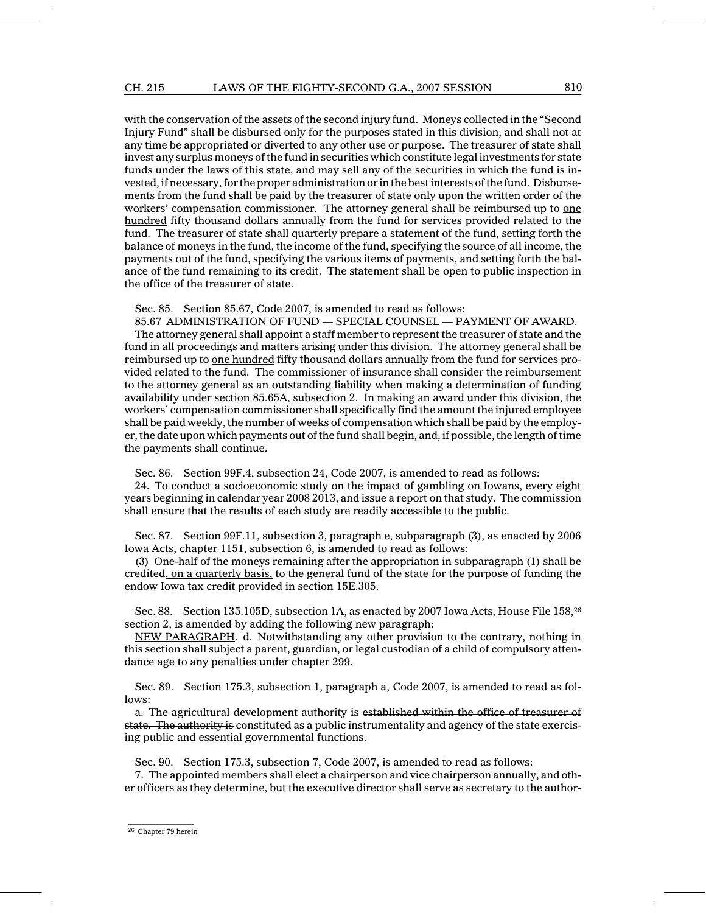with the conservation of the assets of the second injury fund. Moneys collected in the "Second Injury Fund" shall be disbursed only for the purposes stated in this division, and shall not at any time be appropriated or diverted to any other use or purpose. The treasurer of state shall invest any surplus moneys of the fund in securities which constitute legal investments for state funds under the laws of this state, and may sell any of the securities in which the fund is invested, if necessary, for the proper administration or in the best interests of the fund. Disbursements from the fund shall be paid by the treasurer of state only upon the written order of the workers' compensation commissioner. The attorney general shall be reimbursed up to <u>one hundred</u> fifty thousand dollars annually from the fund for services provided related to the fund. The treasurer of state shall quarterly prepare a statement of the fund, setting forth the balance of moneys in the fund, the income of the fund, specifying the source of all income, the payments out of the fund, specifying the various items of payments, and setting forth the balance of the fund remaining to its credit. The statement shall be open to public inspection in the office of the treasurer of state.

Sec. 85. Section 85.67, Code 2007, is amended to read as follows:

85.67 ADMINISTRATION OF FUND — SPECIAL COUNSEL — PAYMENT OF AWARD.

The attorney general shall appoint a staff member to represent the treasurer of state and the fund in all proceedings and matters arising under this division. The attorney general shall be reimbursed up to <u>one hundred</u> fifty thousand dollars annually from the fund for services provided related to the fund. The commissioner of insurance shall consider the reimbursement to the attorney general as an outstanding liability when making a determination of funding availability under section 85.65A, subsection 2. In making an award under this division, the workers' compensation commissioner shall specifically find the amount the injured employee shall be paid weekly, the number of weeks of compensation which shall be paid by the employer, the date upon which payments out of the fund shall begin, and, if possible, the length of time the payments shall continue.

Sec. 86. Section 99F.4, subsection 24, Code 2007, is amended to read as follows:

24. To conduct a socioeconomic study on the impact of gambling on Iowans, every eight years beginning in calendar year ~~2008~~ <u>2013</u>, and issue a report on that study. The commission shall ensure that the results of each study are readily accessible to the public.

Sec. 87. Section 99F.11, subsection 3, paragraph e, subparagraph (3), as enacted by 2006 Iowa Acts, chapter 1151, subsection 6, is amended to read as follows:

(3) One-half of the moneys remaining after the appropriation in subparagraph (1) shall be credited<u>, on a quarterly basis,</u> to the general fund of the state for the purpose of funding the endow Iowa tax credit provided in section 15E.305.

Sec. 88. Section 135.105D, subsection 1A, as enacted by 2007 Iowa Acts, House File 158,[26] section 2, is amended by adding the following new paragraph:

<u>NEW PARAGRAPH</u>. d. Notwithstanding any other provision to the contrary, nothing in this section shall subject a parent, guardian, or legal custodian of a child of compulsory attendance age to any penalties under chapter 299.

Sec. 89. Section 175.3, subsection 1, paragraph a, Code 2007, is amended to read as follows:

a. The agricultural development authority is ~~established within the office of treasurer of state. The authority is~~ constituted as a public instrumentality and agency of the state exercising public and essential governmental functions.

Sec. 90. Section 175.3, subsection 7, Code 2007, is amended to read as follows:

7. The appointed members shall elect a chairperson and vice chairperson annually, and other officers as they determine, but the executive director shall serve as secretary to the author-

---

[26] Chapter 79 herein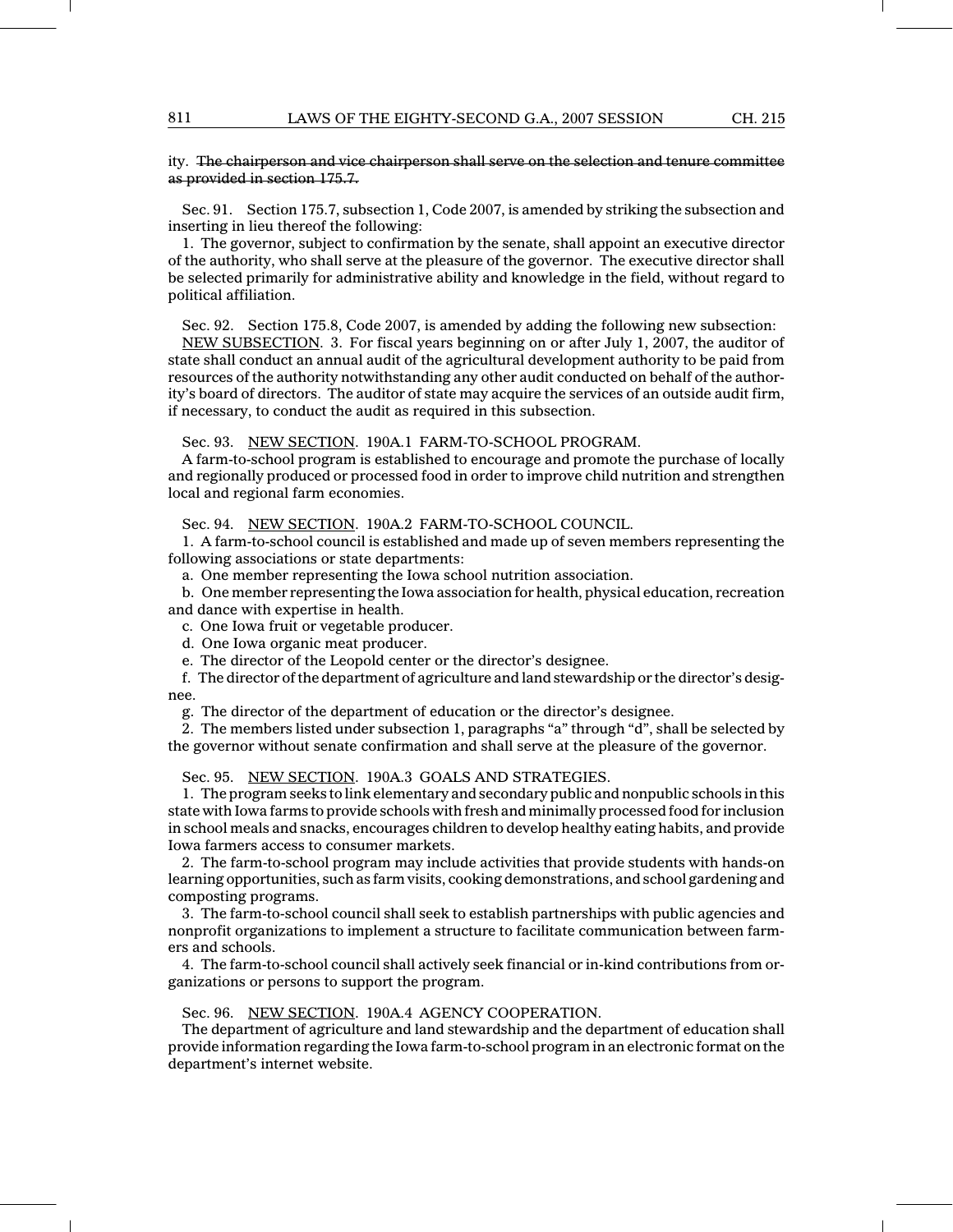ity. ~~The chairperson and vice chairperson shall serve on the selection and tenure committee as provided in section 175.7.~~

Sec. 91. Section 175.7, subsection 1, Code 2007, is amended by striking the subsection and inserting in lieu thereof the following:

1. The governor, subject to confirmation by the senate, shall appoint an executive director of the authority, who shall serve at the pleasure of the governor. The executive director shall be selected primarily for administrative ability and knowledge in the field, without regard to political affiliation.

Sec. 92. Section 175.8, Code 2007, is amended by adding the following new subsection:

NEW SUBSECTION. 3. For fiscal years beginning on or after July 1, 2007, the auditor of state shall conduct an annual audit of the agricultural development authority to be paid from resources of the authority notwithstanding any other audit conducted on behalf of the authority's board of directors. The auditor of state may acquire the services of an outside audit firm, if necessary, to conduct the audit as required in this subsection.

Sec. 93. NEW SECTION. 190A.1 FARM-TO-SCHOOL PROGRAM.

A farm-to-school program is established to encourage and promote the purchase of locally and regionally produced or processed food in order to improve child nutrition and strengthen local and regional farm economies.

Sec. 94. NEW SECTION. 190A.2 FARM-TO-SCHOOL COUNCIL.

1. A farm-to-school council is established and made up of seven members representing the following associations or state departments:

a. One member representing the Iowa school nutrition association.

b. One member representing the Iowa association for health, physical education, recreation and dance with expertise in health.

c. One Iowa fruit or vegetable producer.

d. One Iowa organic meat producer.

e. The director of the Leopold center or the director's designee.

f. The director of the department of agriculture and land stewardship or the director's designee.

g. The director of the department of education or the director's designee.

2. The members listed under subsection 1, paragraphs "a" through "d", shall be selected by the governor without senate confirmation and shall serve at the pleasure of the governor.

Sec. 95. NEW SECTION. 190A.3 GOALS AND STRATEGIES.

1. The program seeks to link elementary and secondary public and nonpublic schools in this state with Iowa farms to provide schools with fresh and minimally processed food for inclusion in school meals and snacks, encourages children to develop healthy eating habits, and provide Iowa farmers access to consumer markets.

2. The farm-to-school program may include activities that provide students with hands-on learning opportunities, such as farm visits, cooking demonstrations, and school gardening and composting programs.

3. The farm-to-school council shall seek to establish partnerships with public agencies and nonprofit organizations to implement a structure to facilitate communication between farmers and schools.

4. The farm-to-school council shall actively seek financial or in-kind contributions from organizations or persons to support the program.

Sec. 96. NEW SECTION. 190A.4 AGENCY COOPERATION.

The department of agriculture and land stewardship and the department of education shall provide information regarding the Iowa farm-to-school program in an electronic format on the department's internet website.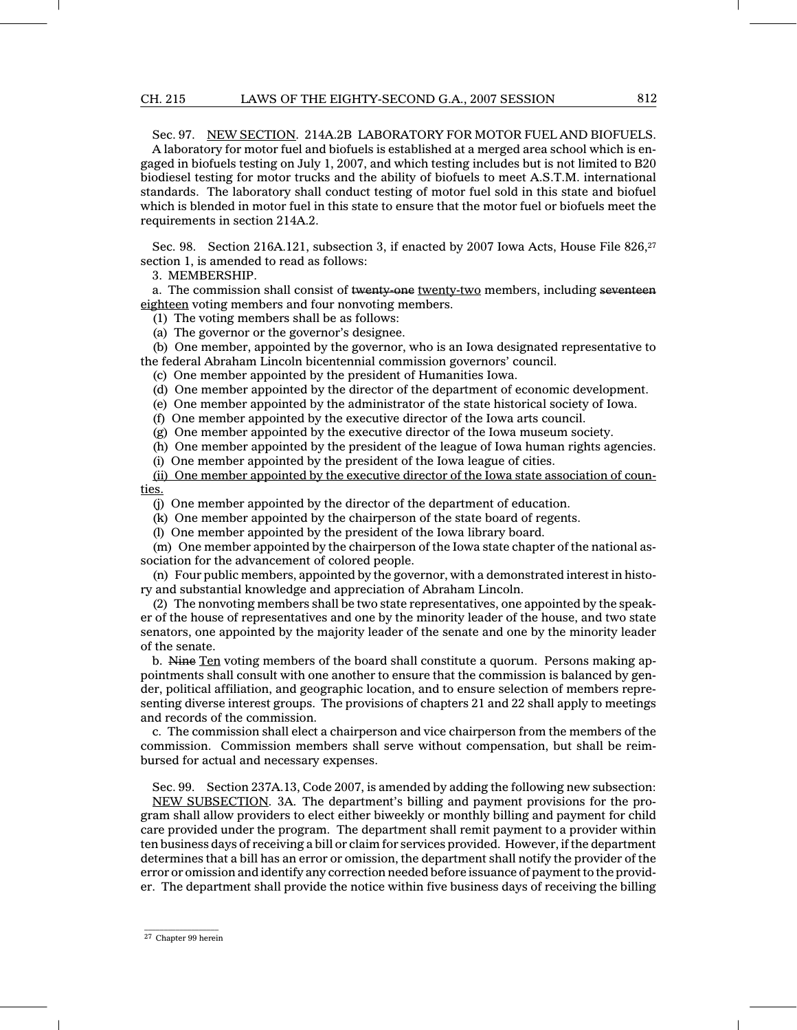Sec. 97. NEW SECTION. 214A.2B LABORATORY FOR MOTOR FUEL AND BIOFUELS.

A laboratory for motor fuel and biofuels is established at a merged area school which is engaged in biofuels testing on July 1, 2007, and which testing includes but is not limited to B20 biodiesel testing for motor trucks and the ability of biofuels to meet A.S.T.M. international standards. The laboratory shall conduct testing of motor fuel sold in this state and biofuel which is blended in motor fuel in this state to ensure that the motor fuel or biofuels meet the requirements in section 214A.2.

Sec. 98. Section 216A.121, subsection 3, if enacted by 2007 Iowa Acts, House File 826,[27] section 1, is amended to read as follows:

3. MEMBERSHIP.

a. The commission shall consist of ~~twenty-one~~ twenty-two members, including ~~seventeen~~ eighteen voting members and four nonvoting members.

(1) The voting members shall be as follows:

(a) The governor or the governor's designee.

(b) One member, appointed by the governor, who is an Iowa designated representative to the federal Abraham Lincoln bicentennial commission governors' council.

(c) One member appointed by the president of Humanities Iowa.

(d) One member appointed by the director of the department of economic development.

(e) One member appointed by the administrator of the state historical society of Iowa.

(f) One member appointed by the executive director of the Iowa arts council.

(g) One member appointed by the executive director of the Iowa museum society.

(h) One member appointed by the president of the league of Iowa human rights agencies.

(i) One member appointed by the president of the Iowa league of cities.

(ii) One member appointed by the executive director of the Iowa state association of counties.

(j) One member appointed by the director of the department of education.

(k) One member appointed by the chairperson of the state board of regents.

(l) One member appointed by the president of the Iowa library board.

(m) One member appointed by the chairperson of the Iowa state chapter of the national association for the advancement of colored people.

(n) Four public members, appointed by the governor, with a demonstrated interest in history and substantial knowledge and appreciation of Abraham Lincoln.

(2) The nonvoting members shall be two state representatives, one appointed by the speaker of the house of representatives and one by the minority leader of the house, and two state senators, one appointed by the majority leader of the senate and one by the minority leader of the senate.

b. ~~Nine~~ Ten voting members of the board shall constitute a quorum. Persons making appointments shall consult with one another to ensure that the commission is balanced by gender, political affiliation, and geographic location, and to ensure selection of members representing diverse interest groups. The provisions of chapters 21 and 22 shall apply to meetings and records of the commission.

c. The commission shall elect a chairperson and vice chairperson from the members of the commission. Commission members shall serve without compensation, but shall be reimbursed for actual and necessary expenses.

Sec. 99. Section 237A.13, Code 2007, is amended by adding the following new subsection:

NEW SUBSECTION. 3A. The department's billing and payment provisions for the program shall allow providers to elect either biweekly or monthly billing and payment for child care provided under the program. The department shall remit payment to a provider within ten business days of receiving a bill or claim for services provided. However, if the department determines that a bill has an error or omission, the department shall notify the provider of the error or omission and identify any correction needed before issuance of payment to the provider. The department shall provide the notice within five business days of receiving the billing

---

[27] Chapter 99 herein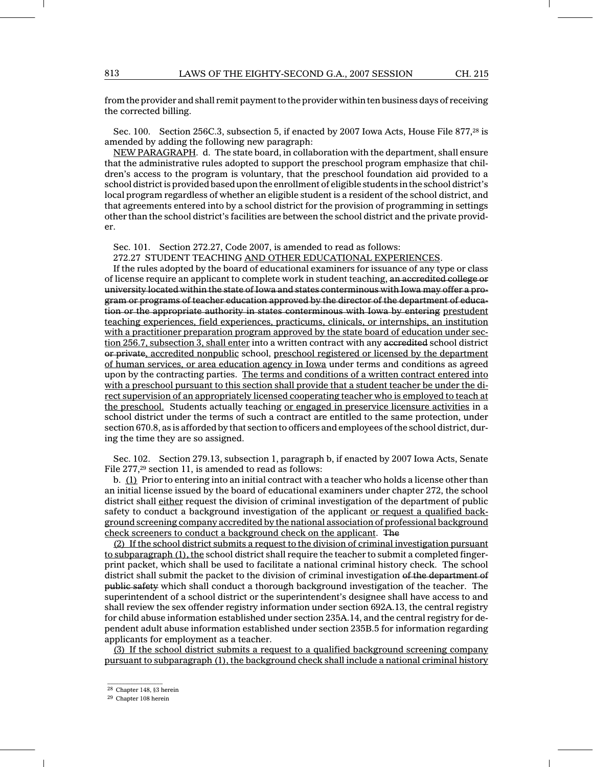from the provider and shall remit payment to the provider within ten business days of receiving the corrected billing.

Sec. 100. Section 256C.3, subsection 5, if enacted by 2007 Iowa Acts, House File 877,[28] is amended by adding the following new paragraph:

<u>NEW PARAGRAPH</u>. d. The state board, in collaboration with the department, shall ensure that the administrative rules adopted to support the preschool program emphasize that children's access to the program is voluntary, that the preschool foundation aid provided to a school district is provided based upon the enrollment of eligible students in the school district's local program regardless of whether an eligible student is a resident of the school district, and that agreements entered into by a school district for the provision of programming in settings other than the school district's facilities are between the school district and the private provider.

Sec. 101. Section 272.27, Code 2007, is amended to read as follows:

272.27 STUDENT TEACHING <u>AND OTHER EDUCATIONAL EXPERIENCES</u>.

If the rules adopted by the board of educational examiners for issuance of any type or class of license require an applicant to complete work in student teaching, ~~an accredited college or university located within the state of Iowa and states conterminous with Iowa may offer a program or programs of teacher education approved by the director of the department of education or the appropriate authority in states conterminous with Iowa by entering~~ <u>prestudent teaching experiences, field experiences, practicums, clinicals, or internships, an institution with a practitioner preparation program approved by the state board of education under section 256.7, subsection 3, shall enter</u> into a written contract with any ~~accredited~~ school district ~~or private~~<u>, accredited nonpublic</u> school, <u>preschool registered or licensed by the department of human services, or area education agency in Iowa</u> under terms and conditions as agreed upon by the contracting parties. <u>The terms and conditions of a written contract entered into with a preschool pursuant to this section shall provide that a student teacher be under the direct supervision of an appropriately licensed cooperating teacher who is employed to teach at the preschool.</u> Students actually teaching <u>or engaged in preservice licensure activities</u> in a school district under the terms of such a contract are entitled to the same protection, under section 670.8, as is afforded by that section to officers and employees of the school district, during the time they are so assigned.

Sec. 102. Section 279.13, subsection 1, paragraph b, if enacted by 2007 Iowa Acts, Senate File 277,[29] section 11, is amended to read as follows:

b. <u>(1)</u> Prior to entering into an initial contract with a teacher who holds a license other than an initial license issued by the board of educational examiners under chapter 272, the school district shall <u>either</u> request the division of criminal investigation of the department of public safety to conduct a background investigation of the applicant <u>or request a qualified background screening company accredited by the national association of professional background check screeners to conduct a background check on the applicant</u>. ~~The~~

<u>(2) If the school district submits a request to the division of criminal investigation pursuant to subparagraph (1), the</u> school district shall require the teacher to submit a completed fingerprint packet, which shall be used to facilitate a national criminal history check. The school district shall submit the packet to the division of criminal investigation ~~of the department of public safety~~ which shall conduct a thorough background investigation of the teacher. The superintendent of a school district or the superintendent's designee shall have access to and shall review the sex offender registry information under section 692A.13, the central registry for child abuse information established under section 235A.14, and the central registry for dependent adult abuse information established under section 235B.5 for information regarding applicants for employment as a teacher.

<u>(3) If the school district submits a request to a qualified background screening company pursuant to subparagraph (1), the background check shall include a national criminal history</u>

[28] Chapter 148, §3 herein

[29] Chapter 108 herein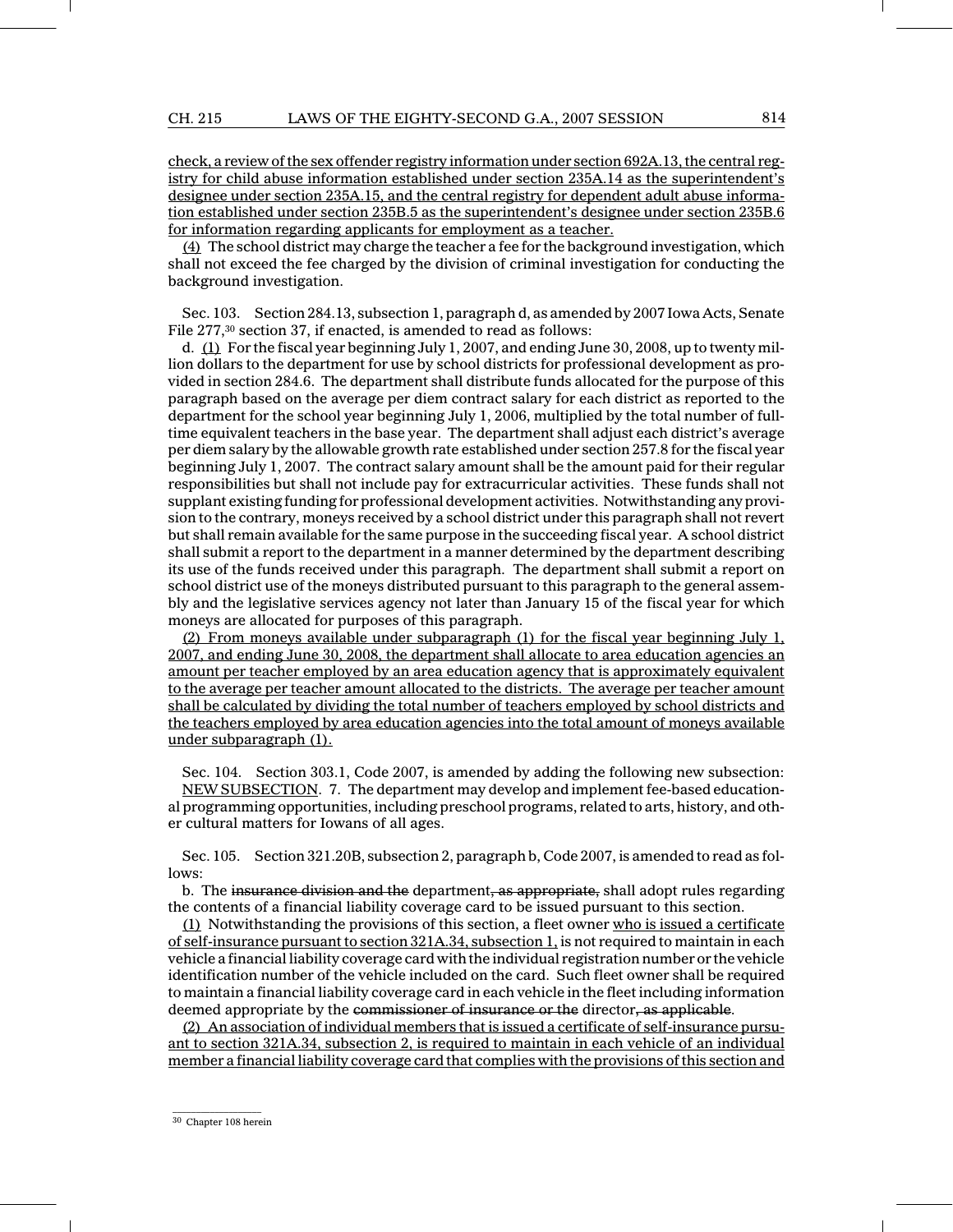check, a review of the sex offender registry information under section 692A.13, the central registry for child abuse information established under section 235A.14 as the superintendent's designee under section 235A.15, and the central registry for dependent adult abuse information established under section 235B.5 as the superintendent's designee under section 235B.6 for information regarding applicants for employment as a teacher.

(4) The school district may charge the teacher a fee for the background investigation, which shall not exceed the fee charged by the division of criminal investigation for conducting the background investigation.

Sec. 103. Section 284.13, subsection 1, paragraph d, as amended by 2007 Iowa Acts, Senate File 277,[30] section 37, if enacted, is amended to read as follows:

d. (1) For the fiscal year beginning July 1, 2007, and ending June 30, 2008, up to twenty million dollars to the department for use by school districts for professional development as provided in section 284.6. The department shall distribute funds allocated for the purpose of this paragraph based on the average per diem contract salary for each district as reported to the department for the school year beginning July 1, 2006, multiplied by the total number of full-time equivalent teachers in the base year. The department shall adjust each district's average per diem salary by the allowable growth rate established under section 257.8 for the fiscal year beginning July 1, 2007. The contract salary amount shall be the amount paid for their regular responsibilities but shall not include pay for extracurricular activities. These funds shall not supplant existing funding for professional development activities. Notwithstanding any provision to the contrary, moneys received by a school district under this paragraph shall not revert but shall remain available for the same purpose in the succeeding fiscal year. A school district shall submit a report to the department in a manner determined by the department describing its use of the funds received under this paragraph. The department shall submit a report on school district use of the moneys distributed pursuant to this paragraph to the general assembly and the legislative services agency not later than January 15 of the fiscal year for which moneys are allocated for purposes of this paragraph.

(2) From moneys available under subparagraph (1) for the fiscal year beginning July 1, 2007, and ending June 30, 2008, the department shall allocate to area education agencies an amount per teacher employed by an area education agency that is approximately equivalent to the average per teacher amount allocated to the districts. The average per teacher amount shall be calculated by dividing the total number of teachers employed by school districts and the teachers employed by area education agencies into the total amount of moneys available under subparagraph (1).

Sec. 104. Section 303.1, Code 2007, is amended by adding the following new subsection:

NEW SUBSECTION. 7. The department may develop and implement fee-based educational programming opportunities, including preschool programs, related to arts, history, and other cultural matters for Iowans of all ages.

Sec. 105. Section 321.20B, subsection 2, paragraph b, Code 2007, is amended to read as follows:

b. The ~~insurance division and the~~ department~~, as appropriate,~~ shall adopt rules regarding the contents of a financial liability coverage card to be issued pursuant to this section.

(1) Notwithstanding the provisions of this section, a fleet owner who is issued a certificate of self-insurance pursuant to section 321A.34, subsection 1, is not required to maintain in each vehicle a financial liability coverage card with the individual registration number or the vehicle identification number of the vehicle included on the card. Such fleet owner shall be required to maintain a financial liability coverage card in each vehicle in the fleet including information deemed appropriate by the ~~commissioner of insurance or the~~ director~~, as applicable~~.

(2) An association of individual members that is issued a certificate of self-insurance pursuant to section 321A.34, subsection 2, is required to maintain in each vehicle of an individual member a financial liability coverage card that complies with the provisions of this section and

---

[30] Chapter 108 herein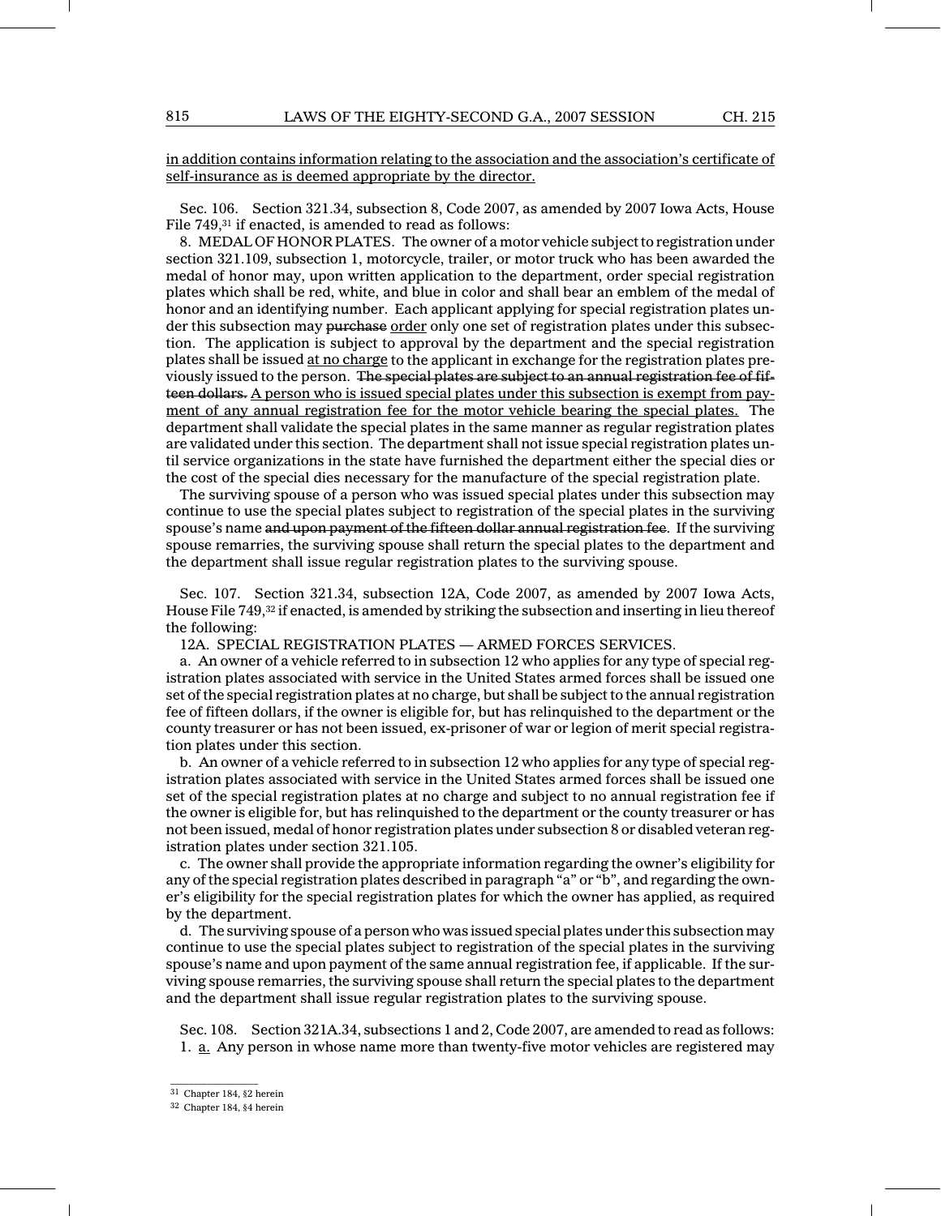in addition contains information relating to the association and the association's certificate of self-insurance as is deemed appropriate by the director.

Sec. 106. Section 321.34, subsection 8, Code 2007, as amended by 2007 Iowa Acts, House File 749,[31] if enacted, is amended to read as follows:

8. MEDAL OF HONOR PLATES. The owner of a motor vehicle subject to registration under section 321.109, subsection 1, motorcycle, trailer, or motor truck who has been awarded the medal of honor may, upon written application to the department, order special registration plates which shall be red, white, and blue in color and shall bear an emblem of the medal of honor and an identifying number. Each applicant applying for special registration plates under this subsection may ~~purchase~~ order only one set of registration plates under this subsection. The application is subject to approval by the department and the special registration plates shall be issued at no charge to the applicant in exchange for the registration plates previously issued to the person. ~~The special plates are subject to an annual registration fee of fifteen dollars.~~ A person who is issued special plates under this subsection is exempt from payment of any annual registration fee for the motor vehicle bearing the special plates. The department shall validate the special plates in the same manner as regular registration plates are validated under this section. The department shall not issue special registration plates until service organizations in the state have furnished the department either the special dies or the cost of the special dies necessary for the manufacture of the special registration plate.

The surviving spouse of a person who was issued special plates under this subsection may continue to use the special plates subject to registration of the special plates in the surviving spouse's name ~~and upon payment of the fifteen dollar annual registration fee~~. If the surviving spouse remarries, the surviving spouse shall return the special plates to the department and the department shall issue regular registration plates to the surviving spouse.

Sec. 107. Section 321.34, subsection 12A, Code 2007, as amended by 2007 Iowa Acts, House File 749,[32] if enacted, is amended by striking the subsection and inserting in lieu thereof the following:

12A. SPECIAL REGISTRATION PLATES — ARMED FORCES SERVICES.

a. An owner of a vehicle referred to in subsection 12 who applies for any type of special registration plates associated with service in the United States armed forces shall be issued one set of the special registration plates at no charge, but shall be subject to the annual registration fee of fifteen dollars, if the owner is eligible for, but has relinquished to the department or the county treasurer or has not been issued, ex-prisoner of war or legion of merit special registration plates under this section.

b. An owner of a vehicle referred to in subsection 12 who applies for any type of special registration plates associated with service in the United States armed forces shall be issued one set of the special registration plates at no charge and subject to no annual registration fee if the owner is eligible for, but has relinquished to the department or the county treasurer or has not been issued, medal of honor registration plates under subsection 8 or disabled veteran registration plates under section 321.105.

c. The owner shall provide the appropriate information regarding the owner's eligibility for any of the special registration plates described in paragraph "a" or "b", and regarding the owner's eligibility for the special registration plates for which the owner has applied, as required by the department.

d. The surviving spouse of a person who was issued special plates under this subsection may continue to use the special plates subject to registration of the special plates in the surviving spouse's name and upon payment of the same annual registration fee, if applicable. If the surviving spouse remarries, the surviving spouse shall return the special plates to the department and the department shall issue regular registration plates to the surviving spouse.

Sec. 108. Section 321A.34, subsections 1 and 2, Code 2007, are amended to read as follows:

1. a. Any person in whose name more than twenty-five motor vehicles are registered may

---

[31] Chapter 184, §2 herein

[32] Chapter 184, §4 herein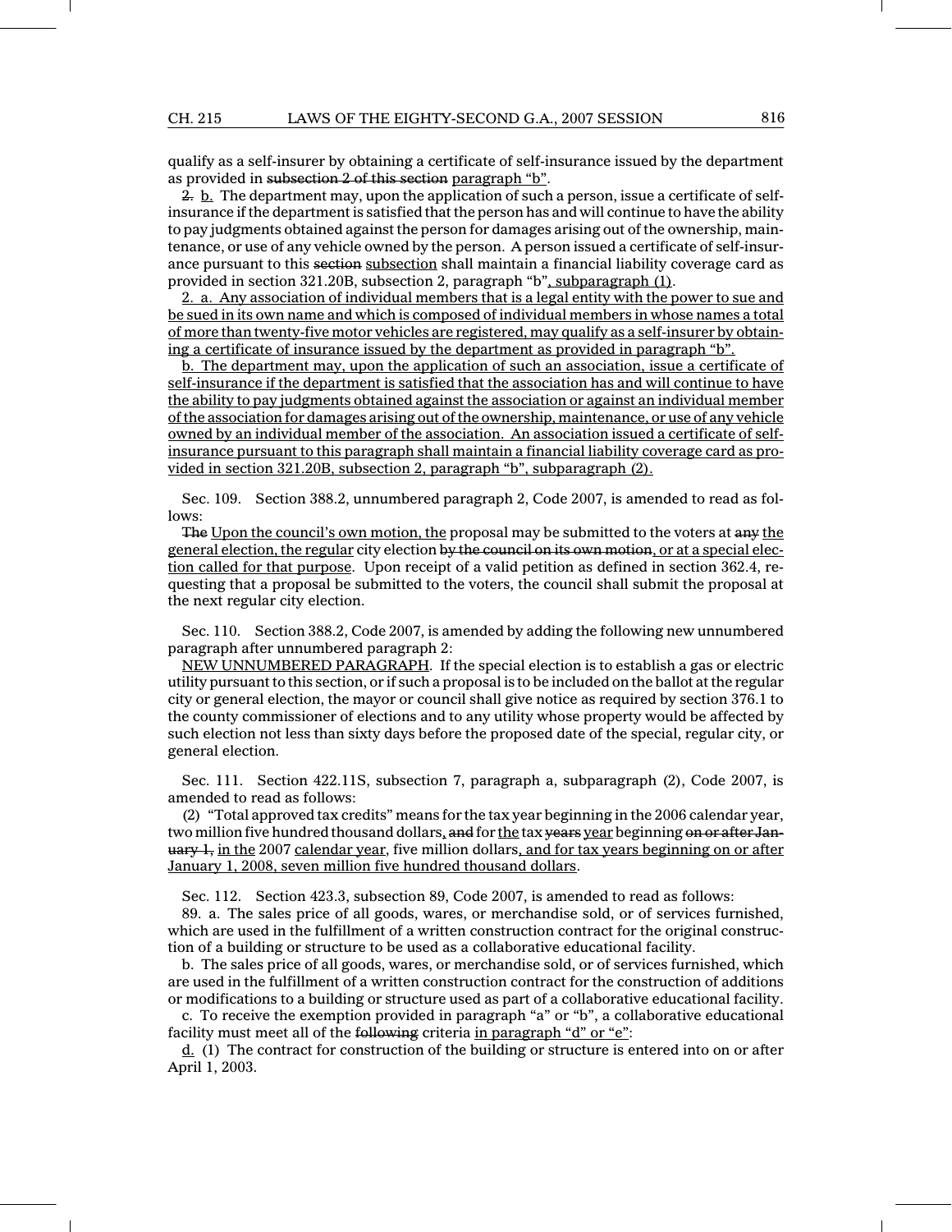qualify as a self-insurer by obtaining a certificate of self-insurance issued by the department as provided in ~~subsection 2 of this section~~ paragraph "b".

~~2.~~ b. The department may, upon the application of such a person, issue a certificate of self-insurance if the department is satisfied that the person has and will continue to have the ability to pay judgments obtained against the person for damages arising out of the ownership, maintenance, or use of any vehicle owned by the person. A person issued a certificate of self-insurance pursuant to this ~~section~~ subsection shall maintain a financial liability coverage card as provided in section 321.20B, subsection 2, paragraph "b", subparagraph (1).

2. a. Any association of individual members that is a legal entity with the power to sue and be sued in its own name and which is composed of individual members in whose names a total of more than twenty-five motor vehicles are registered, may qualify as a self-insurer by obtaining a certificate of insurance issued by the department as provided in paragraph "b".

b. The department may, upon the application of such an association, issue a certificate of self-insurance if the department is satisfied that the association has and will continue to have the ability to pay judgments obtained against the association or against an individual member of the association for damages arising out of the ownership, maintenance, or use of any vehicle owned by an individual member of the association. An association issued a certificate of self-insurance pursuant to this paragraph shall maintain a financial liability coverage card as provided in section 321.20B, subsection 2, paragraph "b", subparagraph (2).

Sec. 109. Section 388.2, unnumbered paragraph 2, Code 2007, is amended to read as follows:

~~The~~ Upon the council's own motion, the proposal may be submitted to the voters at ~~any~~ the general election, the regular city election ~~by the council on its own motion~~, or at a special election called for that purpose. Upon receipt of a valid petition as defined in section 362.4, requesting that a proposal be submitted to the voters, the council shall submit the proposal at the next regular city election.

Sec. 110. Section 388.2, Code 2007, is amended by adding the following new unnumbered paragraph after unnumbered paragraph 2:

NEW UNNUMBERED PARAGRAPH. If the special election is to establish a gas or electric utility pursuant to this section, or if such a proposal is to be included on the ballot at the regular city or general election, the mayor or council shall give notice as required by section 376.1 to the county commissioner of elections and to any utility whose property would be affected by such election not less than sixty days before the proposed date of the special, regular city, or general election.

Sec. 111. Section 422.11S, subsection 7, paragraph a, subparagraph (2), Code 2007, is amended to read as follows:

(2) "Total approved tax credits" means for the tax year beginning in the 2006 calendar year, two million five hundred thousand dollars, ~~and~~ for the tax ~~years~~ year beginning ~~on or after January 1,~~ in the 2007 calendar year, five million dollars, and for tax years beginning on or after January 1, 2008, seven million five hundred thousand dollars.

Sec. 112. Section 423.3, subsection 89, Code 2007, is amended to read as follows:

89. a. The sales price of all goods, wares, or merchandise sold, or of services furnished, which are used in the fulfillment of a written construction contract for the original construction of a building or structure to be used as a collaborative educational facility.

b. The sales price of all goods, wares, or merchandise sold, or of services furnished, which are used in the fulfillment of a written construction contract for the construction of additions or modifications to a building or structure used as part of a collaborative educational facility.

c. To receive the exemption provided in paragraph "a" or "b", a collaborative educational facility must meet all of the ~~following~~ criteria in paragraph "d" or "e":

d. (1) The contract for construction of the building or structure is entered into on or after April 1, 2003.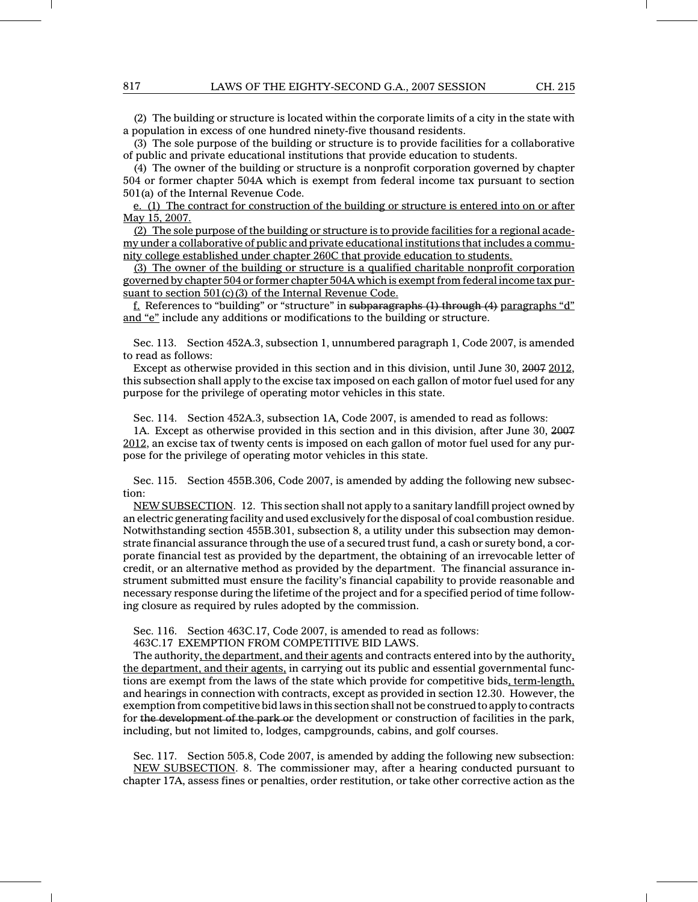(2) The building or structure is located within the corporate limits of a city in the state with a population in excess of one hundred ninety-five thousand residents.

(3) The sole purpose of the building or structure is to provide facilities for a collaborative of public and private educational institutions that provide education to students.

(4) The owner of the building or structure is a nonprofit corporation governed by chapter 504 or former chapter 504A which is exempt from federal income tax pursuant to section 501(a) of the Internal Revenue Code.

e. (1) The contract for construction of the building or structure is entered into on or after May 15, 2007.

(2) The sole purpose of the building or structure is to provide facilities for a regional academy under a collaborative of public and private educational institutions that includes a community college established under chapter 260C that provide education to students.

(3) The owner of the building or structure is a qualified charitable nonprofit corporation governed by chapter 504 or former chapter 504A which is exempt from federal income tax pursuant to section 501(c)(3) of the Internal Revenue Code.

f. References to "building" or "structure" in ~~subparagraphs (1) through (4)~~ paragraphs "d" and "e" include any additions or modifications to the building or structure.

Sec. 113. Section 452A.3, subsection 1, unnumbered paragraph 1, Code 2007, is amended to read as follows:

Except as otherwise provided in this section and in this division, until June 30, ~~2007~~ 2012, this subsection shall apply to the excise tax imposed on each gallon of motor fuel used for any purpose for the privilege of operating motor vehicles in this state.

Sec. 114. Section 452A.3, subsection 1A, Code 2007, is amended to read as follows:

1A. Except as otherwise provided in this section and in this division, after June 30, ~~2007~~ 2012, an excise tax of twenty cents is imposed on each gallon of motor fuel used for any purpose for the privilege of operating motor vehicles in this state.

Sec. 115. Section 455B.306, Code 2007, is amended by adding the following new subsection:

NEW SUBSECTION. 12. This section shall not apply to a sanitary landfill project owned by an electric generating facility and used exclusively for the disposal of coal combustion residue. Notwithstanding section 455B.301, subsection 8, a utility under this subsection may demonstrate financial assurance through the use of a secured trust fund, a cash or surety bond, a corporate financial test as provided by the department, the obtaining of an irrevocable letter of credit, or an alternative method as provided by the department. The financial assurance instrument submitted must ensure the facility's financial capability to provide reasonable and necessary response during the lifetime of the project and for a specified period of time following closure as required by rules adopted by the commission.

Sec. 116. Section 463C.17, Code 2007, is amended to read as follows:

463C.17 EXEMPTION FROM COMPETITIVE BID LAWS.

The authority, the department, and their agents and contracts entered into by the authority, the department, and their agents, in carrying out its public and essential governmental functions are exempt from the laws of the state which provide for competitive bids, term-length, and hearings in connection with contracts, except as provided in section 12.30. However, the exemption from competitive bid laws in this section shall not be construed to apply to contracts for ~~the development of the park or~~ the development or construction of facilities in the park, including, but not limited to, lodges, campgrounds, cabins, and golf courses.

Sec. 117. Section 505.8, Code 2007, is amended by adding the following new subsection:

NEW SUBSECTION. 8. The commissioner may, after a hearing conducted pursuant to chapter 17A, assess fines or penalties, order restitution, or take other corrective action as the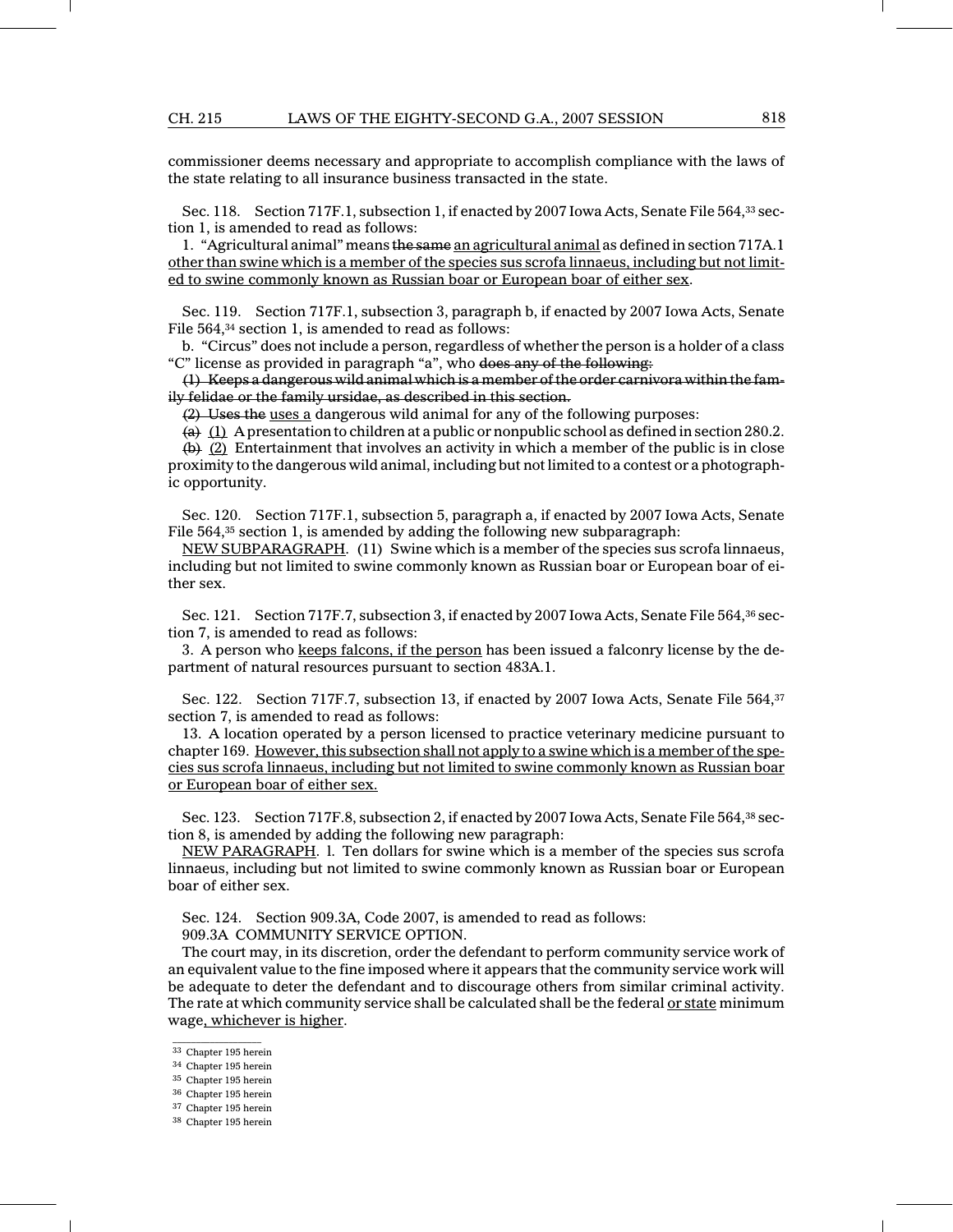commissioner deems necessary and appropriate to accomplish compliance with the laws of the state relating to all insurance business transacted in the state.

Sec. 118. Section 717F.1, subsection 1, if enacted by 2007 Iowa Acts, Senate File 564,[33] section 1, is amended to read as follows:

1. "Agricultural animal" means ~~the same~~ <u>an agricultural animal</u> as defined in section 717A.1 <u>other than swine which is a member of the species sus scrofa linnaeus, including but not limited to swine commonly known as Russian boar or European boar of either sex</u>.

Sec. 119. Section 717F.1, subsection 3, paragraph b, if enacted by 2007 Iowa Acts, Senate File 564,[34] section 1, is amended to read as follows:

b. "Circus" does not include a person, regardless of whether the person is a holder of a class "C" license as provided in paragraph "a", who ~~does any of the following:~~

~~(1) Keeps a dangerous wild animal which is a member of the order carnivora within the family felidae or the family ursidae, as described in this section.~~

~~(2) Uses the~~ <u>uses a</u> dangerous wild animal for any of the following purposes:

~~(a)~~ <u>(1)</u> A presentation to children at a public or nonpublic school as defined in section 280.2.

~~(b)~~ <u>(2)</u> Entertainment that involves an activity in which a member of the public is in close proximity to the dangerous wild animal, including but not limited to a contest or a photographic opportunity.

Sec. 120. Section 717F.1, subsection 5, paragraph a, if enacted by 2007 Iowa Acts, Senate File 564,[35] section 1, is amended by adding the following new subparagraph:

<u>NEW SUBPARAGRAPH</u>. (11) Swine which is a member of the species sus scrofa linnaeus, including but not limited to swine commonly known as Russian boar or European boar of either sex.

Sec. 121. Section 717F.7, subsection 3, if enacted by 2007 Iowa Acts, Senate File 564,[36] section 7, is amended to read as follows:

3. A person who <u>keeps falcons, if the person</u> has been issued a falconry license by the department of natural resources pursuant to section 483A.1.

Sec. 122. Section 717F.7, subsection 13, if enacted by 2007 Iowa Acts, Senate File 564,[37] section 7, is amended to read as follows:

13. A location operated by a person licensed to practice veterinary medicine pursuant to chapter 169. <u>However, this subsection shall not apply to a swine which is a member of the species sus scrofa linnaeus, including but not limited to swine commonly known as Russian boar or European boar of either sex.</u>

Sec. 123. Section 717F.8, subsection 2, if enacted by 2007 Iowa Acts, Senate File 564,[38] section 8, is amended by adding the following new paragraph:

<u>NEW PARAGRAPH</u>. l. Ten dollars for swine which is a member of the species sus scrofa linnaeus, including but not limited to swine commonly known as Russian boar or European boar of either sex.

Sec. 124. Section 909.3A, Code 2007, is amended to read as follows:

909.3A COMMUNITY SERVICE OPTION.

The court may, in its discretion, order the defendant to perform community service work of an equivalent value to the fine imposed where it appears that the community service work will be adequate to deter the defendant and to discourage others from similar criminal activity. The rate at which community service shall be calculated shall be the federal <u>or state</u> minimum wage<u>, whichever is higher</u>.

---

[33] Chapter 195 herein

[34] Chapter 195 herein

[35] Chapter 195 herein

[36] Chapter 195 herein

[37] Chapter 195 herein

[38] Chapter 195 herein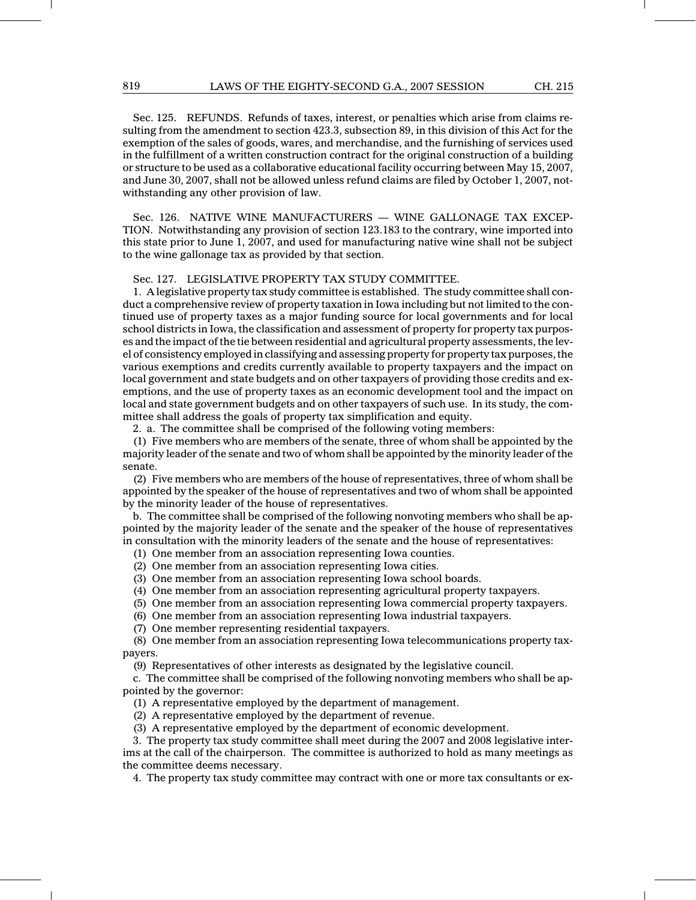Sec. 125. REFUNDS. Refunds of taxes, interest, or penalties which arise from claims resulting from the amendment to section 423.3, subsection 89, in this division of this Act for the exemption of the sales of goods, wares, and merchandise, and the furnishing of services used in the fulfillment of a written construction contract for the original construction of a building or structure to be used as a collaborative educational facility occurring between May 15, 2007, and June 30, 2007, shall not be allowed unless refund claims are filed by October 1, 2007, notwithstanding any other provision of law.

Sec. 126. NATIVE WINE MANUFACTURERS — WINE GALLONAGE TAX EXCEPTION. Notwithstanding any provision of section 123.183 to the contrary, wine imported into this state prior to June 1, 2007, and used for manufacturing native wine shall not be subject to the wine gallonage tax as provided by that section.

Sec. 127. LEGISLATIVE PROPERTY TAX STUDY COMMITTEE.

1. A legislative property tax study committee is established. The study committee shall conduct a comprehensive review of property taxation in Iowa including but not limited to the continued use of property taxes as a major funding source for local governments and for local school districts in Iowa, the classification and assessment of property for property tax purposes and the impact of the tie between residential and agricultural property assessments, the level of consistency employed in classifying and assessing property for property tax purposes, the various exemptions and credits currently available to property taxpayers and the impact on local government and state budgets and on other taxpayers of providing those credits and exemptions, and the use of property taxes as an economic development tool and the impact on local and state government budgets and on other taxpayers of such use. In its study, the committee shall address the goals of property tax simplification and equity.

2. a. The committee shall be comprised of the following voting members:

(1) Five members who are members of the senate, three of whom shall be appointed by the majority leader of the senate and two of whom shall be appointed by the minority leader of the senate.

(2) Five members who are members of the house of representatives, three of whom shall be appointed by the speaker of the house of representatives and two of whom shall be appointed by the minority leader of the house of representatives.

b. The committee shall be comprised of the following nonvoting members who shall be appointed by the majority leader of the senate and the speaker of the house of representatives in consultation with the minority leaders of the senate and the house of representatives:

(1) One member from an association representing Iowa counties.

(2) One member from an association representing Iowa cities.

(3) One member from an association representing Iowa school boards.

(4) One member from an association representing agricultural property taxpayers.

(5) One member from an association representing Iowa commercial property taxpayers.

(6) One member from an association representing Iowa industrial taxpayers.

(7) One member representing residential taxpayers.

(8) One member from an association representing Iowa telecommunications property taxpayers.

(9) Representatives of other interests as designated by the legislative council.

c. The committee shall be comprised of the following nonvoting members who shall be appointed by the governor:

(1) A representative employed by the department of management.

(2) A representative employed by the department of revenue.

(3) A representative employed by the department of economic development.

3. The property tax study committee shall meet during the 2007 and 2008 legislative interims at the call of the chairperson. The committee is authorized to hold as many meetings as the committee deems necessary.

4. The property tax study committee may contract with one or more tax consultants or ex-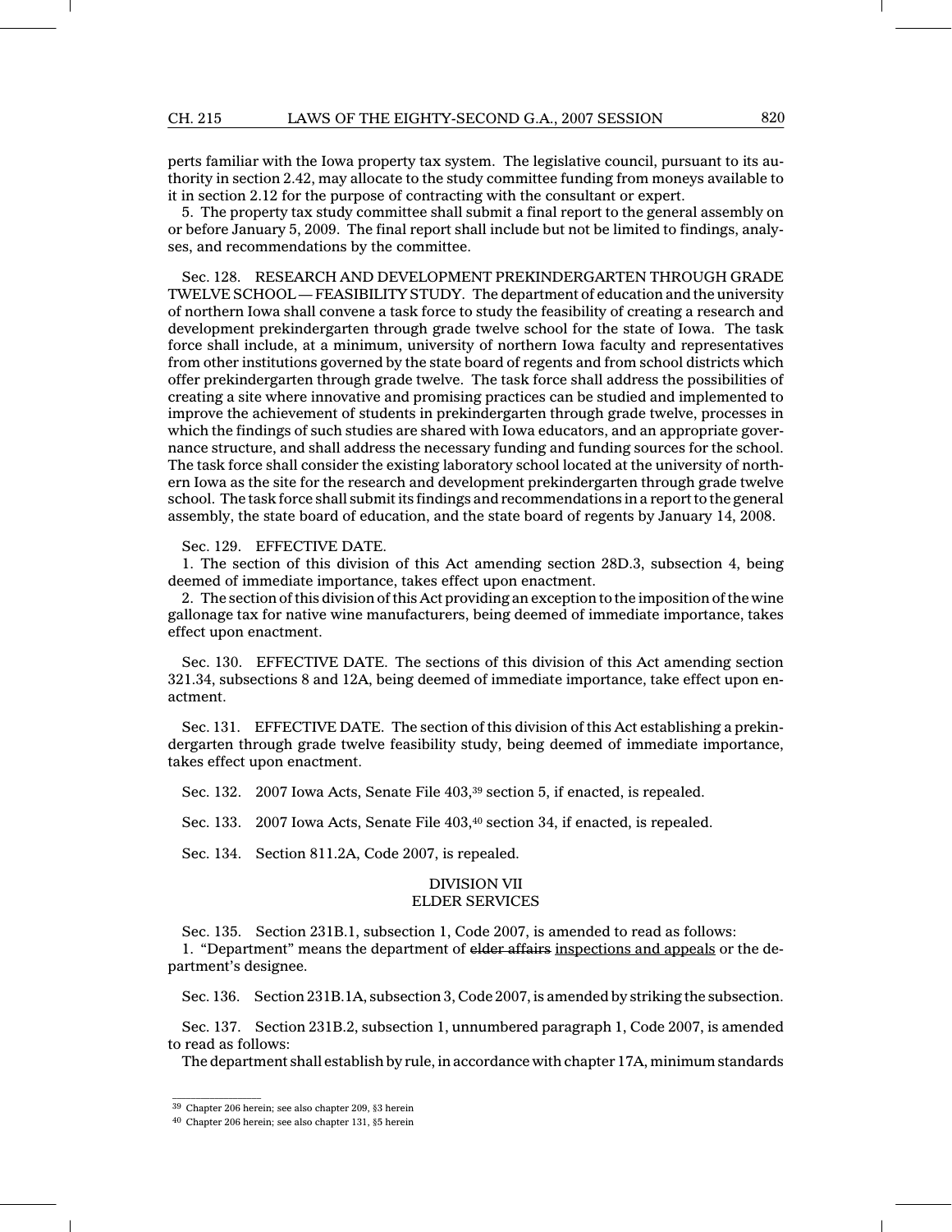perts familiar with the Iowa property tax system. The legislative council, pursuant to its authority in section 2.42, may allocate to the study committee funding from moneys available to it in section 2.12 for the purpose of contracting with the consultant or expert.

5. The property tax study committee shall submit a final report to the general assembly on or before January 5, 2009. The final report shall include but not be limited to findings, analyses, and recommendations by the committee.

Sec. 128. RESEARCH AND DEVELOPMENT PREKINDERGARTEN THROUGH GRADE TWELVE SCHOOL — FEASIBILITY STUDY. The department of education and the university of northern Iowa shall convene a task force to study the feasibility of creating a research and development prekindergarten through grade twelve school for the state of Iowa. The task force shall include, at a minimum, university of northern Iowa faculty and representatives from other institutions governed by the state board of regents and from school districts which offer prekindergarten through grade twelve. The task force shall address the possibilities of creating a site where innovative and promising practices can be studied and implemented to improve the achievement of students in prekindergarten through grade twelve, processes in which the findings of such studies are shared with Iowa educators, and an appropriate governance structure, and shall address the necessary funding and funding sources for the school. The task force shall consider the existing laboratory school located at the university of northern Iowa as the site for the research and development prekindergarten through grade twelve school. The task force shall submit its findings and recommendations in a report to the general assembly, the state board of education, and the state board of regents by January 14, 2008.

Sec. 129. EFFECTIVE DATE.

1. The section of this division of this Act amending section 28D.3, subsection 4, being deemed of immediate importance, takes effect upon enactment.

2. The section of this division of this Act providing an exception to the imposition of the wine gallonage tax for native wine manufacturers, being deemed of immediate importance, takes effect upon enactment.

Sec. 130. EFFECTIVE DATE. The sections of this division of this Act amending section 321.34, subsections 8 and 12A, being deemed of immediate importance, take effect upon enactment.

Sec. 131. EFFECTIVE DATE. The section of this division of this Act establishing a prekindergarten through grade twelve feasibility study, being deemed of immediate importance, takes effect upon enactment.

Sec. 132. 2007 Iowa Acts, Senate File 403,[39] section 5, if enacted, is repealed.

Sec. 133. 2007 Iowa Acts, Senate File 403,[40] section 34, if enacted, is repealed.

Sec. 134. Section 811.2A, Code 2007, is repealed.

## DIVISION VII
## ELDER SERVICES

Sec. 135. Section 231B.1, subsection 1, Code 2007, is amended to read as follows:

1. "Department" means the department of ~~elder affairs~~ inspections and appeals or the department's designee.

Sec. 136. Section 231B.1A, subsection 3, Code 2007, is amended by striking the subsection.

Sec. 137. Section 231B.2, subsection 1, unnumbered paragraph 1, Code 2007, is amended to read as follows:

The department shall establish by rule, in accordance with chapter 17A, minimum standards

---

[39] Chapter 206 herein; see also chapter 209, §3 herein

[40] Chapter 206 herein; see also chapter 131, §5 herein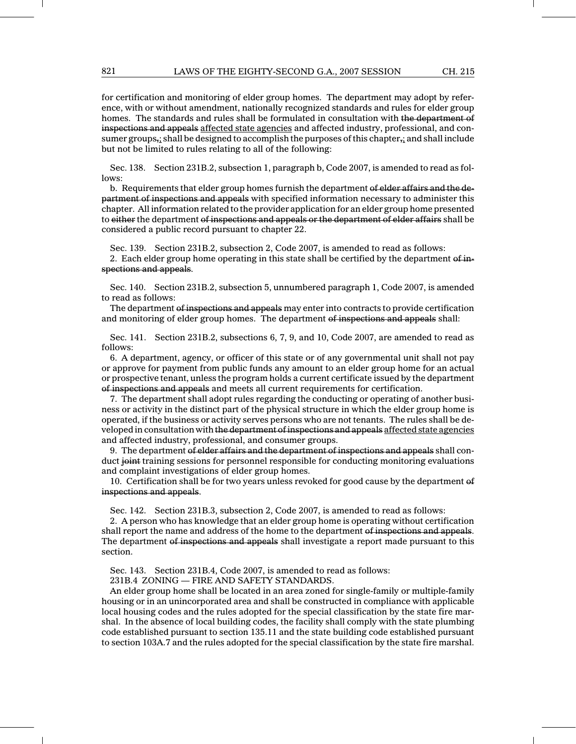for certification and monitoring of elder group homes. The department may adopt by reference, with or without amendment, nationally recognized standards and rules for elder group homes. The standards and rules shall be formulated in consultation with ~~the department of inspections and appeals~~ <u>affected state agencies</u> and affected industry, professional, and consumer groups~~,~~<u>;</u> shall be designed to accomplish the purposes of this chapter~~,~~<u>;</u> and shall include but not be limited to rules relating to all of the following:

Sec. 138. Section 231B.2, subsection 1, paragraph b, Code 2007, is amended to read as follows:

b. Requirements that elder group homes furnish the department ~~of elder affairs and the department of inspections and appeals~~ with specified information necessary to administer this chapter. All information related to the provider application for an elder group home presented to ~~either~~ the department ~~of inspections and appeals or the department of elder affairs~~ shall be considered a public record pursuant to chapter 22.

Sec. 139. Section 231B.2, subsection 2, Code 2007, is amended to read as follows:

2. Each elder group home operating in this state shall be certified by the department ~~of inspections and appeals~~.

Sec. 140. Section 231B.2, subsection 5, unnumbered paragraph 1, Code 2007, is amended to read as follows:

The department ~~of inspections and appeals~~ may enter into contracts to provide certification and monitoring of elder group homes. The department ~~of inspections and appeals~~ shall:

Sec. 141. Section 231B.2, subsections 6, 7, 9, and 10, Code 2007, are amended to read as follows:

6. A department, agency, or officer of this state or of any governmental unit shall not pay or approve for payment from public funds any amount to an elder group home for an actual or prospective tenant, unless the program holds a current certificate issued by the department ~~of inspections and appeals~~ and meets all current requirements for certification.

7. The department shall adopt rules regarding the conducting or operating of another business or activity in the distinct part of the physical structure in which the elder group home is operated, if the business or activity serves persons who are not tenants. The rules shall be developed in consultation with ~~the department of inspections and appeals~~ <u>affected state agencies</u> and affected industry, professional, and consumer groups.

9. The department ~~of elder affairs and the department of inspections and appeals~~ shall conduct ~~joint~~ training sessions for personnel responsible for conducting monitoring evaluations and complaint investigations of elder group homes.

10. Certification shall be for two years unless revoked for good cause by the department ~~of inspections and appeals~~.

Sec. 142. Section 231B.3, subsection 2, Code 2007, is amended to read as follows:

2. A person who has knowledge that an elder group home is operating without certification shall report the name and address of the home to the department ~~of inspections and appeals~~. The department ~~of inspections and appeals~~ shall investigate a report made pursuant to this section.

Sec. 143. Section 231B.4, Code 2007, is amended to read as follows:

231B.4 ZONING — FIRE AND SAFETY STANDARDS.

An elder group home shall be located in an area zoned for single-family or multiple-family housing or in an unincorporated area and shall be constructed in compliance with applicable local housing codes and the rules adopted for the special classification by the state fire marshal. In the absence of local building codes, the facility shall comply with the state plumbing code established pursuant to section 135.11 and the state building code established pursuant to section 103A.7 and the rules adopted for the special classification by the state fire marshal.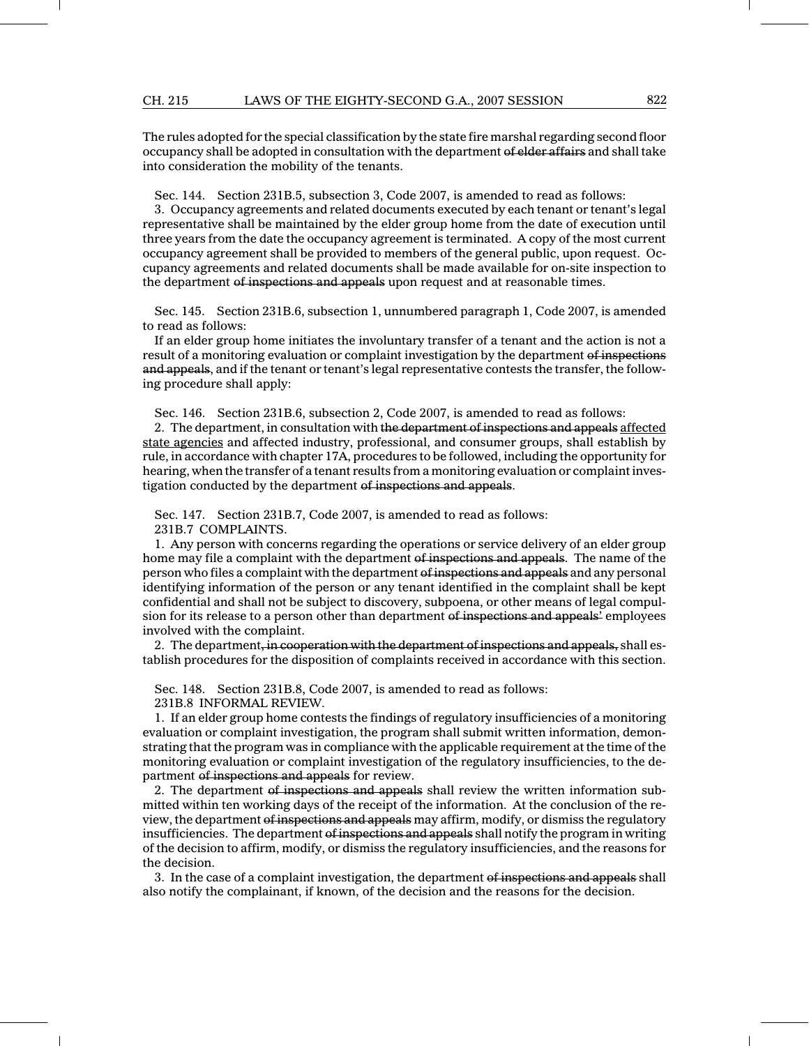The rules adopted for the special classification by the state fire marshal regarding second floor occupancy shall be adopted in consultation with the department ~~of elder affairs~~ and shall take into consideration the mobility of the tenants.

Sec. 144. Section 231B.5, subsection 3, Code 2007, is amended to read as follows:

3. Occupancy agreements and related documents executed by each tenant or tenant's legal representative shall be maintained by the elder group home from the date of execution until three years from the date the occupancy agreement is terminated. A copy of the most current occupancy agreement shall be provided to members of the general public, upon request. Occupancy agreements and related documents shall be made available for on-site inspection to the department ~~of inspections and appeals~~ upon request and at reasonable times.

Sec. 145. Section 231B.6, subsection 1, unnumbered paragraph 1, Code 2007, is amended to read as follows:

If an elder group home initiates the involuntary transfer of a tenant and the action is not a result of a monitoring evaluation or complaint investigation by the department ~~of inspections and appeals~~, and if the tenant or tenant's legal representative contests the transfer, the following procedure shall apply:

Sec. 146. Section 231B.6, subsection 2, Code 2007, is amended to read as follows:

2. The department, in consultation with ~~the department of inspections and appeals~~ <u>affected state agencies</u> and affected industry, professional, and consumer groups, shall establish by rule, in accordance with chapter 17A, procedures to be followed, including the opportunity for hearing, when the transfer of a tenant results from a monitoring evaluation or complaint investigation conducted by the department ~~of inspections and appeals~~.

Sec. 147. Section 231B.7, Code 2007, is amended to read as follows:

231B.7 COMPLAINTS.

1. Any person with concerns regarding the operations or service delivery of an elder group home may file a complaint with the department ~~of inspections and appeals~~. The name of the person who files a complaint with the department ~~of inspections and appeals~~ and any personal identifying information of the person or any tenant identified in the complaint shall be kept confidential and shall not be subject to discovery, subpoena, or other means of legal compulsion for its release to a person other than department ~~of inspections and appeals'~~ employees involved with the complaint.

2. The department~~, in cooperation with the department of inspections and appeals,~~ shall establish procedures for the disposition of complaints received in accordance with this section.

Sec. 148. Section 231B.8, Code 2007, is amended to read as follows:

231B.8 INFORMAL REVIEW.

1. If an elder group home contests the findings of regulatory insufficiencies of a monitoring evaluation or complaint investigation, the program shall submit written information, demonstrating that the program was in compliance with the applicable requirement at the time of the monitoring evaluation or complaint investigation of the regulatory insufficiencies, to the department ~~of inspections and appeals~~ for review.

2. The department ~~of inspections and appeals~~ shall review the written information submitted within ten working days of the receipt of the information. At the conclusion of the review, the department ~~of inspections and appeals~~ may affirm, modify, or dismiss the regulatory insufficiencies. The department ~~of inspections and appeals~~ shall notify the program in writing of the decision to affirm, modify, or dismiss the regulatory insufficiencies, and the reasons for the decision.

3. In the case of a complaint investigation, the department ~~of inspections and appeals~~ shall also notify the complainant, if known, of the decision and the reasons for the decision.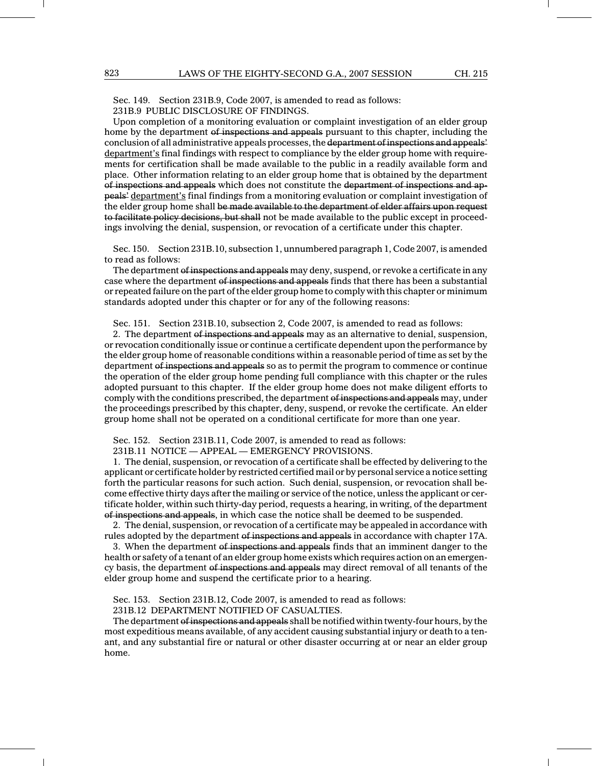Sec. 149. Section 231B.9, Code 2007, is amended to read as follows:

231B.9 PUBLIC DISCLOSURE OF FINDINGS.

Upon completion of a monitoring evaluation or complaint investigation of an elder group home by the department ~~of inspections and appeals~~ pursuant to this chapter, including the conclusion of all administrative appeals processes, the ~~department of inspections and appeals'~~ <u>department's</u> final findings with respect to compliance by the elder group home with requirements for certification shall be made available to the public in a readily available form and place. Other information relating to an elder group home that is obtained by the department ~~of inspections and appeals~~ which does not constitute the ~~department of inspections and appeals'~~ <u>department's</u> final findings from a monitoring evaluation or complaint investigation of the elder group home shall ~~be made available to the department of elder affairs upon request to facilitate policy decisions, but shall~~ not be made available to the public except in proceedings involving the denial, suspension, or revocation of a certificate under this chapter.

Sec. 150. Section 231B.10, subsection 1, unnumbered paragraph 1, Code 2007, is amended to read as follows:

The department ~~of inspections and appeals~~ may deny, suspend, or revoke a certificate in any case where the department ~~of inspections and appeals~~ finds that there has been a substantial or repeated failure on the part of the elder group home to comply with this chapter or minimum standards adopted under this chapter or for any of the following reasons:

Sec. 151. Section 231B.10, subsection 2, Code 2007, is amended to read as follows:

2. The department ~~of inspections and appeals~~ may as an alternative to denial, suspension, or revocation conditionally issue or continue a certificate dependent upon the performance by the elder group home of reasonable conditions within a reasonable period of time as set by the department ~~of inspections and appeals~~ so as to permit the program to commence or continue the operation of the elder group home pending full compliance with this chapter or the rules adopted pursuant to this chapter. If the elder group home does not make diligent efforts to comply with the conditions prescribed, the department ~~of inspections and appeals~~ may, under the proceedings prescribed by this chapter, deny, suspend, or revoke the certificate. An elder group home shall not be operated on a conditional certificate for more than one year.

Sec. 152. Section 231B.11, Code 2007, is amended to read as follows:

231B.11 NOTICE — APPEAL — EMERGENCY PROVISIONS.

1. The denial, suspension, or revocation of a certificate shall be effected by delivering to the applicant or certificate holder by restricted certified mail or by personal service a notice setting forth the particular reasons for such action. Such denial, suspension, or revocation shall become effective thirty days after the mailing or service of the notice, unless the applicant or certificate holder, within such thirty-day period, requests a hearing, in writing, of the department ~~of inspections and appeals~~, in which case the notice shall be deemed to be suspended.

2. The denial, suspension, or revocation of a certificate may be appealed in accordance with rules adopted by the department ~~of inspections and appeals~~ in accordance with chapter 17A.

3. When the department ~~of inspections and appeals~~ finds that an imminent danger to the health or safety of a tenant of an elder group home exists which requires action on an emergency basis, the department ~~of inspections and appeals~~ may direct removal of all tenants of the elder group home and suspend the certificate prior to a hearing.

Sec. 153. Section 231B.12, Code 2007, is amended to read as follows:

231B.12 DEPARTMENT NOTIFIED OF CASUALTIES.

The department ~~of inspections and appeals~~ shall be notified within twenty-four hours, by the most expeditious means available, of any accident causing substantial injury or death to a tenant, and any substantial fire or natural or other disaster occurring at or near an elder group home.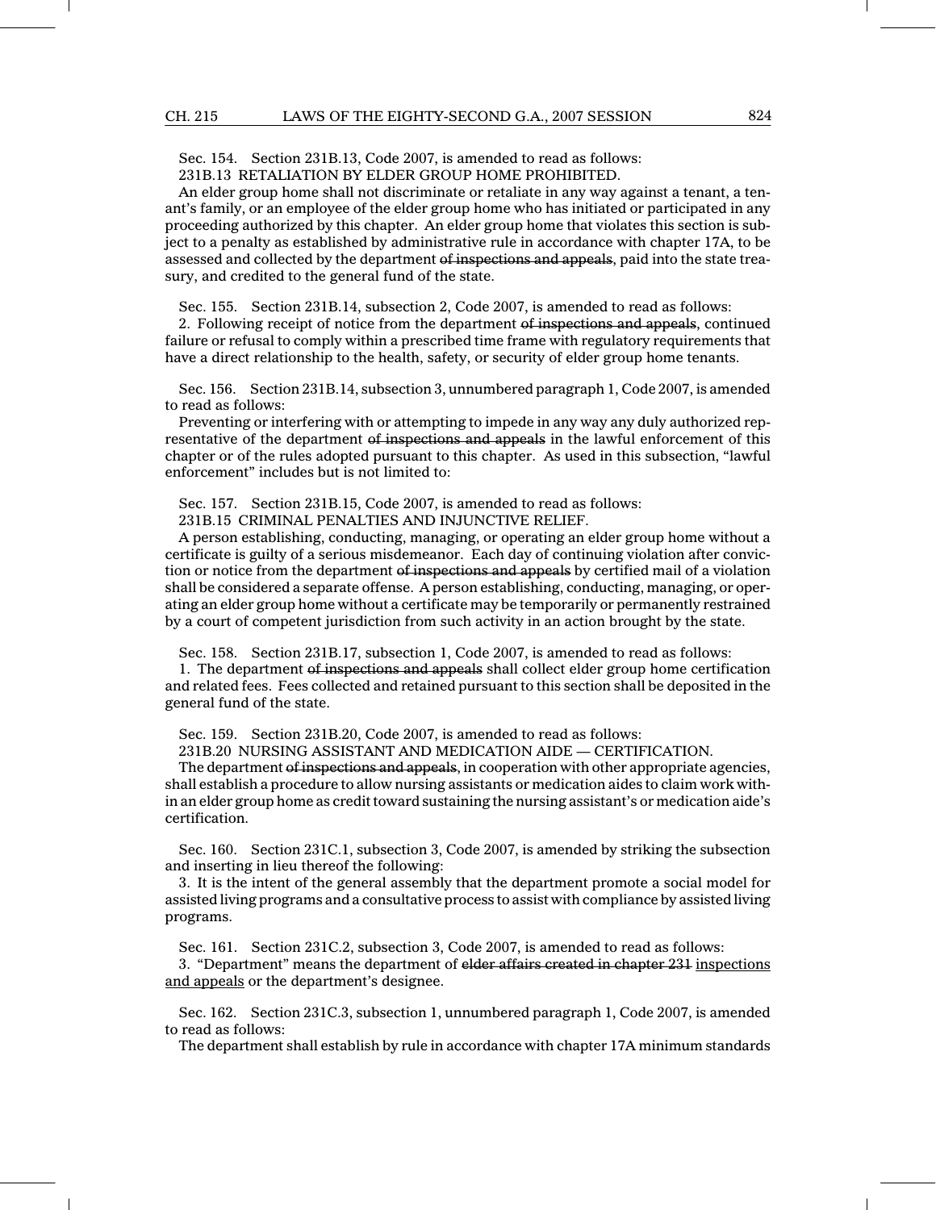Sec. 154. Section 231B.13, Code 2007, is amended to read as follows:

231B.13 RETALIATION BY ELDER GROUP HOME PROHIBITED.

An elder group home shall not discriminate or retaliate in any way against a tenant, a tenant's family, or an employee of the elder group home who has initiated or participated in any proceeding authorized by this chapter. An elder group home that violates this section is subject to a penalty as established by administrative rule in accordance with chapter 17A, to be assessed and collected by the department ~~of inspections and appeals~~, paid into the state treasury, and credited to the general fund of the state.

Sec. 155. Section 231B.14, subsection 2, Code 2007, is amended to read as follows:

2. Following receipt of notice from the department ~~of inspections and appeals~~, continued failure or refusal to comply within a prescribed time frame with regulatory requirements that have a direct relationship to the health, safety, or security of elder group home tenants.

Sec. 156. Section 231B.14, subsection 3, unnumbered paragraph 1, Code 2007, is amended to read as follows:

Preventing or interfering with or attempting to impede in any way any duly authorized representative of the department ~~of inspections and appeals~~ in the lawful enforcement of this chapter or of the rules adopted pursuant to this chapter. As used in this subsection, "lawful enforcement" includes but is not limited to:

Sec. 157. Section 231B.15, Code 2007, is amended to read as follows:

231B.15 CRIMINAL PENALTIES AND INJUNCTIVE RELIEF.

A person establishing, conducting, managing, or operating an elder group home without a certificate is guilty of a serious misdemeanor. Each day of continuing violation after conviction or notice from the department ~~of inspections and appeals~~ by certified mail of a violation shall be considered a separate offense. A person establishing, conducting, managing, or operating an elder group home without a certificate may be temporarily or permanently restrained by a court of competent jurisdiction from such activity in an action brought by the state.

Sec. 158. Section 231B.17, subsection 1, Code 2007, is amended to read as follows:

1. The department ~~of inspections and appeals~~ shall collect elder group home certification and related fees. Fees collected and retained pursuant to this section shall be deposited in the general fund of the state.

Sec. 159. Section 231B.20, Code 2007, is amended to read as follows:

231B.20 NURSING ASSISTANT AND MEDICATION AIDE — CERTIFICATION.

The department ~~of inspections and appeals~~, in cooperation with other appropriate agencies, shall establish a procedure to allow nursing assistants or medication aides to claim work within an elder group home as credit toward sustaining the nursing assistant's or medication aide's certification.

Sec. 160. Section 231C.1, subsection 3, Code 2007, is amended by striking the subsection and inserting in lieu thereof the following:

3. It is the intent of the general assembly that the department promote a social model for assisted living programs and a consultative process to assist with compliance by assisted living programs.

Sec. 161. Section 231C.2, subsection 3, Code 2007, is amended to read as follows:

3. "Department" means the department of ~~elder affairs created in chapter 231~~ <u>inspections and appeals</u> or the department's designee.

Sec. 162. Section 231C.3, subsection 1, unnumbered paragraph 1, Code 2007, is amended to read as follows:

The department shall establish by rule in accordance with chapter 17A minimum standards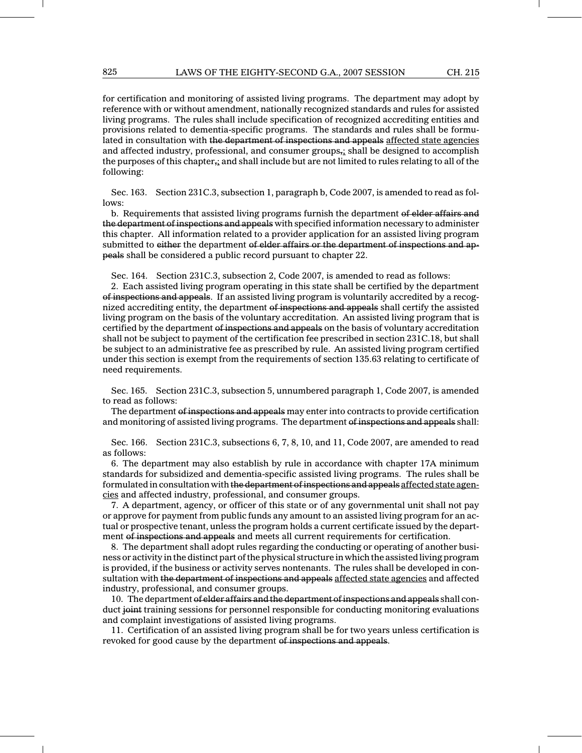for certification and monitoring of assisted living programs. The department may adopt by reference with or without amendment, nationally recognized standards and rules for assisted living programs. The rules shall include specification of recognized accrediting entities and provisions related to dementia-specific programs. The standards and rules shall be formulated in consultation with ~~the department of inspections and appeals~~ <u>affected state agencies</u> and affected industry, professional, and consumer groups~~,~~<u>;</u> shall be designed to accomplish the purposes of this chapter~~,~~<u>;</u> and shall include but are not limited to rules relating to all of the following:

Sec. 163. Section 231C.3, subsection 1, paragraph b, Code 2007, is amended to read as follows:

b. Requirements that assisted living programs furnish the department ~~of elder affairs and the department of inspections and appeals~~ with specified information necessary to administer this chapter. All information related to a provider application for an assisted living program submitted to ~~either~~ the department ~~of elder affairs or the department of inspections and appeals~~ shall be considered a public record pursuant to chapter 22.

Sec. 164. Section 231C.3, subsection 2, Code 2007, is amended to read as follows:

2. Each assisted living program operating in this state shall be certified by the department ~~of inspections and appeals~~. If an assisted living program is voluntarily accredited by a recognized accrediting entity, the department ~~of inspections and appeals~~ shall certify the assisted living program on the basis of the voluntary accreditation. An assisted living program that is certified by the department ~~of inspections and appeals~~ on the basis of voluntary accreditation shall not be subject to payment of the certification fee prescribed in section 231C.18, but shall be subject to an administrative fee as prescribed by rule. An assisted living program certified under this section is exempt from the requirements of section 135.63 relating to certificate of need requirements.

Sec. 165. Section 231C.3, subsection 5, unnumbered paragraph 1, Code 2007, is amended to read as follows:

The department ~~of inspections and appeals~~ may enter into contracts to provide certification and monitoring of assisted living programs. The department ~~of inspections and appeals~~ shall:

Sec. 166. Section 231C.3, subsections 6, 7, 8, 10, and 11, Code 2007, are amended to read as follows:

6. The department may also establish by rule in accordance with chapter 17A minimum standards for subsidized and dementia-specific assisted living programs. The rules shall be formulated in consultation with ~~the department of inspections and appeals~~ <u>affected state agencies</u> and affected industry, professional, and consumer groups.

7. A department, agency, or officer of this state or of any governmental unit shall not pay or approve for payment from public funds any amount to an assisted living program for an actual or prospective tenant, unless the program holds a current certificate issued by the department ~~of inspections and appeals~~ and meets all current requirements for certification.

8. The department shall adopt rules regarding the conducting or operating of another business or activity in the distinct part of the physical structure in which the assisted living program is provided, if the business or activity serves nontenants. The rules shall be developed in consultation with ~~the department of inspections and appeals~~ <u>affected state agencies</u> and affected industry, professional, and consumer groups.

10. The department ~~of elder affairs and the department of inspections and appeals~~ shall conduct ~~joint~~ training sessions for personnel responsible for conducting monitoring evaluations and complaint investigations of assisted living programs.

11. Certification of an assisted living program shall be for two years unless certification is revoked for good cause by the department ~~of inspections and appeals~~.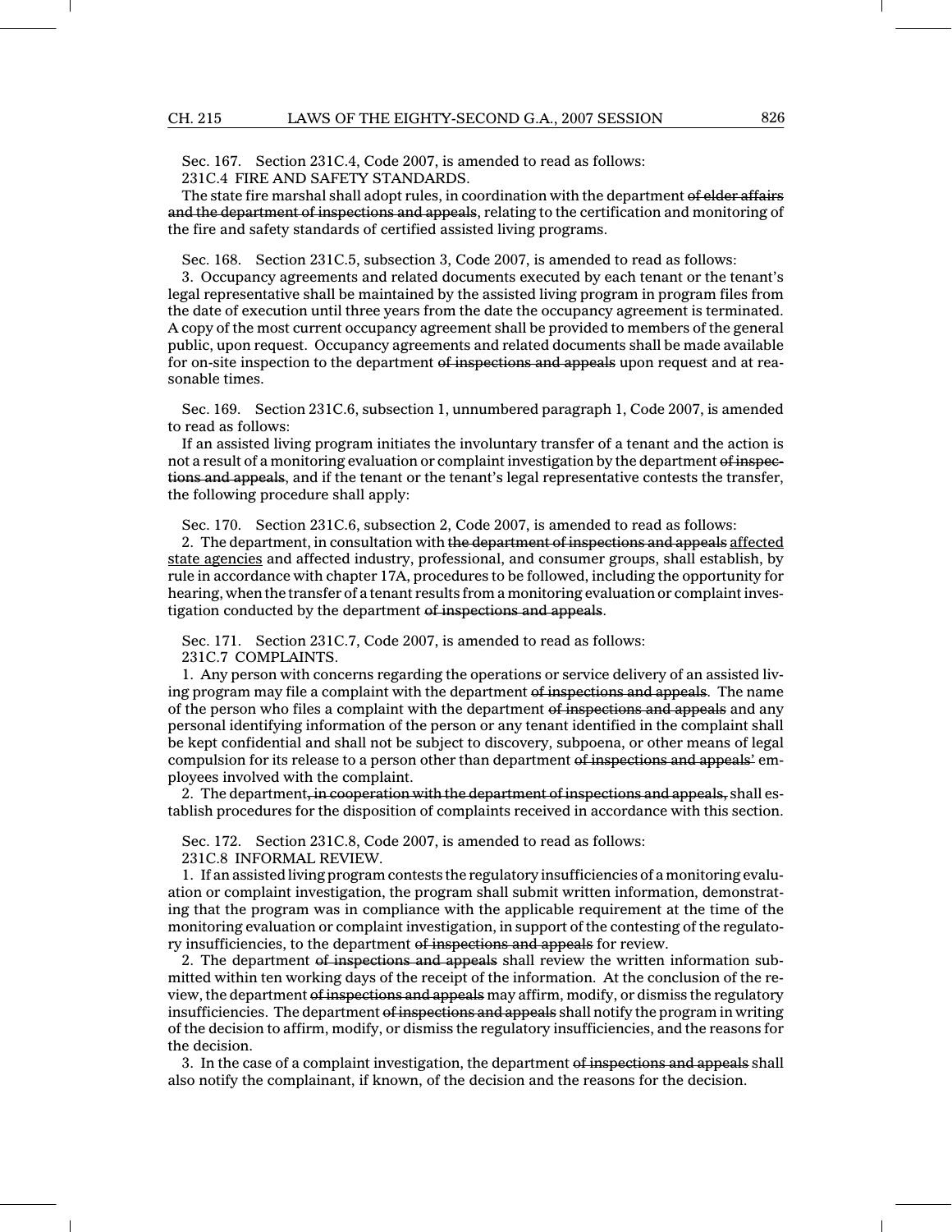Sec. 167. Section 231C.4, Code 2007, is amended to read as follows:

231C.4 FIRE AND SAFETY STANDARDS.

The state fire marshal shall adopt rules, in coordination with the department ~~of elder affairs and the department of inspections and appeals~~, relating to the certification and monitoring of the fire and safety standards of certified assisted living programs.

Sec. 168. Section 231C.5, subsection 3, Code 2007, is amended to read as follows:

3. Occupancy agreements and related documents executed by each tenant or the tenant's legal representative shall be maintained by the assisted living program in program files from the date of execution until three years from the date the occupancy agreement is terminated. A copy of the most current occupancy agreement shall be provided to members of the general public, upon request. Occupancy agreements and related documents shall be made available for on-site inspection to the department ~~of inspections and appeals~~ upon request and at reasonable times.

Sec. 169. Section 231C.6, subsection 1, unnumbered paragraph 1, Code 2007, is amended to read as follows:

If an assisted living program initiates the involuntary transfer of a tenant and the action is not a result of a monitoring evaluation or complaint investigation by the department ~~of inspections and appeals~~, and if the tenant or the tenant's legal representative contests the transfer, the following procedure shall apply:

Sec. 170. Section 231C.6, subsection 2, Code 2007, is amended to read as follows:

2. The department, in consultation with ~~the department of inspections and appeals~~ <u>affected state agencies</u> and affected industry, professional, and consumer groups, shall establish, by rule in accordance with chapter 17A, procedures to be followed, including the opportunity for hearing, when the transfer of a tenant results from a monitoring evaluation or complaint investigation conducted by the department ~~of inspections and appeals~~.

Sec. 171. Section 231C.7, Code 2007, is amended to read as follows:

231C.7 COMPLAINTS.

1. Any person with concerns regarding the operations or service delivery of an assisted living program may file a complaint with the department ~~of inspections and appeals~~. The name of the person who files a complaint with the department ~~of inspections and appeals~~ and any personal identifying information of the person or any tenant identified in the complaint shall be kept confidential and shall not be subject to discovery, subpoena, or other means of legal compulsion for its release to a person other than department ~~of inspections and appeals'~~ employees involved with the complaint.

2. The department~~, in cooperation with the department of inspections and appeals,~~ shall establish procedures for the disposition of complaints received in accordance with this section.

Sec. 172. Section 231C.8, Code 2007, is amended to read as follows:

231C.8 INFORMAL REVIEW.

1. If an assisted living program contests the regulatory insufficiencies of a monitoring evaluation or complaint investigation, the program shall submit written information, demonstrating that the program was in compliance with the applicable requirement at the time of the monitoring evaluation or complaint investigation, in support of the contesting of the regulatory insufficiencies, to the department ~~of inspections and appeals~~ for review.

2. The department ~~of inspections and appeals~~ shall review the written information submitted within ten working days of the receipt of the information. At the conclusion of the review, the department ~~of inspections and appeals~~ may affirm, modify, or dismiss the regulatory insufficiencies. The department ~~of inspections and appeals~~ shall notify the program in writing of the decision to affirm, modify, or dismiss the regulatory insufficiencies, and the reasons for the decision.

3. In the case of a complaint investigation, the department ~~of inspections and appeals~~ shall also notify the complainant, if known, of the decision and the reasons for the decision.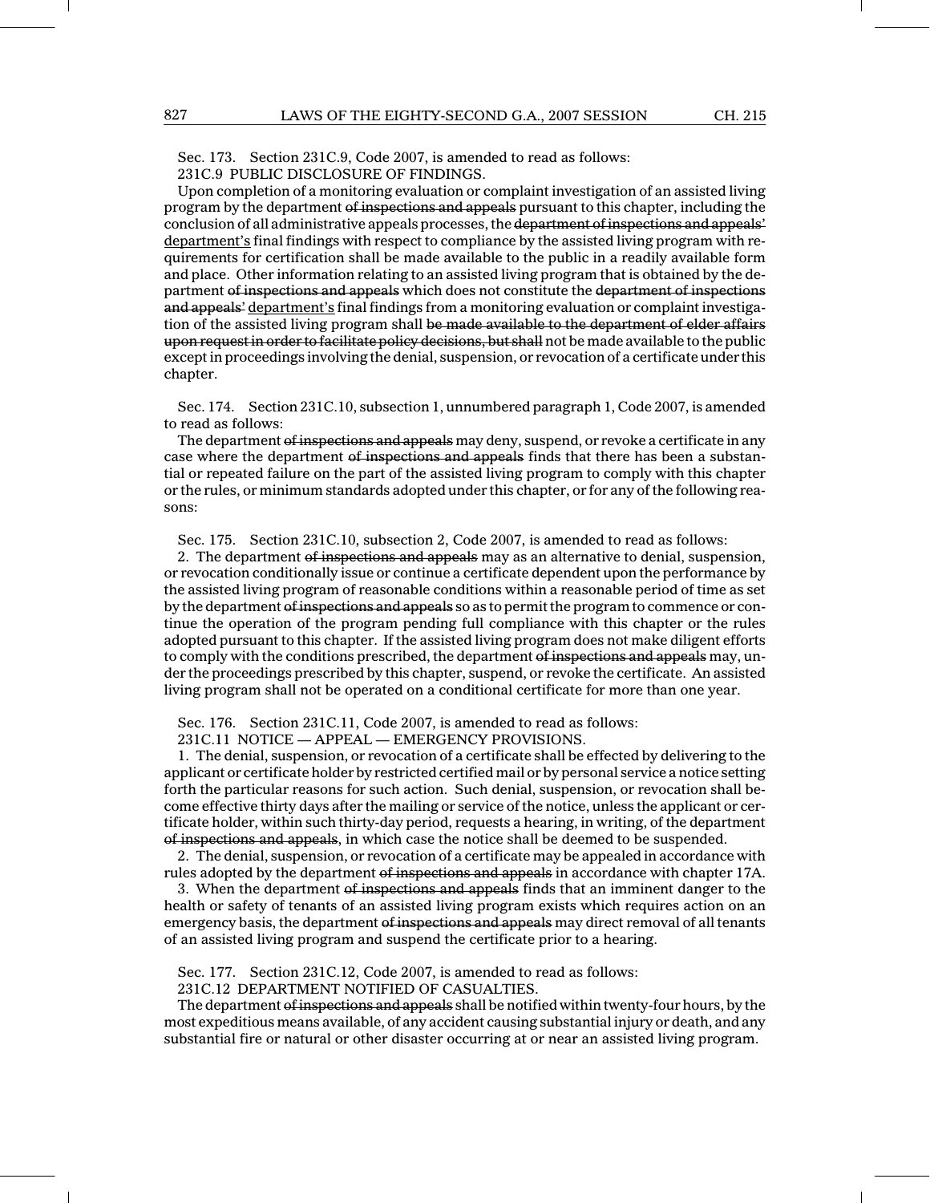Sec. 173. Section 231C.9, Code 2007, is amended to read as follows:

231C.9 PUBLIC DISCLOSURE OF FINDINGS.

Upon completion of a monitoring evaluation or complaint investigation of an assisted living program by the department ~~of inspections and appeals~~ pursuant to this chapter, including the conclusion of all administrative appeals processes, the ~~department of inspections and appeals'~~ <u>department's</u> final findings with respect to compliance by the assisted living program with requirements for certification shall be made available to the public in a readily available form and place. Other information relating to an assisted living program that is obtained by the department ~~of inspections and appeals~~ which does not constitute the ~~department of inspections and appeals'~~ <u>department's</u> final findings from a monitoring evaluation or complaint investigation of the assisted living program shall ~~be made available to the department of elder affairs upon request in order to facilitate policy decisions, but shall~~ not be made available to the public except in proceedings involving the denial, suspension, or revocation of a certificate under this chapter.

Sec. 174. Section 231C.10, subsection 1, unnumbered paragraph 1, Code 2007, is amended to read as follows:

The department ~~of inspections and appeals~~ may deny, suspend, or revoke a certificate in any case where the department ~~of inspections and appeals~~ finds that there has been a substantial or repeated failure on the part of the assisted living program to comply with this chapter or the rules, or minimum standards adopted under this chapter, or for any of the following reasons:

Sec. 175. Section 231C.10, subsection 2, Code 2007, is amended to read as follows:

2. The department ~~of inspections and appeals~~ may as an alternative to denial, suspension, or revocation conditionally issue or continue a certificate dependent upon the performance by the assisted living program of reasonable conditions within a reasonable period of time as set by the department ~~of inspections and appeals~~ so as to permit the program to commence or continue the operation of the program pending full compliance with this chapter or the rules adopted pursuant to this chapter. If the assisted living program does not make diligent efforts to comply with the conditions prescribed, the department ~~of inspections and appeals~~ may, under the proceedings prescribed by this chapter, suspend, or revoke the certificate. An assisted living program shall not be operated on a conditional certificate for more than one year.

Sec. 176. Section 231C.11, Code 2007, is amended to read as follows:

231C.11 NOTICE — APPEAL — EMERGENCY PROVISIONS.

1. The denial, suspension, or revocation of a certificate shall be effected by delivering to the applicant or certificate holder by restricted certified mail or by personal service a notice setting forth the particular reasons for such action. Such denial, suspension, or revocation shall become effective thirty days after the mailing or service of the notice, unless the applicant or certificate holder, within such thirty-day period, requests a hearing, in writing, of the department ~~of inspections and appeals~~, in which case the notice shall be deemed to be suspended.

2. The denial, suspension, or revocation of a certificate may be appealed in accordance with rules adopted by the department ~~of inspections and appeals~~ in accordance with chapter 17A.

3. When the department ~~of inspections and appeals~~ finds that an imminent danger to the health or safety of tenants of an assisted living program exists which requires action on an emergency basis, the department ~~of inspections and appeals~~ may direct removal of all tenants of an assisted living program and suspend the certificate prior to a hearing.

Sec. 177. Section 231C.12, Code 2007, is amended to read as follows:

231C.12 DEPARTMENT NOTIFIED OF CASUALTIES.

The department ~~of inspections and appeals~~ shall be notified within twenty-four hours, by the most expeditious means available, of any accident causing substantial injury or death, and any substantial fire or natural or other disaster occurring at or near an assisted living program.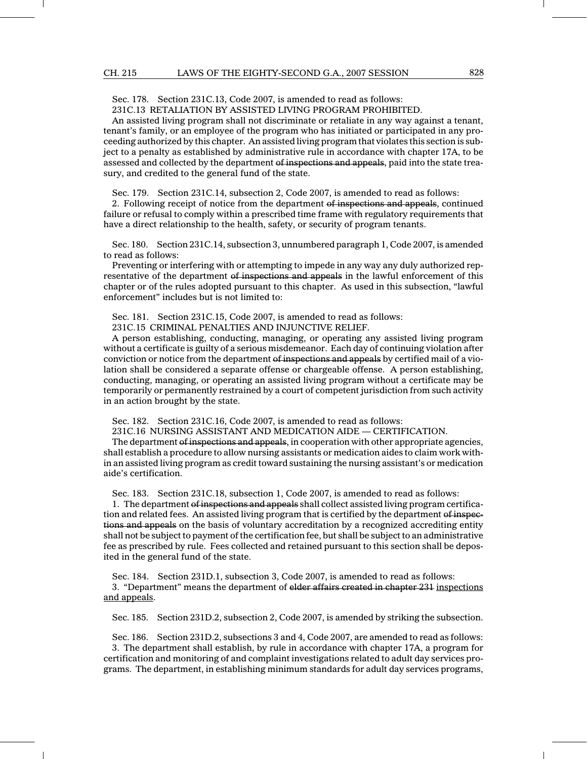Sec. 178. Section 231C.13, Code 2007, is amended to read as follows:

231C.13 RETALIATION BY ASSISTED LIVING PROGRAM PROHIBITED.

An assisted living program shall not discriminate or retaliate in any way against a tenant, tenant's family, or an employee of the program who has initiated or participated in any proceeding authorized by this chapter. An assisted living program that violates this section is subject to a penalty as established by administrative rule in accordance with chapter 17A, to be assessed and collected by the department ~~of inspections and appeals~~, paid into the state treasury, and credited to the general fund of the state.

Sec. 179. Section 231C.14, subsection 2, Code 2007, is amended to read as follows:

2. Following receipt of notice from the department ~~of inspections and appeals~~, continued failure or refusal to comply within a prescribed time frame with regulatory requirements that have a direct relationship to the health, safety, or security of program tenants.

Sec. 180. Section 231C.14, subsection 3, unnumbered paragraph 1, Code 2007, is amended to read as follows:

Preventing or interfering with or attempting to impede in any way any duly authorized representative of the department ~~of inspections and appeals~~ in the lawful enforcement of this chapter or of the rules adopted pursuant to this chapter. As used in this subsection, "lawful enforcement" includes but is not limited to:

Sec. 181. Section 231C.15, Code 2007, is amended to read as follows:

231C.15 CRIMINAL PENALTIES AND INJUNCTIVE RELIEF.

A person establishing, conducting, managing, or operating any assisted living program without a certificate is guilty of a serious misdemeanor. Each day of continuing violation after conviction or notice from the department ~~of inspections and appeals~~ by certified mail of a violation shall be considered a separate offense or chargeable offense. A person establishing, conducting, managing, or operating an assisted living program without a certificate may be temporarily or permanently restrained by a court of competent jurisdiction from such activity in an action brought by the state.

Sec. 182. Section 231C.16, Code 2007, is amended to read as follows:

231C.16 NURSING ASSISTANT AND MEDICATION AIDE — CERTIFICATION.

The department ~~of inspections and appeals~~, in cooperation with other appropriate agencies, shall establish a procedure to allow nursing assistants or medication aides to claim work within an assisted living program as credit toward sustaining the nursing assistant's or medication aide's certification.

Sec. 183. Section 231C.18, subsection 1, Code 2007, is amended to read as follows:

1. The department ~~of inspections and appeals~~ shall collect assisted living program certification and related fees. An assisted living program that is certified by the department ~~of inspections and appeals~~ on the basis of voluntary accreditation by a recognized accrediting entity shall not be subject to payment of the certification fee, but shall be subject to an administrative fee as prescribed by rule. Fees collected and retained pursuant to this section shall be deposited in the general fund of the state.

Sec. 184. Section 231D.1, subsection 3, Code 2007, is amended to read as follows:

3. "Department" means the department of ~~elder affairs created in chapter 231~~ <u>inspections and appeals</u>.

Sec. 185. Section 231D.2, subsection 2, Code 2007, is amended by striking the subsection.

Sec. 186. Section 231D.2, subsections 3 and 4, Code 2007, are amended to read as follows:

3. The department shall establish, by rule in accordance with chapter 17A, a program for certification and monitoring of and complaint investigations related to adult day services programs. The department, in establishing minimum standards for adult day services programs,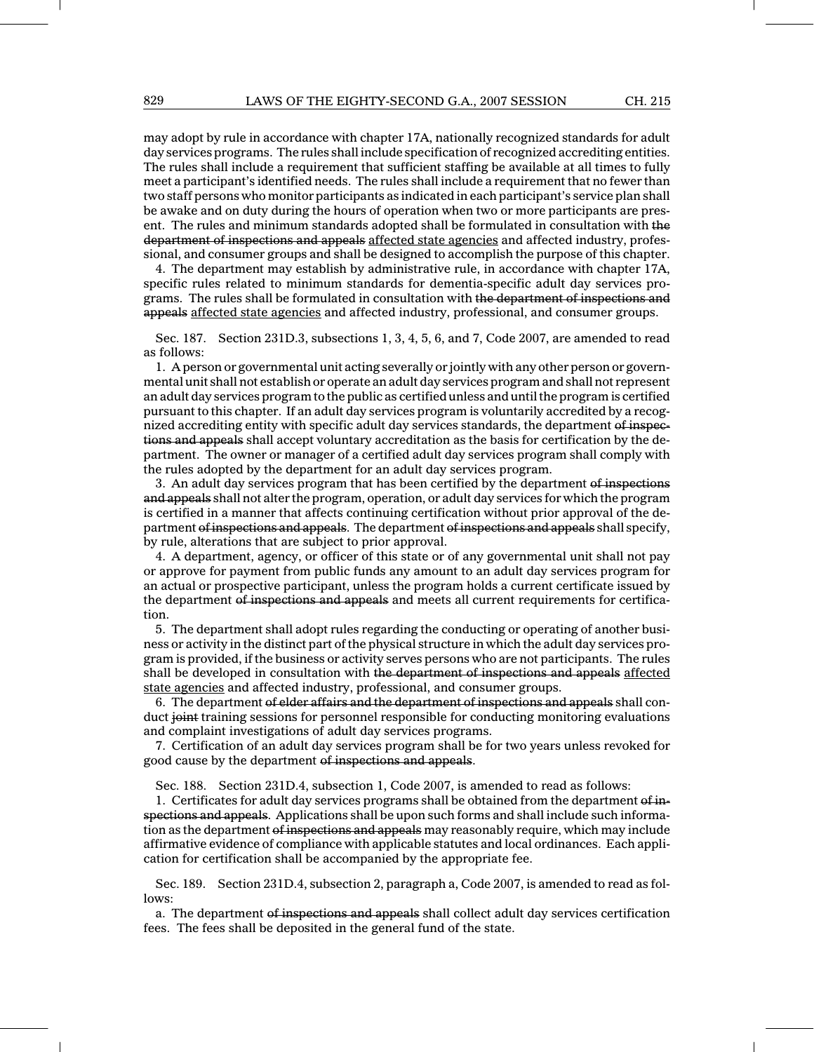may adopt by rule in accordance with chapter 17A, nationally recognized standards for adult day services programs. The rules shall include specification of recognized accrediting entities. The rules shall include a requirement that sufficient staffing be available at all times to fully meet a participant's identified needs. The rules shall include a requirement that no fewer than two staff persons who monitor participants as indicated in each participant's service plan shall be awake and on duty during the hours of operation when two or more participants are present. The rules and minimum standards adopted shall be formulated in consultation with ~~the department of inspections and appeals~~ affected state agencies and affected industry, professional, and consumer groups and shall be designed to accomplish the purpose of this chapter.

4. The department may establish by administrative rule, in accordance with chapter 17A, specific rules related to minimum standards for dementia-specific adult day services programs. The rules shall be formulated in consultation with ~~the department of inspections and appeals~~ affected state agencies and affected industry, professional, and consumer groups.

Sec. 187. Section 231D.3, subsections 1, 3, 4, 5, 6, and 7, Code 2007, are amended to read as follows:

1. A person or governmental unit acting severally or jointly with any other person or governmental unit shall not establish or operate an adult day services program and shall not represent an adult day services program to the public as certified unless and until the program is certified pursuant to this chapter. If an adult day services program is voluntarily accredited by a recognized accrediting entity with specific adult day services standards, the department ~~of inspections and appeals~~ shall accept voluntary accreditation as the basis for certification by the department. The owner or manager of a certified adult day services program shall comply with the rules adopted by the department for an adult day services program.

3. An adult day services program that has been certified by the department ~~of inspections and appeals~~ shall not alter the program, operation, or adult day services for which the program is certified in a manner that affects continuing certification without prior approval of the department ~~of inspections and appeals~~. The department ~~of inspections and appeals~~ shall specify, by rule, alterations that are subject to prior approval.

4. A department, agency, or officer of this state or of any governmental unit shall not pay or approve for payment from public funds any amount to an adult day services program for an actual or prospective participant, unless the program holds a current certificate issued by the department ~~of inspections and appeals~~ and meets all current requirements for certification.

5. The department shall adopt rules regarding the conducting or operating of another business or activity in the distinct part of the physical structure in which the adult day services program is provided, if the business or activity serves persons who are not participants. The rules shall be developed in consultation with ~~the department of inspections and appeals~~ affected state agencies and affected industry, professional, and consumer groups.

6. The department ~~of elder affairs and the department of inspections and appeals~~ shall conduct ~~joint~~ training sessions for personnel responsible for conducting monitoring evaluations and complaint investigations of adult day services programs.

7. Certification of an adult day services program shall be for two years unless revoked for good cause by the department ~~of inspections and appeals~~.

Sec. 188. Section 231D.4, subsection 1, Code 2007, is amended to read as follows:

1. Certificates for adult day services programs shall be obtained from the department ~~of inspections and appeals~~. Applications shall be upon such forms and shall include such information as the department ~~of inspections and appeals~~ may reasonably require, which may include affirmative evidence of compliance with applicable statutes and local ordinances. Each application for certification shall be accompanied by the appropriate fee.

Sec. 189. Section 231D.4, subsection 2, paragraph a, Code 2007, is amended to read as follows:

a. The department ~~of inspections and appeals~~ shall collect adult day services certification fees. The fees shall be deposited in the general fund of the state.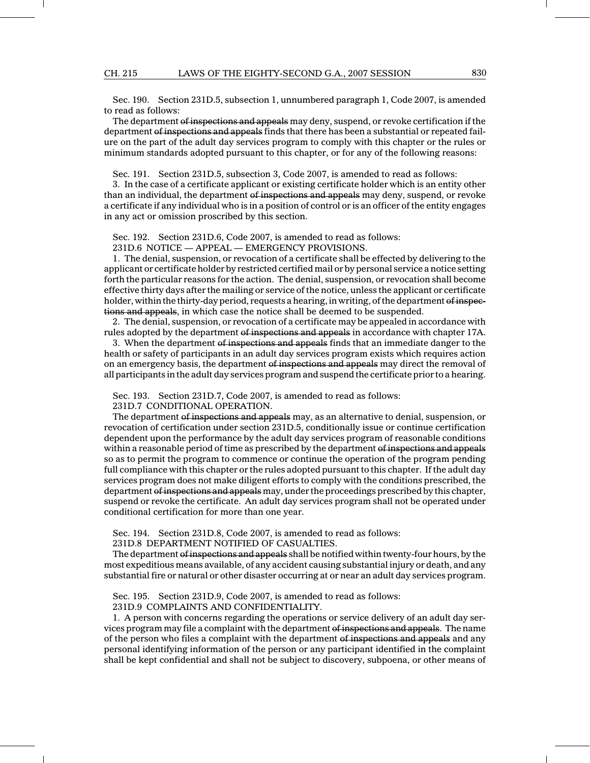Sec. 190. Section 231D.5, subsection 1, unnumbered paragraph 1, Code 2007, is amended to read as follows:

The department ~~of inspections and appeals~~ may deny, suspend, or revoke certification if the department ~~of inspections and appeals~~ finds that there has been a substantial or repeated failure on the part of the adult day services program to comply with this chapter or the rules or minimum standards adopted pursuant to this chapter, or for any of the following reasons:

Sec. 191. Section 231D.5, subsection 3, Code 2007, is amended to read as follows:

3. In the case of a certificate applicant or existing certificate holder which is an entity other than an individual, the department ~~of inspections and appeals~~ may deny, suspend, or revoke a certificate if any individual who is in a position of control or is an officer of the entity engages in any act or omission proscribed by this section.

Sec. 192. Section 231D.6, Code 2007, is amended to read as follows:

231D.6 NOTICE — APPEAL — EMERGENCY PROVISIONS.

1. The denial, suspension, or revocation of a certificate shall be effected by delivering to the applicant or certificate holder by restricted certified mail or by personal service a notice setting forth the particular reasons for the action. The denial, suspension, or revocation shall become effective thirty days after the mailing or service of the notice, unless the applicant or certificate holder, within the thirty-day period, requests a hearing, in writing, of the department ~~of inspections and appeals~~, in which case the notice shall be deemed to be suspended.

2. The denial, suspension, or revocation of a certificate may be appealed in accordance with rules adopted by the department ~~of inspections and appeals~~ in accordance with chapter 17A.

3. When the department ~~of inspections and appeals~~ finds that an immediate danger to the health or safety of participants in an adult day services program exists which requires action on an emergency basis, the department ~~of inspections and appeals~~ may direct the removal of all participants in the adult day services program and suspend the certificate prior to a hearing.

Sec. 193. Section 231D.7, Code 2007, is amended to read as follows:

231D.7 CONDITIONAL OPERATION.

The department ~~of inspections and appeals~~ may, as an alternative to denial, suspension, or revocation of certification under section 231D.5, conditionally issue or continue certification dependent upon the performance by the adult day services program of reasonable conditions within a reasonable period of time as prescribed by the department ~~of inspections and appeals~~ so as to permit the program to commence or continue the operation of the program pending full compliance with this chapter or the rules adopted pursuant to this chapter. If the adult day services program does not make diligent efforts to comply with the conditions prescribed, the department ~~of inspections and appeals~~ may, under the proceedings prescribed by this chapter, suspend or revoke the certificate. An adult day services program shall not be operated under conditional certification for more than one year.

Sec. 194. Section 231D.8, Code 2007, is amended to read as follows:

231D.8 DEPARTMENT NOTIFIED OF CASUALTIES.

The department ~~of inspections and appeals~~ shall be notified within twenty-four hours, by the most expeditious means available, of any accident causing substantial injury or death, and any substantial fire or natural or other disaster occurring at or near an adult day services program.

Sec. 195. Section 231D.9, Code 2007, is amended to read as follows:

231D.9 COMPLAINTS AND CONFIDENTIALITY.

1. A person with concerns regarding the operations or service delivery of an adult day services program may file a complaint with the department ~~of inspections and appeals~~. The name of the person who files a complaint with the department ~~of inspections and appeals~~ and any personal identifying information of the person or any participant identified in the complaint shall be kept confidential and shall not be subject to discovery, subpoena, or other means of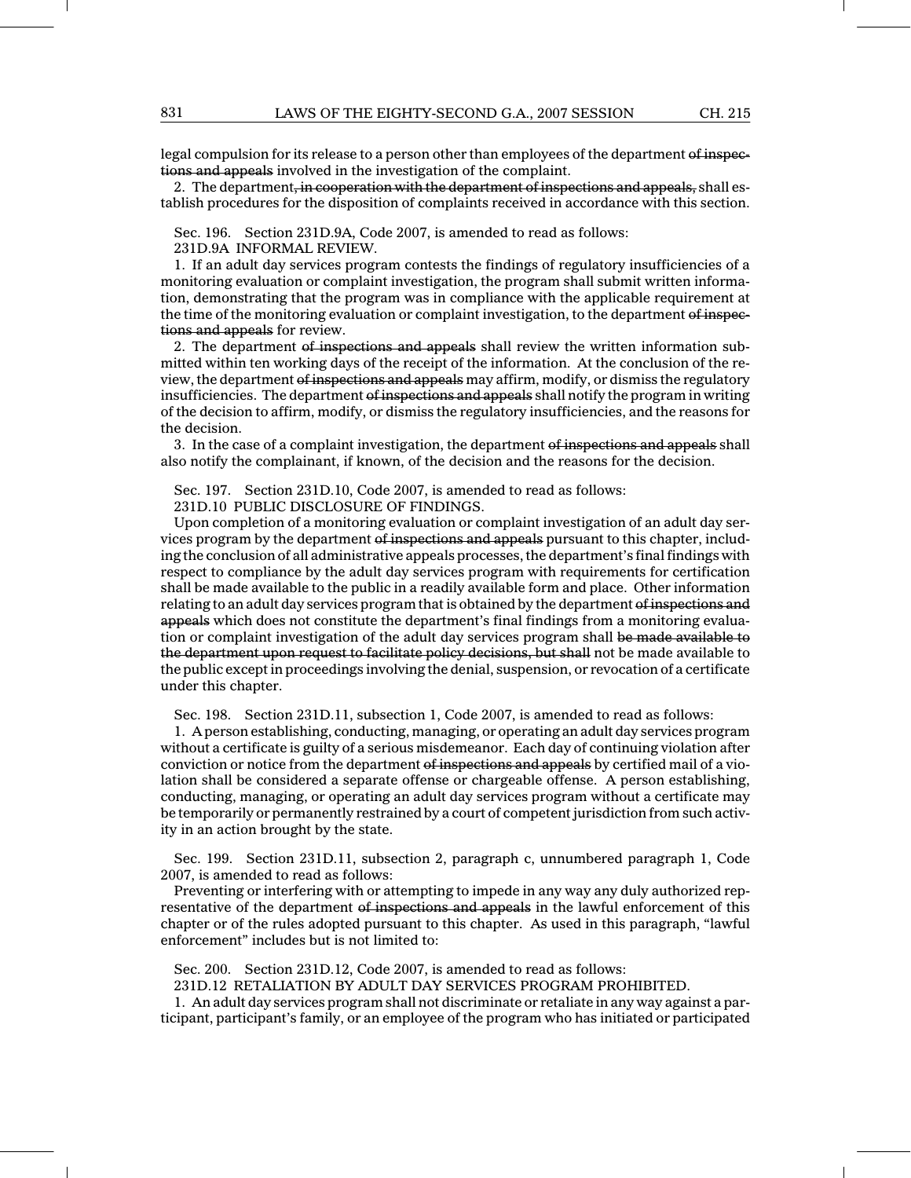legal compulsion for its release to a person other than employees of the department ~~of inspections and appeals~~ involved in the investigation of the complaint.

2. The department~~, in cooperation with the department of inspections and appeals,~~ shall establish procedures for the disposition of complaints received in accordance with this section.

Sec. 196. Section 231D.9A, Code 2007, is amended to read as follows:

231D.9A INFORMAL REVIEW.

1. If an adult day services program contests the findings of regulatory insufficiencies of a monitoring evaluation or complaint investigation, the program shall submit written information, demonstrating that the program was in compliance with the applicable requirement at the time of the monitoring evaluation or complaint investigation, to the department ~~of inspections and appeals~~ for review.

2. The department ~~of inspections and appeals~~ shall review the written information submitted within ten working days of the receipt of the information. At the conclusion of the review, the department ~~of inspections and appeals~~ may affirm, modify, or dismiss the regulatory insufficiencies. The department ~~of inspections and appeals~~ shall notify the program in writing of the decision to affirm, modify, or dismiss the regulatory insufficiencies, and the reasons for the decision.

3. In the case of a complaint investigation, the department ~~of inspections and appeals~~ shall also notify the complainant, if known, of the decision and the reasons for the decision.

Sec. 197. Section 231D.10, Code 2007, is amended to read as follows:

231D.10 PUBLIC DISCLOSURE OF FINDINGS.

Upon completion of a monitoring evaluation or complaint investigation of an adult day services program by the department ~~of inspections and appeals~~ pursuant to this chapter, including the conclusion of all administrative appeals processes, the department's final findings with respect to compliance by the adult day services program with requirements for certification shall be made available to the public in a readily available form and place. Other information relating to an adult day services program that is obtained by the department ~~of inspections and appeals~~ which does not constitute the department's final findings from a monitoring evaluation or complaint investigation of the adult day services program shall ~~be made available to the department upon request to facilitate policy decisions, but shall~~ not be made available to the public except in proceedings involving the denial, suspension, or revocation of a certificate under this chapter.

Sec. 198. Section 231D.11, subsection 1, Code 2007, is amended to read as follows:

1. A person establishing, conducting, managing, or operating an adult day services program without a certificate is guilty of a serious misdemeanor. Each day of continuing violation after conviction or notice from the department ~~of inspections and appeals~~ by certified mail of a violation shall be considered a separate offense or chargeable offense. A person establishing, conducting, managing, or operating an adult day services program without a certificate may be temporarily or permanently restrained by a court of competent jurisdiction from such activity in an action brought by the state.

Sec. 199. Section 231D.11, subsection 2, paragraph c, unnumbered paragraph 1, Code 2007, is amended to read as follows:

Preventing or interfering with or attempting to impede in any way any duly authorized representative of the department ~~of inspections and appeals~~ in the lawful enforcement of this chapter or of the rules adopted pursuant to this chapter. As used in this paragraph, "lawful enforcement" includes but is not limited to:

Sec. 200. Section 231D.12, Code 2007, is amended to read as follows:

231D.12 RETALIATION BY ADULT DAY SERVICES PROGRAM PROHIBITED.

1. An adult day services program shall not discriminate or retaliate in any way against a participant, participant's family, or an employee of the program who has initiated or participated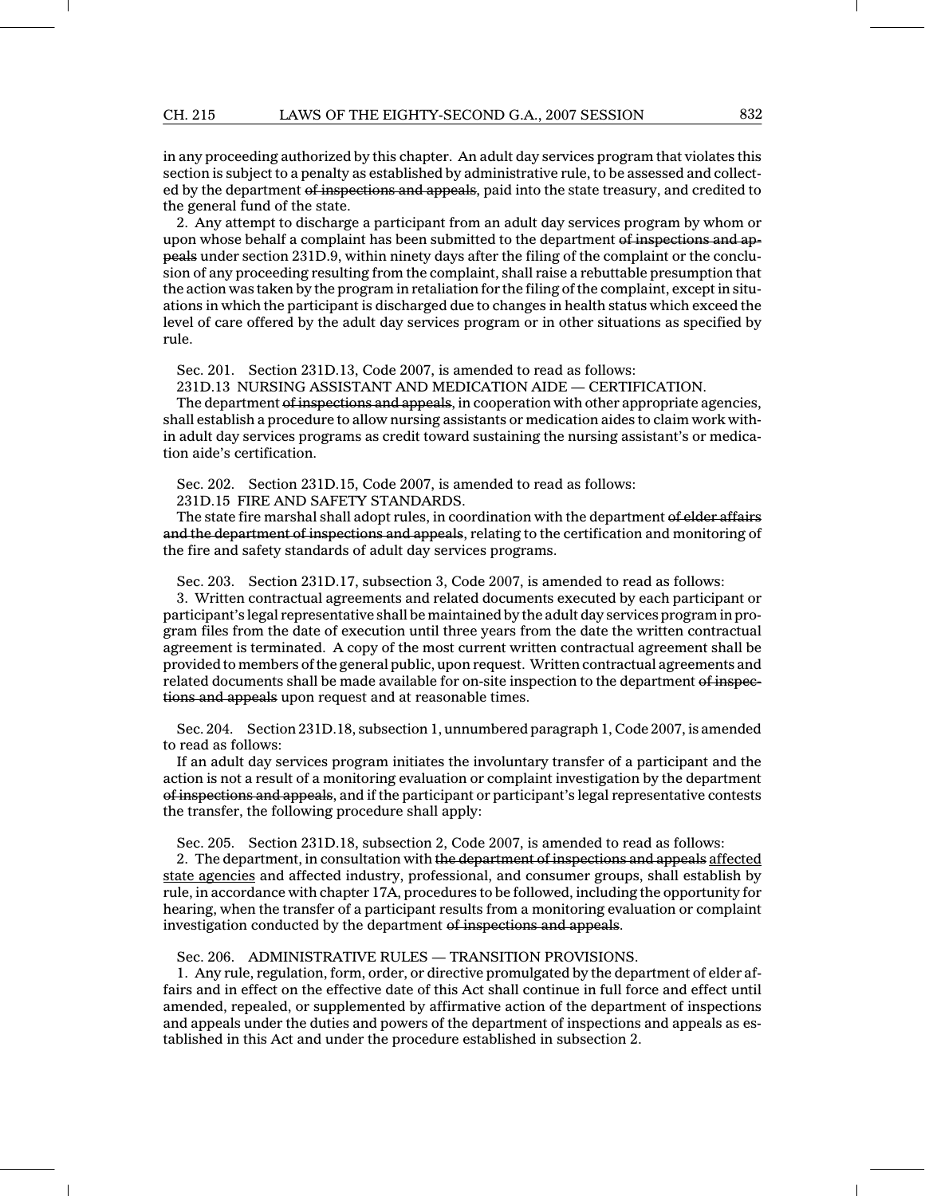in any proceeding authorized by this chapter. An adult day services program that violates this section is subject to a penalty as established by administrative rule, to be assessed and collected by the department ~~of inspections and appeals~~, paid into the state treasury, and credited to the general fund of the state.

2. Any attempt to discharge a participant from an adult day services program by whom or upon whose behalf a complaint has been submitted to the department ~~of inspections and appeals~~ under section 231D.9, within ninety days after the filing of the complaint or the conclusion of any proceeding resulting from the complaint, shall raise a rebuttable presumption that the action was taken by the program in retaliation for the filing of the complaint, except in situations in which the participant is discharged due to changes in health status which exceed the level of care offered by the adult day services program or in other situations as specified by rule.

Sec. 201. Section 231D.13, Code 2007, is amended to read as follows:

231D.13 NURSING ASSISTANT AND MEDICATION AIDE — CERTIFICATION.

The department ~~of inspections and appeals~~, in cooperation with other appropriate agencies, shall establish a procedure to allow nursing assistants or medication aides to claim work within adult day services programs as credit toward sustaining the nursing assistant's or medication aide's certification.

Sec. 202. Section 231D.15, Code 2007, is amended to read as follows:

231D.15 FIRE AND SAFETY STANDARDS.

The state fire marshal shall adopt rules, in coordination with the department ~~of elder affairs and the department of inspections and appeals~~, relating to the certification and monitoring of the fire and safety standards of adult day services programs.

Sec. 203. Section 231D.17, subsection 3, Code 2007, is amended to read as follows:

3. Written contractual agreements and related documents executed by each participant or participant's legal representative shall be maintained by the adult day services program in program files from the date of execution until three years from the date the written contractual agreement is terminated. A copy of the most current written contractual agreement shall be provided to members of the general public, upon request. Written contractual agreements and related documents shall be made available for on-site inspection to the department ~~of inspections and appeals~~ upon request and at reasonable times.

Sec. 204. Section 231D.18, subsection 1, unnumbered paragraph 1, Code 2007, is amended to read as follows:

If an adult day services program initiates the involuntary transfer of a participant and the action is not a result of a monitoring evaluation or complaint investigation by the department ~~of inspections and appeals~~, and if the participant or participant's legal representative contests the transfer, the following procedure shall apply:

Sec. 205. Section 231D.18, subsection 2, Code 2007, is amended to read as follows:

2. The department, in consultation with ~~the department of inspections and appeals~~ <u>affected state agencies</u> and affected industry, professional, and consumer groups, shall establish by rule, in accordance with chapter 17A, procedures to be followed, including the opportunity for hearing, when the transfer of a participant results from a monitoring evaluation or complaint investigation conducted by the department ~~of inspections and appeals~~.

Sec. 206. ADMINISTRATIVE RULES — TRANSITION PROVISIONS.

1. Any rule, regulation, form, order, or directive promulgated by the department of elder affairs and in effect on the effective date of this Act shall continue in full force and effect until amended, repealed, or supplemented by affirmative action of the department of inspections and appeals under the duties and powers of the department of inspections and appeals as established in this Act and under the procedure established in subsection 2.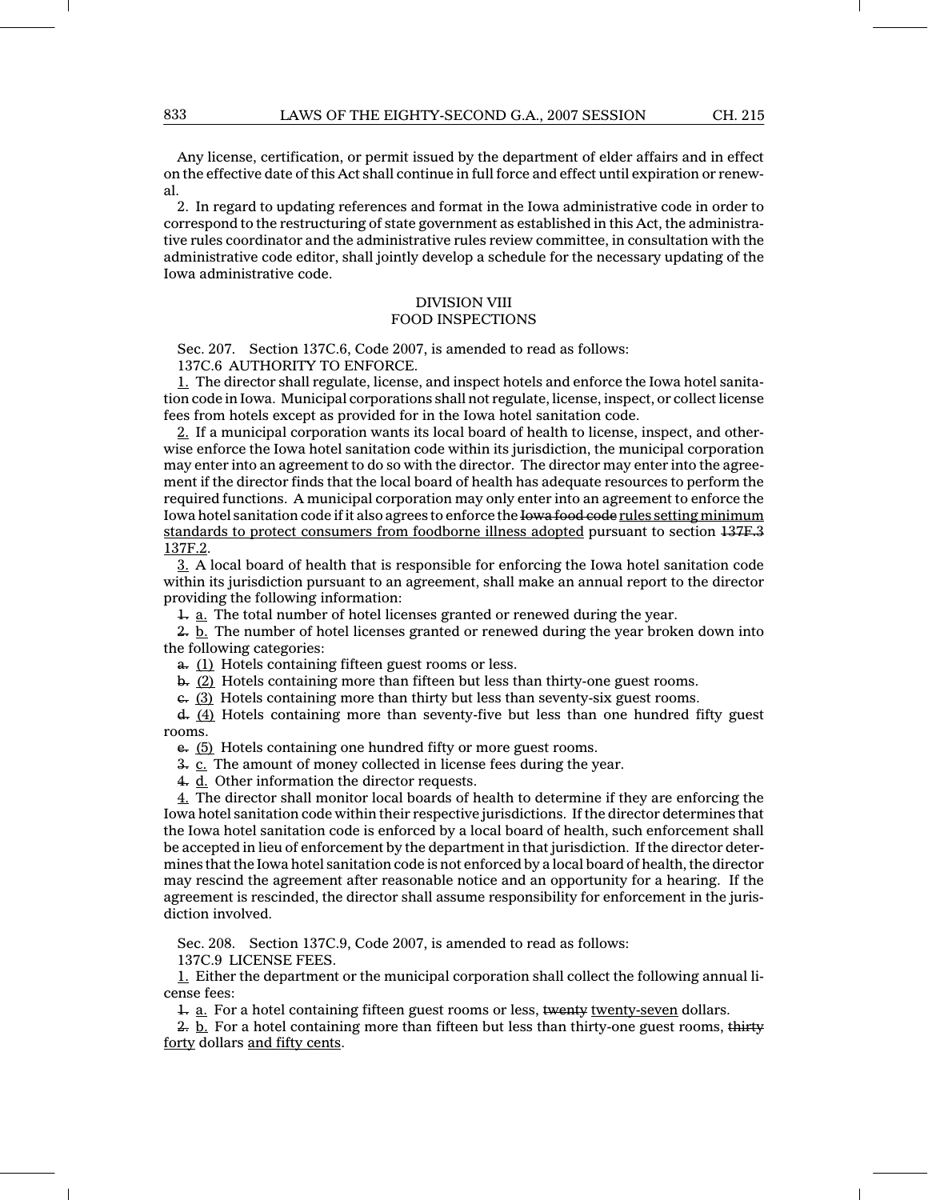Any license, certification, or permit issued by the department of elder affairs and in effect on the effective date of this Act shall continue in full force and effect until expiration or renewal.

2. In regard to updating references and format in the Iowa administrative code in order to correspond to the restructuring of state government as established in this Act, the administrative rules coordinator and the administrative rules review committee, in consultation with the administrative code editor, shall jointly develop a schedule for the necessary updating of the Iowa administrative code.

## DIVISION VIII
## FOOD INSPECTIONS

Sec. 207. Section 137C.6, Code 2007, is amended to read as follows:

137C.6 AUTHORITY TO ENFORCE.

1. The director shall regulate, license, and inspect hotels and enforce the Iowa hotel sanitation code in Iowa. Municipal corporations shall not regulate, license, inspect, or collect license fees from hotels except as provided for in the Iowa hotel sanitation code.

2. If a municipal corporation wants its local board of health to license, inspect, and otherwise enforce the Iowa hotel sanitation code within its jurisdiction, the municipal corporation may enter into an agreement to do so with the director. The director may enter into the agreement if the director finds that the local board of health has adequate resources to perform the required functions. A municipal corporation may only enter into an agreement to enforce the Iowa hotel sanitation code if it also agrees to enforce the ~~Iowa food code~~ rules setting minimum standards to protect consumers from foodborne illness adopted pursuant to section ~~137F.3~~ 137F.2.

3. A local board of health that is responsible for enforcing the Iowa hotel sanitation code within its jurisdiction pursuant to an agreement, shall make an annual report to the director providing the following information:

~~1.~~ a. The total number of hotel licenses granted or renewed during the year.

~~2.~~ b. The number of hotel licenses granted or renewed during the year broken down into the following categories:

~~a.~~ (1) Hotels containing fifteen guest rooms or less.

~~b.~~ (2) Hotels containing more than fifteen but less than thirty-one guest rooms.

~~c.~~ (3) Hotels containing more than thirty but less than seventy-six guest rooms.

~~d.~~ (4) Hotels containing more than seventy-five but less than one hundred fifty guest rooms.

~~e.~~ (5) Hotels containing one hundred fifty or more guest rooms.

~~3.~~ c. The amount of money collected in license fees during the year.

~~4.~~ d. Other information the director requests.

4. The director shall monitor local boards of health to determine if they are enforcing the Iowa hotel sanitation code within their respective jurisdictions. If the director determines that the Iowa hotel sanitation code is enforced by a local board of health, such enforcement shall be accepted in lieu of enforcement by the department in that jurisdiction. If the director determines that the Iowa hotel sanitation code is not enforced by a local board of health, the director may rescind the agreement after reasonable notice and an opportunity for a hearing. If the agreement is rescinded, the director shall assume responsibility for enforcement in the jurisdiction involved.

Sec. 208. Section 137C.9, Code 2007, is amended to read as follows:

137C.9 LICENSE FEES.

1. Either the department or the municipal corporation shall collect the following annual license fees:

~~1.~~ a. For a hotel containing fifteen guest rooms or less, ~~twenty~~ twenty-seven dollars.

~~2.~~ b. For a hotel containing more than fifteen but less than thirty-one guest rooms, ~~thirty~~ forty dollars and fifty cents.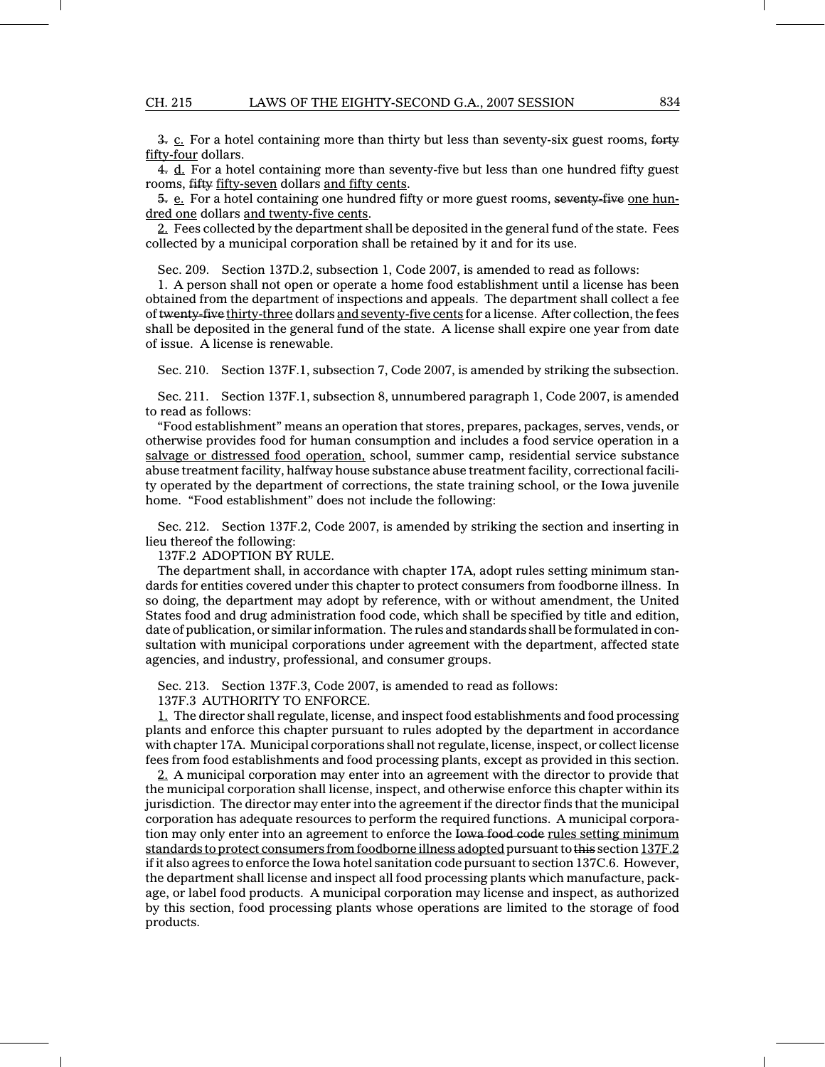~~3.~~ c. For a hotel containing more than thirty but less than seventy-six guest rooms, ~~forty~~ fifty-four dollars.

~~4.~~ d. For a hotel containing more than seventy-five but less than one hundred fifty guest rooms, ~~fifty~~ fifty-seven dollars and fifty cents.

~~5.~~ e. For a hotel containing one hundred fifty or more guest rooms, ~~seventy-five~~ one hundred one dollars and twenty-five cents.

2. Fees collected by the department shall be deposited in the general fund of the state. Fees collected by a municipal corporation shall be retained by it and for its use.

Sec. 209. Section 137D.2, subsection 1, Code 2007, is amended to read as follows:

1. A person shall not open or operate a home food establishment until a license has been obtained from the department of inspections and appeals. The department shall collect a fee of ~~twenty-five~~ thirty-three dollars and seventy-five cents for a license. After collection, the fees shall be deposited in the general fund of the state. A license shall expire one year from date of issue. A license is renewable.

Sec. 210. Section 137F.1, subsection 7, Code 2007, is amended by striking the subsection.

Sec. 211. Section 137F.1, subsection 8, unnumbered paragraph 1, Code 2007, is amended to read as follows:

"Food establishment" means an operation that stores, prepares, packages, serves, vends, or otherwise provides food for human consumption and includes a food service operation in a salvage or distressed food operation, school, summer camp, residential service substance abuse treatment facility, halfway house substance abuse treatment facility, correctional facility operated by the department of corrections, the state training school, or the Iowa juvenile home. "Food establishment" does not include the following:

Sec. 212. Section 137F.2, Code 2007, is amended by striking the section and inserting in lieu thereof the following:

137F.2 ADOPTION BY RULE.

The department shall, in accordance with chapter 17A, adopt rules setting minimum standards for entities covered under this chapter to protect consumers from foodborne illness. In so doing, the department may adopt by reference, with or without amendment, the United States food and drug administration food code, which shall be specified by title and edition, date of publication, or similar information. The rules and standards shall be formulated in consultation with municipal corporations under agreement with the department, affected state agencies, and industry, professional, and consumer groups.

Sec. 213. Section 137F.3, Code 2007, is amended to read as follows:

137F.3 AUTHORITY TO ENFORCE.

1. The director shall regulate, license, and inspect food establishments and food processing plants and enforce this chapter pursuant to rules adopted by the department in accordance with chapter 17A. Municipal corporations shall not regulate, license, inspect, or collect license fees from food establishments and food processing plants, except as provided in this section.

2. A municipal corporation may enter into an agreement with the director to provide that the municipal corporation shall license, inspect, and otherwise enforce this chapter within its jurisdiction. The director may enter into the agreement if the director finds that the municipal corporation has adequate resources to perform the required functions. A municipal corporation may only enter into an agreement to enforce the ~~Iowa food code~~ rules setting minimum standards to protect consumers from foodborne illness adopted pursuant to ~~this~~ section 137F.2 if it also agrees to enforce the Iowa hotel sanitation code pursuant to section 137C.6. However, the department shall license and inspect all food processing plants which manufacture, package, or label food products. A municipal corporation may license and inspect, as authorized by this section, food processing plants whose operations are limited to the storage of food products.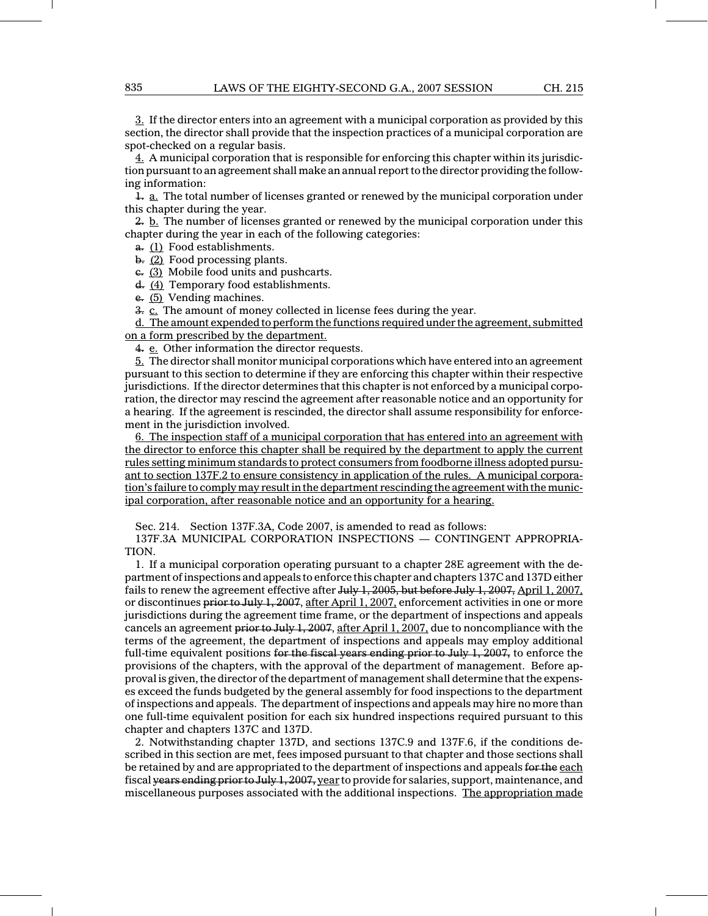<u>3.</u> If the director enters into an agreement with a municipal corporation as provided by this section, the director shall provide that the inspection practices of a municipal corporation are spot-checked on a regular basis.

<u>4.</u> A municipal corporation that is responsible for enforcing this chapter within its jurisdiction pursuant to an agreement shall make an annual report to the director providing the following information:

~~1.~~ <u>a.</u> The total number of licenses granted or renewed by the municipal corporation under this chapter during the year.

~~2.~~ <u>b.</u> The number of licenses granted or renewed by the municipal corporation under this chapter during the year in each of the following categories:

~~a.~~ <u>(1)</u> Food establishments.

~~b.~~ <u>(2)</u> Food processing plants.

~~c.~~ <u>(3)</u> Mobile food units and pushcarts.

~~d.~~ <u>(4)</u> Temporary food establishments.

~~e.~~ <u>(5)</u> Vending machines.

~~3.~~ <u>c.</u> The amount of money collected in license fees during the year.

<u>d. The amount expended to perform the functions required under the agreement, submitted on a form prescribed by the department.</u>

~~4.~~ <u>e.</u> Other information the director requests.

<u>5.</u> The director shall monitor municipal corporations which have entered into an agreement pursuant to this section to determine if they are enforcing this chapter within their respective jurisdictions. If the director determines that this chapter is not enforced by a municipal corporation, the director may rescind the agreement after reasonable notice and an opportunity for a hearing. If the agreement is rescinded, the director shall assume responsibility for enforcement in the jurisdiction involved.

<u>6. The inspection staff of a municipal corporation that has entered into an agreement with the director to enforce this chapter shall be required by the department to apply the current rules setting minimum standards to protect consumers from foodborne illness adopted pursuant to section 137F.2 to ensure consistency in application of the rules. A municipal corporation's failure to comply may result in the department rescinding the agreement with the municipal corporation, after reasonable notice and an opportunity for a hearing.</u>

Sec. 214. Section 137F.3A, Code 2007, is amended to read as follows:

137F.3A MUNICIPAL CORPORATION INSPECTIONS — CONTINGENT APPROPRIATION.

1. If a municipal corporation operating pursuant to a chapter 28E agreement with the department of inspections and appeals to enforce this chapter and chapters 137C and 137D either fails to renew the agreement effective after ~~July 1, 2005, but before July 1, 2007,~~ <u>April 1, 2007,</u> or discontinues ~~prior to July 1, 2007,~~ <u>after April 1, 2007,</u> enforcement activities in one or more jurisdictions during the agreement time frame, or the department of inspections and appeals cancels an agreement ~~prior to July 1, 2007,~~ <u>after April 1, 2007,</u> due to noncompliance with the terms of the agreement, the department of inspections and appeals may employ additional full-time equivalent positions ~~for the fiscal years ending prior to July 1, 2007,~~ to enforce the provisions of the chapters, with the approval of the department of management. Before approval is given, the director of the department of management shall determine that the expenses exceed the funds budgeted by the general assembly for food inspections to the department of inspections and appeals. The department of inspections and appeals may hire no more than one full-time equivalent position for each six hundred inspections required pursuant to this chapter and chapters 137C and 137D.

2. Notwithstanding chapter 137D, and sections 137C.9 and 137F.6, if the conditions described in this section are met, fees imposed pursuant to that chapter and those sections shall be retained by and are appropriated to the department of inspections and appeals ~~for the~~ <u>each</u> fiscal ~~years ending prior to July 1, 2007,~~ <u>year</u> to provide for salaries, support, maintenance, and miscellaneous purposes associated with the additional inspections. <u>The appropriation made</u>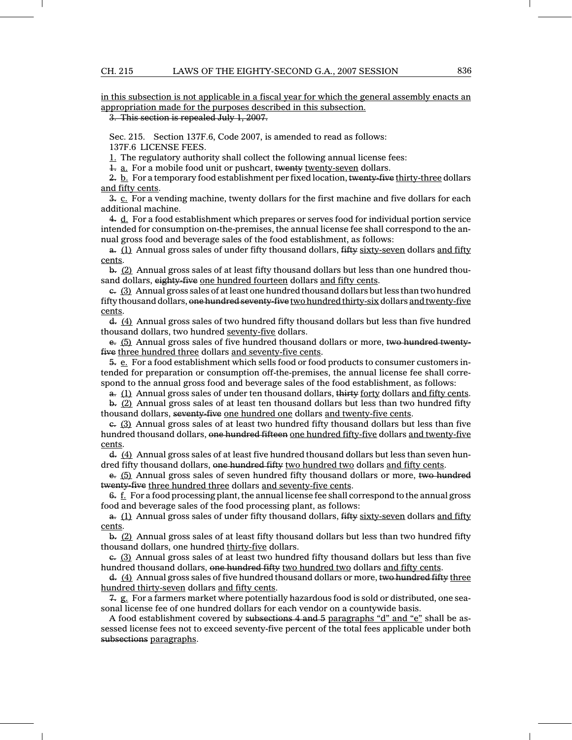<u>in this subsection is not applicable in a fiscal year for which the general assembly enacts an appropriation made for the purposes described in this subsection.</u>

~~3. This section is repealed July 1, 2007.~~

Sec. 215. Section 137F.6, Code 2007, is amended to read as follows:

137F.6 LICENSE FEES.

<u>1.</u> The regulatory authority shall collect the following annual license fees:

~~1.~~ <u>a.</u> For a mobile food unit or pushcart, ~~twenty~~ <u>twenty-seven</u> dollars.

~~2.~~ <u>b.</u> For a temporary food establishment per fixed location, ~~twenty-five~~ <u>thirty-three</u> dollars <u>and fifty cents</u>.

~~3.~~ <u>c.</u> For a vending machine, twenty dollars for the first machine and five dollars for each additional machine.

~~4.~~ <u>d.</u> For a food establishment which prepares or serves food for individual portion service intended for consumption on-the-premises, the annual license fee shall correspond to the annual gross food and beverage sales of the food establishment, as follows:

~~a.~~ <u>(1)</u> Annual gross sales of under fifty thousand dollars, ~~fifty~~ <u>sixty-seven</u> dollars <u>and fifty cents</u>.

~~b.~~ <u>(2)</u> Annual gross sales of at least fifty thousand dollars but less than one hundred thousand dollars, ~~eighty-five~~ <u>one hundred fourteen</u> dollars <u>and fifty cents</u>.

~~c.~~ <u>(3)</u> Annual gross sales of at least one hundred thousand dollars but less than two hundred fifty thousand dollars, ~~one hundred seventy-five~~ <u>two hundred thirty-six</u> dollars <u>and twenty-five cents</u>.

~~d.~~ <u>(4)</u> Annual gross sales of two hundred fifty thousand dollars but less than five hundred thousand dollars, two hundred <u>seventy-five</u> dollars.

~~e.~~ <u>(5)</u> Annual gross sales of five hundred thousand dollars or more, ~~two hundred twenty-five~~ <u>three hundred three</u> dollars <u>and seventy-five cents</u>.

~~5.~~ <u>e.</u> For a food establishment which sells food or food products to consumer customers intended for preparation or consumption off-the-premises, the annual license fee shall correspond to the annual gross food and beverage sales of the food establishment, as follows:

~~a.~~ <u>(1)</u> Annual gross sales of under ten thousand dollars, ~~thirty~~ <u>forty</u> dollars <u>and fifty cents</u>.

~~b.~~ <u>(2)</u> Annual gross sales of at least ten thousand dollars but less than two hundred fifty thousand dollars, ~~seventy-five~~ <u>one hundred one</u> dollars <u>and twenty-five cents</u>.

~~c.~~ <u>(3)</u> Annual gross sales of at least two hundred fifty thousand dollars but less than five hundred thousand dollars, ~~one hundred fifteen~~ <u>one hundred fifty-five</u> dollars <u>and twenty-five cents</u>.

~~d.~~ <u>(4)</u> Annual gross sales of at least five hundred thousand dollars but less than seven hundred fifty thousand dollars, ~~one hundred fifty~~ <u>two hundred two</u> dollars <u>and fifty cents</u>.

~~e.~~ <u>(5)</u> Annual gross sales of seven hundred fifty thousand dollars or more, ~~two hundred twenty-five~~ <u>three hundred three</u> dollars <u>and seventy-five cents</u>.

~~6.~~ <u>f.</u> For a food processing plant, the annual license fee shall correspond to the annual gross food and beverage sales of the food processing plant, as follows:

~~a.~~ <u>(1)</u> Annual gross sales of under fifty thousand dollars, ~~fifty~~ <u>sixty-seven</u> dollars <u>and fifty cents</u>.

~~b.~~ <u>(2)</u> Annual gross sales of at least fifty thousand dollars but less than two hundred fifty thousand dollars, one hundred <u>thirty-five</u> dollars.

~~c.~~ <u>(3)</u> Annual gross sales of at least two hundred fifty thousand dollars but less than five hundred thousand dollars, ~~one hundred fifty~~ <u>two hundred two</u> dollars <u>and fifty cents</u>.

~~d.~~ <u>(4)</u> Annual gross sales of five hundred thousand dollars or more, ~~two hundred fifty~~ <u>three hundred thirty-seven</u> dollars <u>and fifty cents</u>.

~~7.~~ <u>g.</u> For a farmers market where potentially hazardous food is sold or distributed, one seasonal license fee of one hundred dollars for each vendor on a countywide basis.

A food establishment covered by ~~subsections 4 and 5~~ <u>paragraphs "d" and "e"</u> shall be assessed license fees not to exceed seventy-five percent of the total fees applicable under both ~~subsections~~ <u>paragraphs</u>.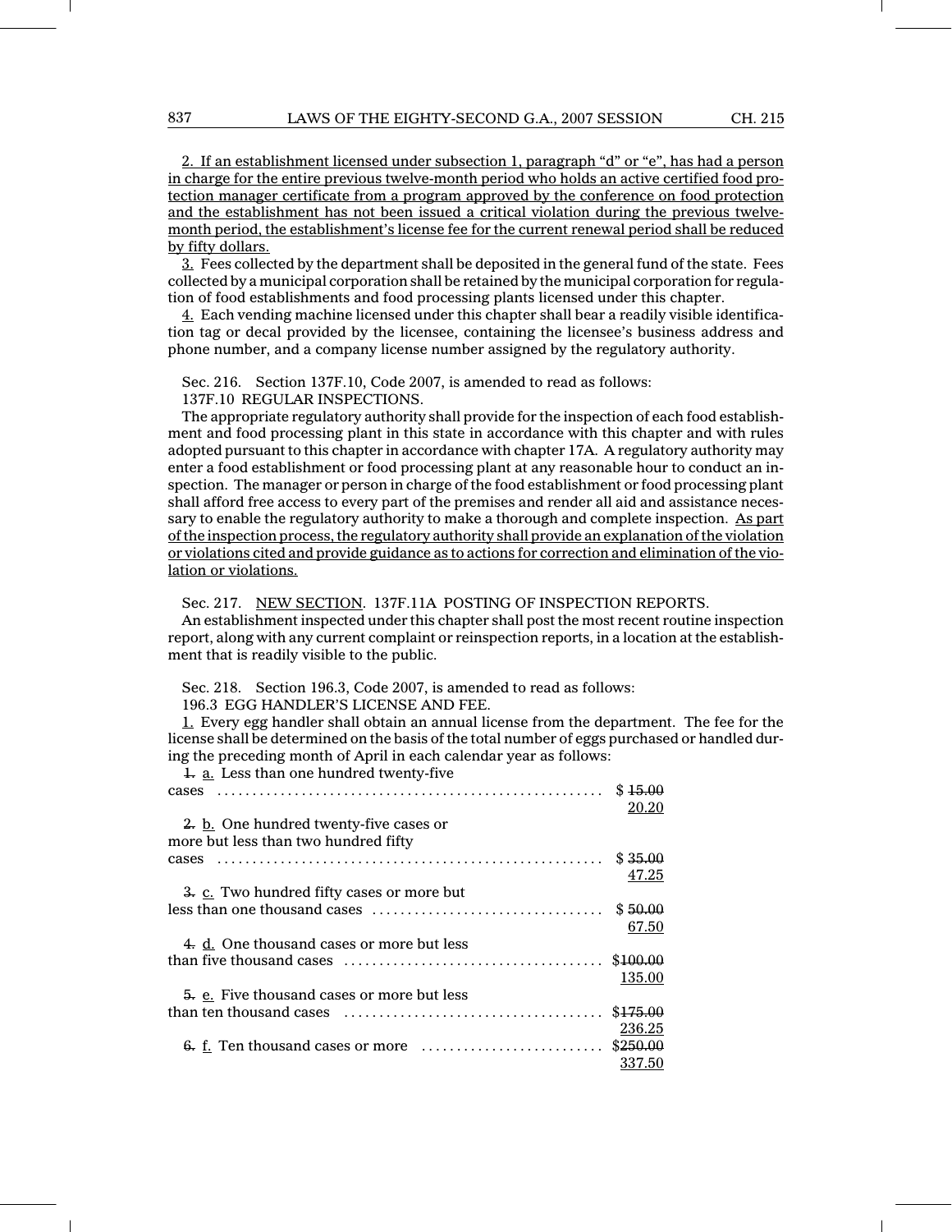2. If an establishment licensed under subsection 1, paragraph "d" or "e", has had a person in charge for the entire previous twelve-month period who holds an active certified food protection manager certificate from a program approved by the conference on food protection and the establishment has not been issued a critical violation during the previous twelve-month period, the establishment's license fee for the current renewal period shall be reduced by fifty dollars.

3. Fees collected by the department shall be deposited in the general fund of the state. Fees collected by a municipal corporation shall be retained by the municipal corporation for regulation of food establishments and food processing plants licensed under this chapter.

4. Each vending machine licensed under this chapter shall bear a readily visible identification tag or decal provided by the licensee, containing the licensee's business address and phone number, and a company license number assigned by the regulatory authority.

Sec. 216. Section 137F.10, Code 2007, is amended to read as follows:

137F.10 REGULAR INSPECTIONS.

The appropriate regulatory authority shall provide for the inspection of each food establishment and food processing plant in this state in accordance with this chapter and with rules adopted pursuant to this chapter in accordance with chapter 17A. A regulatory authority may enter a food establishment or food processing plant at any reasonable hour to conduct an inspection. The manager or person in charge of the food establishment or food processing plant shall afford free access to every part of the premises and render all aid and assistance necessary to enable the regulatory authority to make a thorough and complete inspection. As part of the inspection process, the regulatory authority shall provide an explanation of the violation or violations cited and provide guidance as to actions for correction and elimination of the violation or violations.

Sec. 217. NEW SECTION. 137F.11A POSTING OF INSPECTION REPORTS.

An establishment inspected under this chapter shall post the most recent routine inspection report, along with any current complaint or reinspection reports, in a location at the establishment that is readily visible to the public.

Sec. 218. Section 196.3, Code 2007, is amended to read as follows:

196.3 EGG HANDLER'S LICENSE AND FEE.

1. Every egg handler shall obtain an annual license from the department. The fee for the license shall be determined on the basis of the total number of eggs purchased or handled during the preceding month of April in each calendar year as follows:

~~1.~~ a. Less than one hundred twenty-five cases .......... $ ~~15.00~~ 20.20

~~2.~~ b. One hundred twenty-five cases or more but less than two hundred fifty cases .......... $ ~~35.00~~ 47.25

~~3.~~ c. Two hundred fifty cases or more but less than one thousand cases .......... $ ~~50.00~~ 67.50

~~4.~~ d. One thousand cases or more but less than five thousand cases .......... $~~100.00~~ 135.00

~~5.~~ e. Five thousand cases or more but less than ten thousand cases .......... $~~175.00~~ 236.25

~~6.~~ f. Ten thousand cases or more .......... $~~250.00~~ 337.50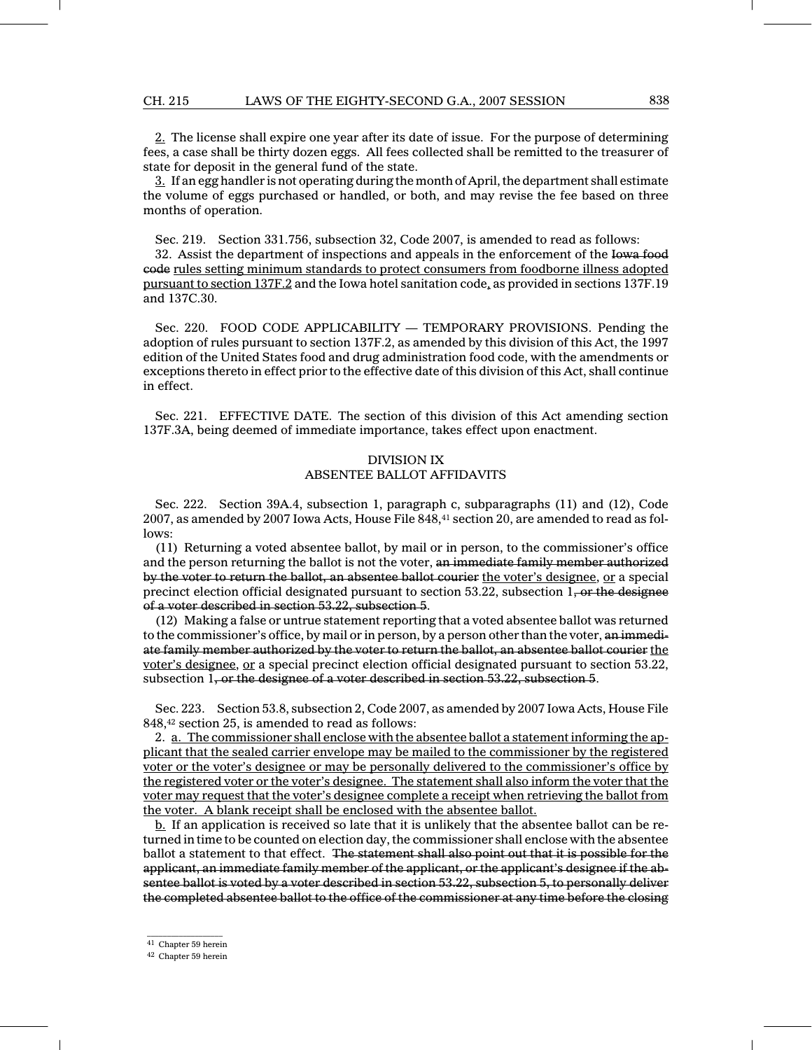<u>2.</u> The license shall expire one year after its date of issue. For the purpose of determining fees, a case shall be thirty dozen eggs. All fees collected shall be remitted to the treasurer of state for deposit in the general fund of the state.

<u>3.</u> If an egg handler is not operating during the month of April, the department shall estimate the volume of eggs purchased or handled, or both, and may revise the fee based on three months of operation.

Sec. 219. Section 331.756, subsection 32, Code 2007, is amended to read as follows:

32. Assist the department of inspections and appeals in the enforcement of the ~~Iowa food code~~ <u>rules setting minimum standards to protect consumers from foodborne illness adopted pursuant to section 137F.2</u> and the Iowa hotel sanitation code<u>,</u> as provided in sections 137F.19 and 137C.30.

Sec. 220. FOOD CODE APPLICABILITY — TEMPORARY PROVISIONS. Pending the adoption of rules pursuant to section 137F.2, as amended by this division of this Act, the 1997 edition of the United States food and drug administration food code, with the amendments or exceptions thereto in effect prior to the effective date of this division of this Act, shall continue in effect.

Sec. 221. EFFECTIVE DATE. The section of this division of this Act amending section 137F.3A, being deemed of immediate importance, takes effect upon enactment.

## DIVISION IX
## ABSENTEE BALLOT AFFIDAVITS

Sec. 222. Section 39A.4, subsection 1, paragraph c, subparagraphs (11) and (12), Code 2007, as amended by 2007 Iowa Acts, House File 848,[41] section 20, are amended to read as follows:

(11) Returning a voted absentee ballot, by mail or in person, to the commissioner's office and the person returning the ballot is not the voter, ~~an immediate family member authorized by the voter to return the ballot, an absentee ballot courier~~ <u>the voter's designee</u>, <u>or</u> a special precinct election official designated pursuant to section 53.22, subsection 1~~, or the designee of a voter described in section 53.22, subsection 5~~.

(12) Making a false or untrue statement reporting that a voted absentee ballot was returned to the commissioner's office, by mail or in person, by a person other than the voter, ~~an immediate family member authorized by the voter to return the ballot, an absentee ballot courier~~ <u>the voter's designee</u>, <u>or</u> a special precinct election official designated pursuant to section 53.22, subsection 1~~, or the designee of a voter described in section 53.22, subsection 5~~.

Sec. 223. Section 53.8, subsection 2, Code 2007, as amended by 2007 Iowa Acts, House File 848,[42] section 25, is amended to read as follows:

2. <u>a. The commissioner shall enclose with the absentee ballot a statement informing the applicant that the sealed carrier envelope may be mailed to the commissioner by the registered voter or the voter's designee or may be personally delivered to the commissioner's office by the registered voter or the voter's designee. The statement shall also inform the voter that the voter may request that the voter's designee complete a receipt when retrieving the ballot from the voter. A blank receipt shall be enclosed with the absentee ballot.</u>

<u>b.</u> If an application is received so late that it is unlikely that the absentee ballot can be returned in time to be counted on election day, the commissioner shall enclose with the absentee ballot a statement to that effect. ~~The statement shall also point out that it is possible for the applicant, an immediate family member of the applicant, or the applicant's designee if the absentee ballot is voted by a voter described in section 53.22, subsection 5, to personally deliver the completed absentee ballot to the office of the commissioner at any time before the closing~~

---

[41] Chapter 59 herein

[42] Chapter 59 herein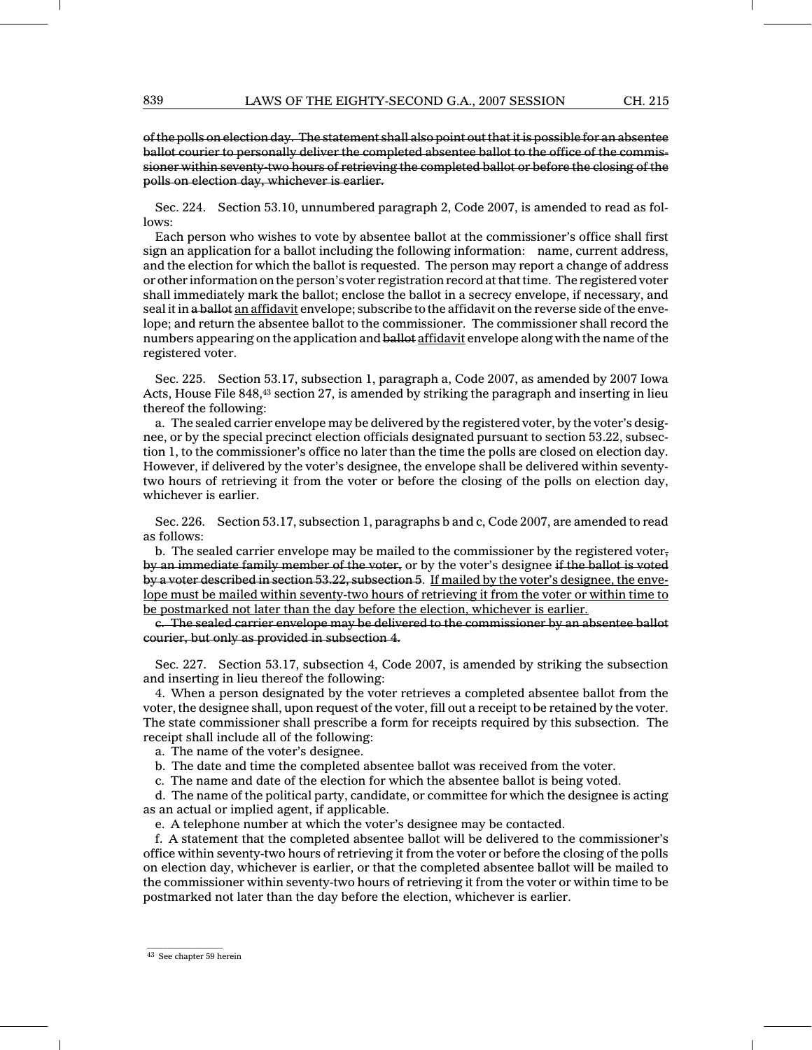~~of the polls on election day. The statement shall also point out that it is possible for an absentee ballot courier to personally deliver the completed absentee ballot to the office of the commissioner within seventy-two hours of retrieving the completed ballot or before the closing of the polls on election day, whichever is earlier.~~

Sec. 224. Section 53.10, unnumbered paragraph 2, Code 2007, is amended to read as follows:

Each person who wishes to vote by absentee ballot at the commissioner's office shall first sign an application for a ballot including the following information: name, current address, and the election for which the ballot is requested. The person may report a change of address or other information on the person's voter registration record at that time. The registered voter shall immediately mark the ballot; enclose the ballot in a secrecy envelope, if necessary, and seal it in ~~a ballot~~ <u>an affidavit</u> envelope; subscribe to the affidavit on the reverse side of the envelope; and return the absentee ballot to the commissioner. The commissioner shall record the numbers appearing on the application and ~~ballot~~ <u>affidavit</u> envelope along with the name of the registered voter.

Sec. 225. Section 53.17, subsection 1, paragraph a, Code 2007, as amended by 2007 Iowa Acts, House File 848,[43] section 27, is amended by striking the paragraph and inserting in lieu thereof the following:

a. The sealed carrier envelope may be delivered by the registered voter, by the voter's designee, or by the special precinct election officials designated pursuant to section 53.22, subsection 1, to the commissioner's office no later than the time the polls are closed on election day. However, if delivered by the voter's designee, the envelope shall be delivered within seventy-two hours of retrieving it from the voter or before the closing of the polls on election day, whichever is earlier.

Sec. 226. Section 53.17, subsection 1, paragraphs b and c, Code 2007, are amended to read as follows:

b. The sealed carrier envelope may be mailed to the commissioner by the registered voter~~,~~ ~~by an immediate family member of the voter,~~ or by the voter's designee ~~if the ballot is voted by a voter described in section 53.22, subsection 5~~. <u>If mailed by the voter's designee, the envelope must be mailed within seventy-two hours of retrieving it from the voter or within time to be postmarked not later than the day before the election, whichever is earlier.</u>

~~c. The sealed carrier envelope may be delivered to the commissioner by an absentee ballot courier, but only as provided in subsection 4.~~

Sec. 227. Section 53.17, subsection 4, Code 2007, is amended by striking the subsection and inserting in lieu thereof the following:

4. When a person designated by the voter retrieves a completed absentee ballot from the voter, the designee shall, upon request of the voter, fill out a receipt to be retained by the voter. The state commissioner shall prescribe a form for receipts required by this subsection. The receipt shall include all of the following:

a. The name of the voter's designee.

b. The date and time the completed absentee ballot was received from the voter.

c. The name and date of the election for which the absentee ballot is being voted.

d. The name of the political party, candidate, or committee for which the designee is acting as an actual or implied agent, if applicable.

e. A telephone number at which the voter's designee may be contacted.

f. A statement that the completed absentee ballot will be delivered to the commissioner's office within seventy-two hours of retrieving it from the voter or before the closing of the polls on election day, whichever is earlier, or that the completed absentee ballot will be mailed to the commissioner within seventy-two hours of retrieving it from the voter or within time to be postmarked not later than the day before the election, whichever is earlier.

---

[43] See chapter 59 herein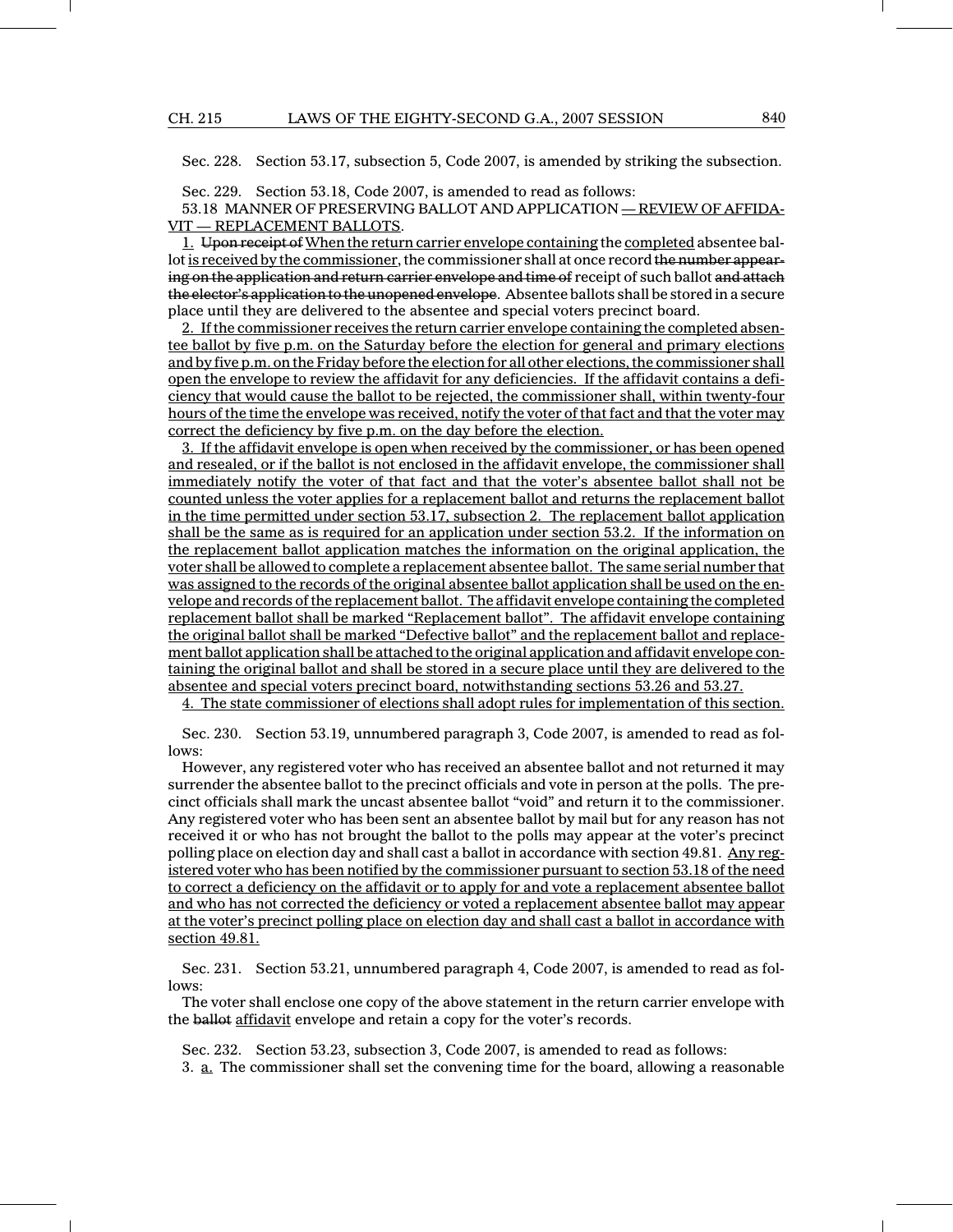Sec. 228. Section 53.17, subsection 5, Code 2007, is amended by striking the subsection.

Sec. 229. Section 53.18, Code 2007, is amended to read as follows:

53.18 MANNER OF PRESERVING BALLOT AND APPLICATION — REVIEW OF AFFIDAVIT — REPLACEMENT BALLOTS.

1. ~~Upon receipt of~~ When the return carrier envelope containing the completed absentee ballot is received by the commissioner, the commissioner shall at once record ~~the number appearing on the application and return carrier envelope and time of~~ receipt of such ballot ~~and attach the elector's application to the unopened envelope~~. Absentee ballots shall be stored in a secure place until they are delivered to the absentee and special voters precinct board.

2. If the commissioner receives the return carrier envelope containing the completed absentee ballot by five p.m. on the Saturday before the election for general and primary elections and by five p.m. on the Friday before the election for all other elections, the commissioner shall open the envelope to review the affidavit for any deficiencies. If the affidavit contains a deficiency that would cause the ballot to be rejected, the commissioner shall, within twenty-four hours of the time the envelope was received, notify the voter of that fact and that the voter may correct the deficiency by five p.m. on the day before the election.

3. If the affidavit envelope is open when received by the commissioner, or has been opened and resealed, or if the ballot is not enclosed in the affidavit envelope, the commissioner shall immediately notify the voter of that fact and that the voter's absentee ballot shall not be counted unless the voter applies for a replacement ballot and returns the replacement ballot in the time permitted under section 53.17, subsection 2. The replacement ballot application shall be the same as is required for an application under section 53.2. If the information on the replacement ballot application matches the information on the original application, the voter shall be allowed to complete a replacement absentee ballot. The same serial number that was assigned to the records of the original absentee ballot application shall be used on the envelope and records of the replacement ballot. The affidavit envelope containing the completed replacement ballot shall be marked "Replacement ballot". The affidavit envelope containing the original ballot shall be marked "Defective ballot" and the replacement ballot and replacement ballot application shall be attached to the original application and affidavit envelope containing the original ballot and shall be stored in a secure place until they are delivered to the absentee and special voters precinct board, notwithstanding sections 53.26 and 53.27.

4. The state commissioner of elections shall adopt rules for implementation of this section.

Sec. 230. Section 53.19, unnumbered paragraph 3, Code 2007, is amended to read as follows:

However, any registered voter who has received an absentee ballot and not returned it may surrender the absentee ballot to the precinct officials and vote in person at the polls. The precinct officials shall mark the uncast absentee ballot "void" and return it to the commissioner. Any registered voter who has been sent an absentee ballot by mail but for any reason has not received it or who has not brought the ballot to the polls may appear at the voter's precinct polling place on election day and shall cast a ballot in accordance with section 49.81. Any registered voter who has been notified by the commissioner pursuant to section 53.18 of the need to correct a deficiency on the affidavit or to apply for and vote a replacement absentee ballot and who has not corrected the deficiency or voted a replacement absentee ballot may appear at the voter's precinct polling place on election day and shall cast a ballot in accordance with section 49.81.

Sec. 231. Section 53.21, unnumbered paragraph 4, Code 2007, is amended to read as follows:

The voter shall enclose one copy of the above statement in the return carrier envelope with the ~~ballot~~ affidavit envelope and retain a copy for the voter's records.

Sec. 232. Section 53.23, subsection 3, Code 2007, is amended to read as follows:

3. a. The commissioner shall set the convening time for the board, allowing a reasonable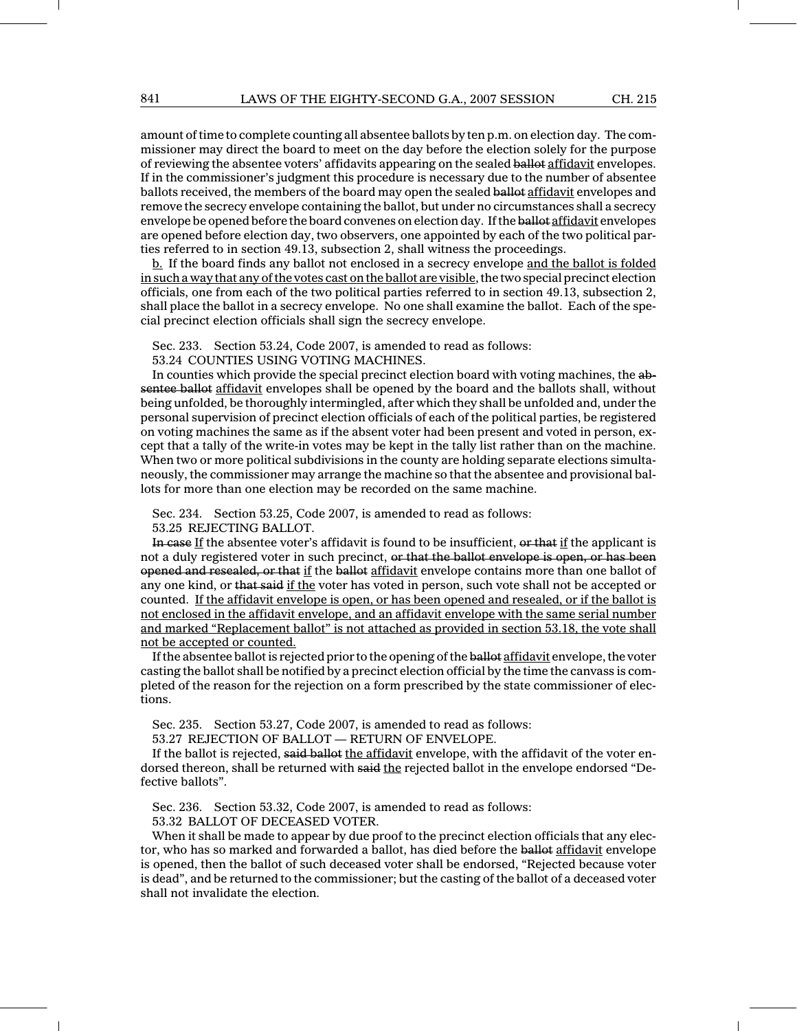amount of time to complete counting all absentee ballots by ten p.m. on election day. The commissioner may direct the board to meet on the day before the election solely for the purpose of reviewing the absentee voters' affidavits appearing on the sealed ~~ballot~~ <u>affidavit</u> envelopes. If in the commissioner's judgment this procedure is necessary due to the number of absentee ballots received, the members of the board may open the sealed ~~ballot~~ <u>affidavit</u> envelopes and remove the secrecy envelope containing the ballot, but under no circumstances shall a secrecy envelope be opened before the board convenes on election day. If the ~~ballot~~ <u>affidavit</u> envelopes are opened before election day, two observers, one appointed by each of the two political parties referred to in section 49.13, subsection 2, shall witness the proceedings.

<u>b.</u> If the board finds any ballot not enclosed in a secrecy envelope <u>and the ballot is folded in such a way that any of the votes cast on the ballot are visible</u>, the two special precinct election officials, one from each of the two political parties referred to in section 49.13, subsection 2, shall place the ballot in a secrecy envelope. No one shall examine the ballot. Each of the special precinct election officials shall sign the secrecy envelope.

Sec. 233. Section 53.24, Code 2007, is amended to read as follows:

53.24 COUNTIES USING VOTING MACHINES.

In counties which provide the special precinct election board with voting machines, the ~~absentee ballot~~ <u>affidavit</u> envelopes shall be opened by the board and the ballots shall, without being unfolded, be thoroughly intermingled, after which they shall be unfolded and, under the personal supervision of precinct election officials of each of the political parties, be registered on voting machines the same as if the absent voter had been present and voted in person, except that a tally of the write-in votes may be kept in the tally list rather than on the machine. When two or more political subdivisions in the county are holding separate elections simultaneously, the commissioner may arrange the machine so that the absentee and provisional ballots for more than one election may be recorded on the same machine.

Sec. 234. Section 53.25, Code 2007, is amended to read as follows:

53.25 REJECTING BALLOT.

~~In case~~ <u>If</u> the absentee voter's affidavit is found to be insufficient, ~~or that~~ <u>if</u> the applicant is not a duly registered voter in such precinct, ~~or that the ballot envelope is open, or has been opened and resealed, or that~~ <u>if</u> the ~~ballot~~ <u>affidavit</u> envelope contains more than one ballot of any one kind, or ~~that said~~ <u>if the</u> voter has voted in person, such vote shall not be accepted or counted. <u>If the affidavit envelope is open, or has been opened and resealed, or if the ballot is not enclosed in the affidavit envelope, and an affidavit envelope with the same serial number and marked "Replacement ballot" is not attached as provided in section 53.18, the vote shall not be accepted or counted.</u>

If the absentee ballot is rejected prior to the opening of the ~~ballot~~ <u>affidavit</u> envelope, the voter casting the ballot shall be notified by a precinct election official by the time the canvass is completed of the reason for the rejection on a form prescribed by the state commissioner of elections.

Sec. 235. Section 53.27, Code 2007, is amended to read as follows:

53.27 REJECTION OF BALLOT — RETURN OF ENVELOPE.

If the ballot is rejected, ~~said ballot~~ <u>the affidavit</u> envelope, with the affidavit of the voter endorsed thereon, shall be returned with ~~said~~ <u>the</u> rejected ballot in the envelope endorsed "Defective ballots".

Sec. 236. Section 53.32, Code 2007, is amended to read as follows:

53.32 BALLOT OF DECEASED VOTER.

When it shall be made to appear by due proof to the precinct election officials that any elector, who has so marked and forwarded a ballot, has died before the ~~ballot~~ <u>affidavit</u> envelope is opened, then the ballot of such deceased voter shall be endorsed, "Rejected because voter is dead", and be returned to the commissioner; but the casting of the ballot of a deceased voter shall not invalidate the election.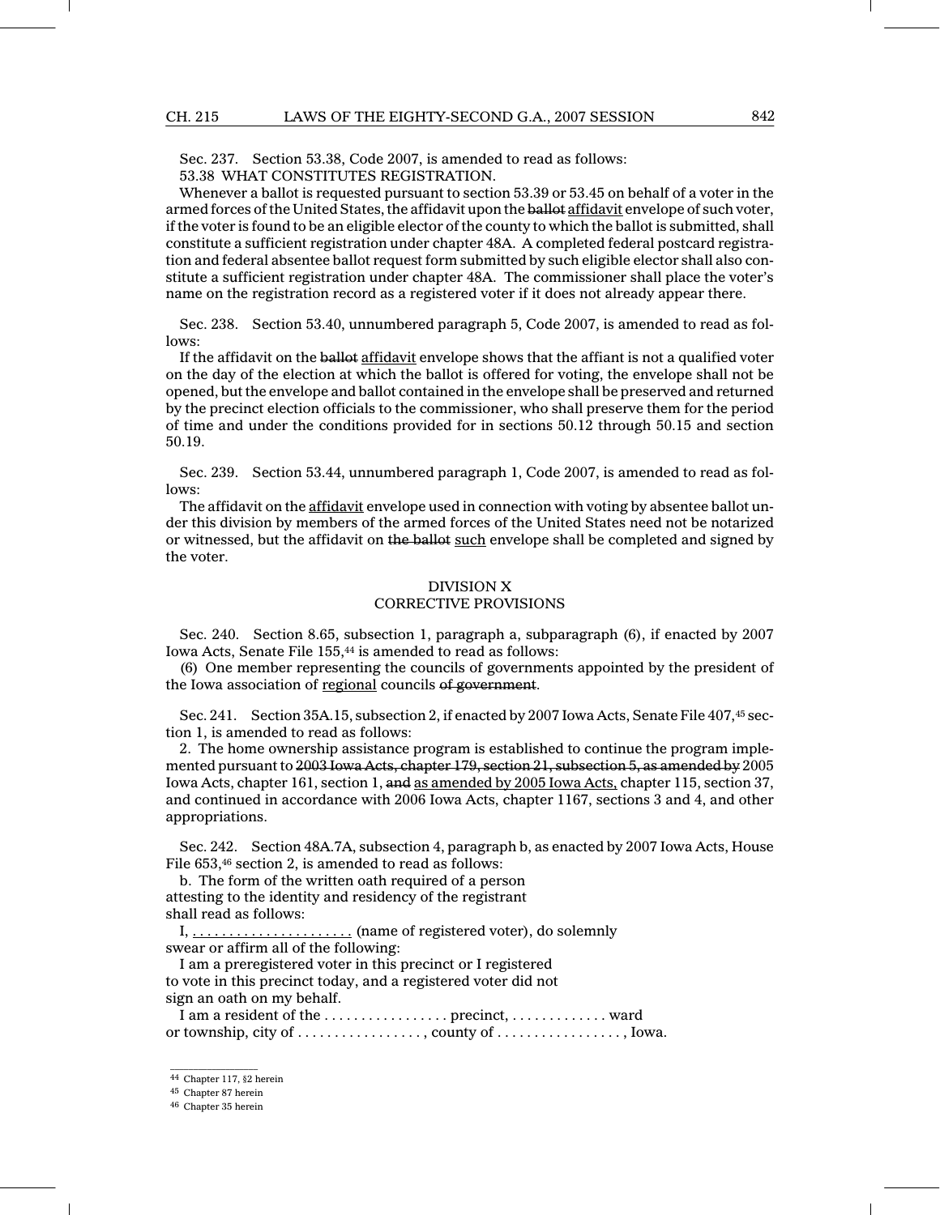Sec. 237. Section 53.38, Code 2007, is amended to read as follows:

53.38 WHAT CONSTITUTES REGISTRATION.

Whenever a ballot is requested pursuant to section 53.39 or 53.45 on behalf of a voter in the armed forces of the United States, the affidavit upon the ~~ballot~~ affidavit envelope of such voter, if the voter is found to be an eligible elector of the county to which the ballot is submitted, shall constitute a sufficient registration under chapter 48A. A completed federal postcard registration and federal absentee ballot request form submitted by such eligible elector shall also constitute a sufficient registration under chapter 48A. The commissioner shall place the voter's name on the registration record as a registered voter if it does not already appear there.

Sec. 238. Section 53.40, unnumbered paragraph 5, Code 2007, is amended to read as follows:

If the affidavit on the ~~ballot~~ affidavit envelope shows that the affiant is not a qualified voter on the day of the election at which the ballot is offered for voting, the envelope shall not be opened, but the envelope and ballot contained in the envelope shall be preserved and returned by the precinct election officials to the commissioner, who shall preserve them for the period of time and under the conditions provided for in sections 50.12 through 50.15 and section 50.19.

Sec. 239. Section 53.44, unnumbered paragraph 1, Code 2007, is amended to read as follows:

The affidavit on the affidavit envelope used in connection with voting by absentee ballot under this division by members of the armed forces of the United States need not be notarized or witnessed, but the affidavit on ~~the ballot~~ such envelope shall be completed and signed by the voter.

## DIVISION X
## CORRECTIVE PROVISIONS

Sec. 240. Section 8.65, subsection 1, paragraph a, subparagraph (6), if enacted by 2007 Iowa Acts, Senate File 155,[44] is amended to read as follows:

(6) One member representing the councils of governments appointed by the president of the Iowa association of regional councils ~~of government~~.

Sec. 241. Section 35A.15, subsection 2, if enacted by 2007 Iowa Acts, Senate File 407,[45] section 1, is amended to read as follows:

2. The home ownership assistance program is established to continue the program implemented pursuant to ~~2003 Iowa Acts, chapter 179, section 21, subsection 5, as amended by~~ 2005 Iowa Acts, chapter 161, section 1, ~~and~~ as amended by 2005 Iowa Acts, chapter 115, section 37, and continued in accordance with 2006 Iowa Acts, chapter 1167, sections 3 and 4, and other appropriations.

Sec. 242. Section 48A.7A, subsection 4, paragraph b, as enacted by 2007 Iowa Acts, House File 653,[46] section 2, is amended to read as follows:

b. The form of the written oath required of a person
attesting to the identity and residency of the registrant
shall read as follows:

I, . . . . . . . . . . . . . . . . . . . . . . (name of registered voter), do solemnly
swear or affirm all of the following:

I am a preregistered voter in this precinct or I registered
to vote in this precinct today, and a registered voter did not
sign an oath on my behalf.

I am a resident of the . . . . . . . . . . . . . . . . . precinct, . . . . . . . . . . . . . ward
or township, city of . . . . . . . . . . . . . . . . . , county of . . . . . . . . . . . . . . . . . , Iowa.

---

[44] Chapter 117, §2 herein

[45] Chapter 87 herein

[46] Chapter 35 herein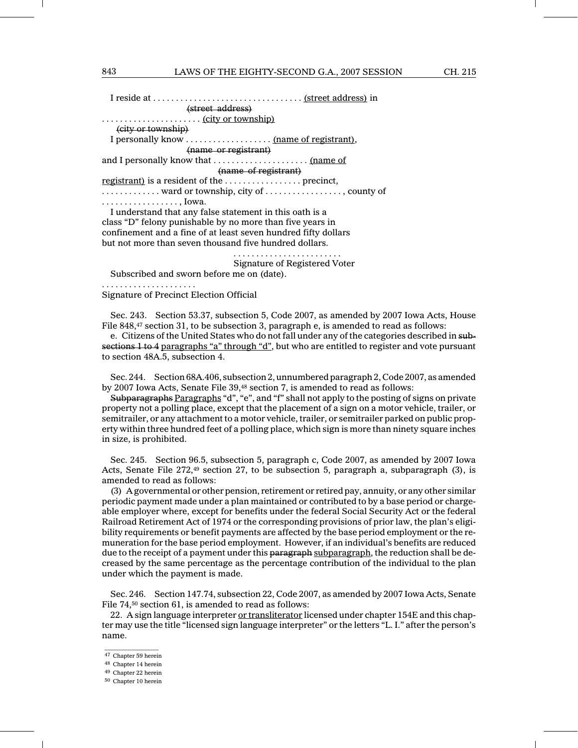I reside at . . . . . . . . . . . . . . . . . . . . . . . . . . . . . . . . <u>(street address)</u> in
~~(street address)~~
. . . . . . . . . . . . . . . . . . . . . . <u>(city or township)</u>
~~(city or township)~~
I personally know . . . . . . . . . . . . . . . . . . <u>(name of registrant)</u>,
~~(name or registrant)~~
and I personally know that . . . . . . . . . . . . . . . . . . . . . <u>(name of</u>
~~(name of registrant)~~
<u>registrant)</u> is a resident of the . . . . . . . . . . . . . . . . precinct,
. . . . . . . . . . . . ward or township, city of . . . . . . . . . . . . . . . . . , county of
. . . . . . . . . . . . . . . . , Iowa.

I understand that any false statement in this oath is a class "D" felony punishable by no more than five years in confinement and a fine of at least seven hundred fifty dollars but not more than seven thousand five hundred dollars.

. . . . . . . . . . . . . . . . . . . . . . . .
Signature of Registered Voter

Subscribed and sworn before me on (date).

. . . . . . . . . . . . . . . . . . . . .
Signature of Precinct Election Official

Sec. 243. Section 53.37, subsection 5, Code 2007, as amended by 2007 Iowa Acts, House File 848,[47] section 31, to be subsection 3, paragraph e, is amended to read as follows:

e. Citizens of the United States who do not fall under any of the categories described in ~~subsections 1 to 4~~ <u>paragraphs "a" through "d"</u>, but who are entitled to register and vote pursuant to section 48A.5, subsection 4.

Sec. 244. Section 68A.406, subsection 2, unnumbered paragraph 2, Code 2007, as amended by 2007 Iowa Acts, Senate File 39,[48] section 7, is amended to read as follows:

~~Subparagraphs~~ <u>Paragraphs</u> "d", "e", and "f" shall not apply to the posting of signs on private property not a polling place, except that the placement of a sign on a motor vehicle, trailer, or semitrailer, or any attachment to a motor vehicle, trailer, or semitrailer parked on public property within three hundred feet of a polling place, which sign is more than ninety square inches in size, is prohibited.

Sec. 245. Section 96.5, subsection 5, paragraph c, Code 2007, as amended by 2007 Iowa Acts, Senate File 272,[49] section 27, to be subsection 5, paragraph a, subparagraph (3), is amended to read as follows:

(3) A governmental or other pension, retirement or retired pay, annuity, or any other similar periodic payment made under a plan maintained or contributed to by a base period or chargeable employer where, except for benefits under the federal Social Security Act or the federal Railroad Retirement Act of 1974 or the corresponding provisions of prior law, the plan's eligibility requirements or benefit payments are affected by the base period employment or the remuneration for the base period employment. However, if an individual's benefits are reduced due to the receipt of a payment under this ~~paragraph~~ <u>subparagraph</u>, the reduction shall be decreased by the same percentage as the percentage contribution of the individual to the plan under which the payment is made.

Sec. 246. Section 147.74, subsection 22, Code 2007, as amended by 2007 Iowa Acts, Senate File 74,[50] section 61, is amended to read as follows:

22. A sign language interpreter <u>or transliterator</u> licensed under chapter 154E and this chapter may use the title "licensed sign language interpreter" or the letters "L. I." after the person's name.

---

[47] Chapter 59 herein

[48] Chapter 14 herein

[49] Chapter 22 herein

[50] Chapter 10 herein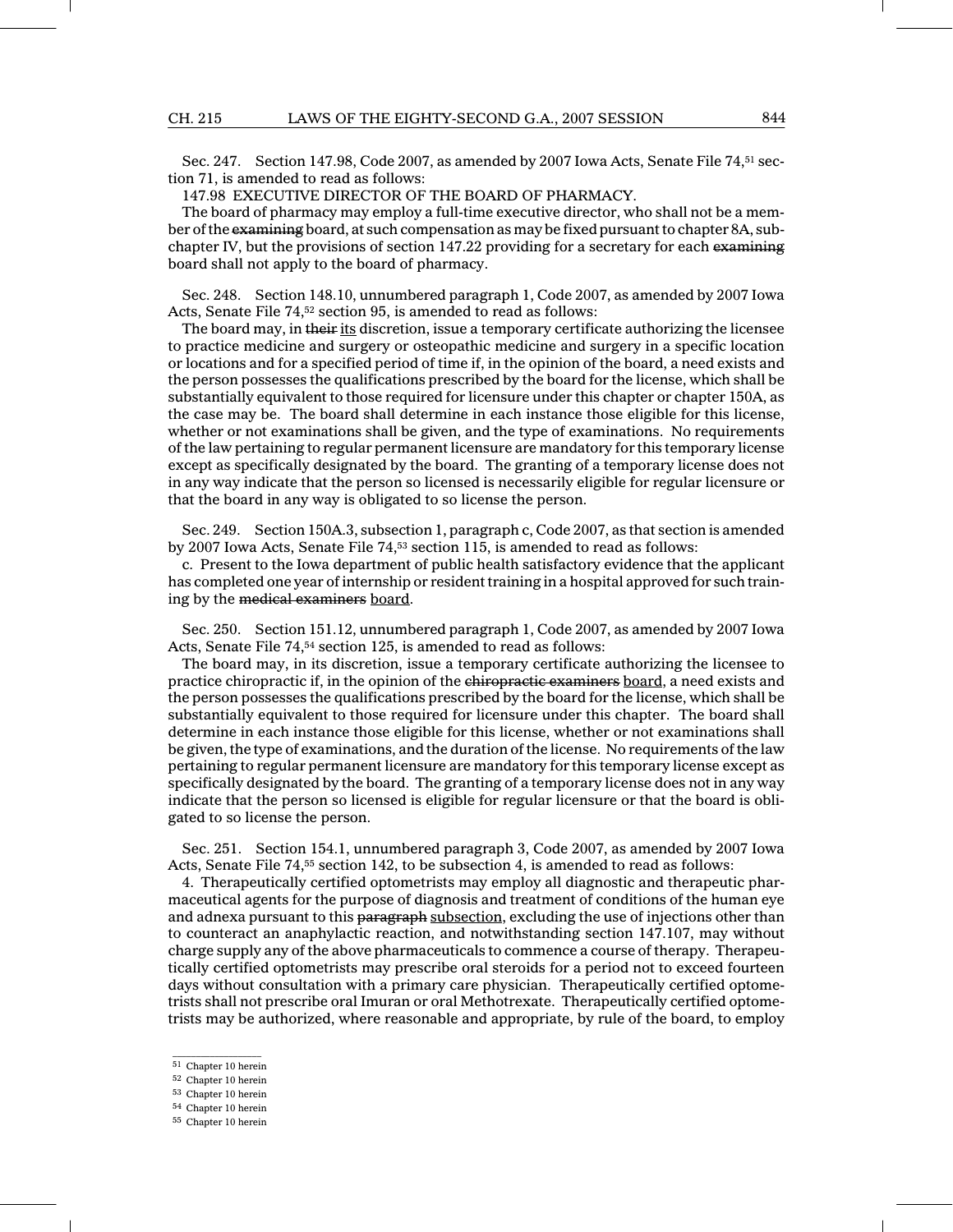Sec. 247. Section 147.98, Code 2007, as amended by 2007 Iowa Acts, Senate File 74,[51] section 71, is amended to read as follows:

147.98 EXECUTIVE DIRECTOR OF THE BOARD OF PHARMACY.

The board of pharmacy may employ a full-time executive director, who shall not be a member of the ~~examining~~ board, at such compensation as may be fixed pursuant to chapter 8A, subchapter IV, but the provisions of section 147.22 providing for a secretary for each ~~examining~~ board shall not apply to the board of pharmacy.

Sec. 248. Section 148.10, unnumbered paragraph 1, Code 2007, as amended by 2007 Iowa Acts, Senate File 74,[52] section 95, is amended to read as follows:

The board may, in ~~their~~ its discretion, issue a temporary certificate authorizing the licensee to practice medicine and surgery or osteopathic medicine and surgery in a specific location or locations and for a specified period of time if, in the opinion of the board, a need exists and the person possesses the qualifications prescribed by the board for the license, which shall be substantially equivalent to those required for licensure under this chapter or chapter 150A, as the case may be. The board shall determine in each instance those eligible for this license, whether or not examinations shall be given, and the type of examinations. No requirements of the law pertaining to regular permanent licensure are mandatory for this temporary license except as specifically designated by the board. The granting of a temporary license does not in any way indicate that the person so licensed is necessarily eligible for regular licensure or that the board in any way is obligated to so license the person.

Sec. 249. Section 150A.3, subsection 1, paragraph c, Code 2007, as that section is amended by 2007 Iowa Acts, Senate File 74,[53] section 115, is amended to read as follows:

c. Present to the Iowa department of public health satisfactory evidence that the applicant has completed one year of internship or resident training in a hospital approved for such training by the ~~medical examiners~~ board.

Sec. 250. Section 151.12, unnumbered paragraph 1, Code 2007, as amended by 2007 Iowa Acts, Senate File 74,[54] section 125, is amended to read as follows:

The board may, in its discretion, issue a temporary certificate authorizing the licensee to practice chiropractic if, in the opinion of the ~~chiropractic examiners~~ board, a need exists and the person possesses the qualifications prescribed by the board for the license, which shall be substantially equivalent to those required for licensure under this chapter. The board shall determine in each instance those eligible for this license, whether or not examinations shall be given, the type of examinations, and the duration of the license. No requirements of the law pertaining to regular permanent licensure are mandatory for this temporary license except as specifically designated by the board. The granting of a temporary license does not in any way indicate that the person so licensed is eligible for regular licensure or that the board is obligated to so license the person.

Sec. 251. Section 154.1, unnumbered paragraph 3, Code 2007, as amended by 2007 Iowa Acts, Senate File 74,[55] section 142, to be subsection 4, is amended to read as follows:

4. Therapeutically certified optometrists may employ all diagnostic and therapeutic pharmaceutical agents for the purpose of diagnosis and treatment of conditions of the human eye and adnexa pursuant to this ~~paragraph~~ subsection, excluding the use of injections other than to counteract an anaphylactic reaction, and notwithstanding section 147.107, may without charge supply any of the above pharmaceuticals to commence a course of therapy. Therapeutically certified optometrists may prescribe oral steroids for a period not to exceed fourteen days without consultation with a primary care physician. Therapeutically certified optometrists shall not prescribe oral Imuran or oral Methotrexate. Therapeutically certified optometrists may be authorized, where reasonable and appropriate, by rule of the board, to employ

---

[51] Chapter 10 herein

[52] Chapter 10 herein

[53] Chapter 10 herein

[54] Chapter 10 herein

[55] Chapter 10 herein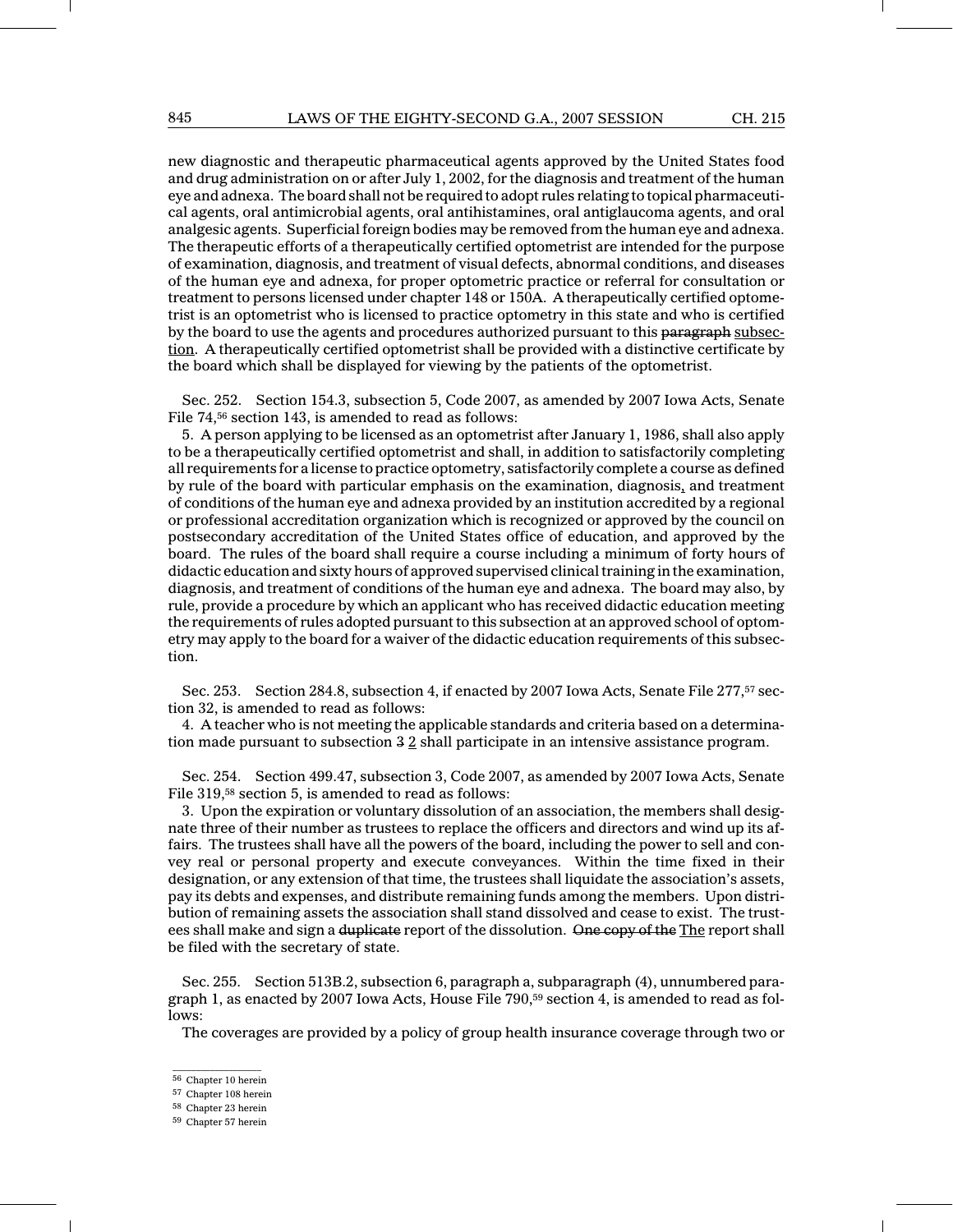new diagnostic and therapeutic pharmaceutical agents approved by the United States food and drug administration on or after July 1, 2002, for the diagnosis and treatment of the human eye and adnexa. The board shall not be required to adopt rules relating to topical pharmaceutical agents, oral antimicrobial agents, oral antihistamines, oral antiglaucoma agents, and oral analgesic agents. Superficial foreign bodies may be removed from the human eye and adnexa. The therapeutic efforts of a therapeutically certified optometrist are intended for the purpose of examination, diagnosis, and treatment of visual defects, abnormal conditions, and diseases of the human eye and adnexa, for proper optometric practice or referral for consultation or treatment to persons licensed under chapter 148 or 150A. A therapeutically certified optometrist is an optometrist who is licensed to practice optometry in this state and who is certified by the board to use the agents and procedures authorized pursuant to this ~~paragraph~~ subsection. A therapeutically certified optometrist shall be provided with a distinctive certificate by the board which shall be displayed for viewing by the patients of the optometrist.

Sec. 252. Section 154.3, subsection 5, Code 2007, as amended by 2007 Iowa Acts, Senate File 74,[56] section 143, is amended to read as follows:

5. A person applying to be licensed as an optometrist after January 1, 1986, shall also apply to be a therapeutically certified optometrist and shall, in addition to satisfactorily completing all requirements for a license to practice optometry, satisfactorily complete a course as defined by rule of the board with particular emphasis on the examination, diagnosis, and treatment of conditions of the human eye and adnexa provided by an institution accredited by a regional or professional accreditation organization which is recognized or approved by the council on postsecondary accreditation of the United States office of education, and approved by the board. The rules of the board shall require a course including a minimum of forty hours of didactic education and sixty hours of approved supervised clinical training in the examination, diagnosis, and treatment of conditions of the human eye and adnexa. The board may also, by rule, provide a procedure by which an applicant who has received didactic education meeting the requirements of rules adopted pursuant to this subsection at an approved school of optometry may apply to the board for a waiver of the didactic education requirements of this subsection.

Sec. 253. Section 284.8, subsection 4, if enacted by 2007 Iowa Acts, Senate File 277,[57] section 32, is amended to read as follows:

4. A teacher who is not meeting the applicable standards and criteria based on a determination made pursuant to subsection ~~3~~ 2 shall participate in an intensive assistance program.

Sec. 254. Section 499.47, subsection 3, Code 2007, as amended by 2007 Iowa Acts, Senate File 319,[58] section 5, is amended to read as follows:

3. Upon the expiration or voluntary dissolution of an association, the members shall designate three of their number as trustees to replace the officers and directors and wind up its affairs. The trustees shall have all the powers of the board, including the power to sell and convey real or personal property and execute conveyances. Within the time fixed in their designation, or any extension of that time, the trustees shall liquidate the association's assets, pay its debts and expenses, and distribute remaining funds among the members. Upon distribution of remaining assets the association shall stand dissolved and cease to exist. The trustees shall make and sign a ~~duplicate~~ report of the dissolution. ~~One copy of the~~ The report shall be filed with the secretary of state.

Sec. 255. Section 513B.2, subsection 6, paragraph a, subparagraph (4), unnumbered paragraph 1, as enacted by 2007 Iowa Acts, House File 790,[59] section 4, is amended to read as follows:

The coverages are provided by a policy of group health insurance coverage through two or

---

[56] Chapter 10 herein

[57] Chapter 108 herein

[58] Chapter 23 herein

[59] Chapter 57 herein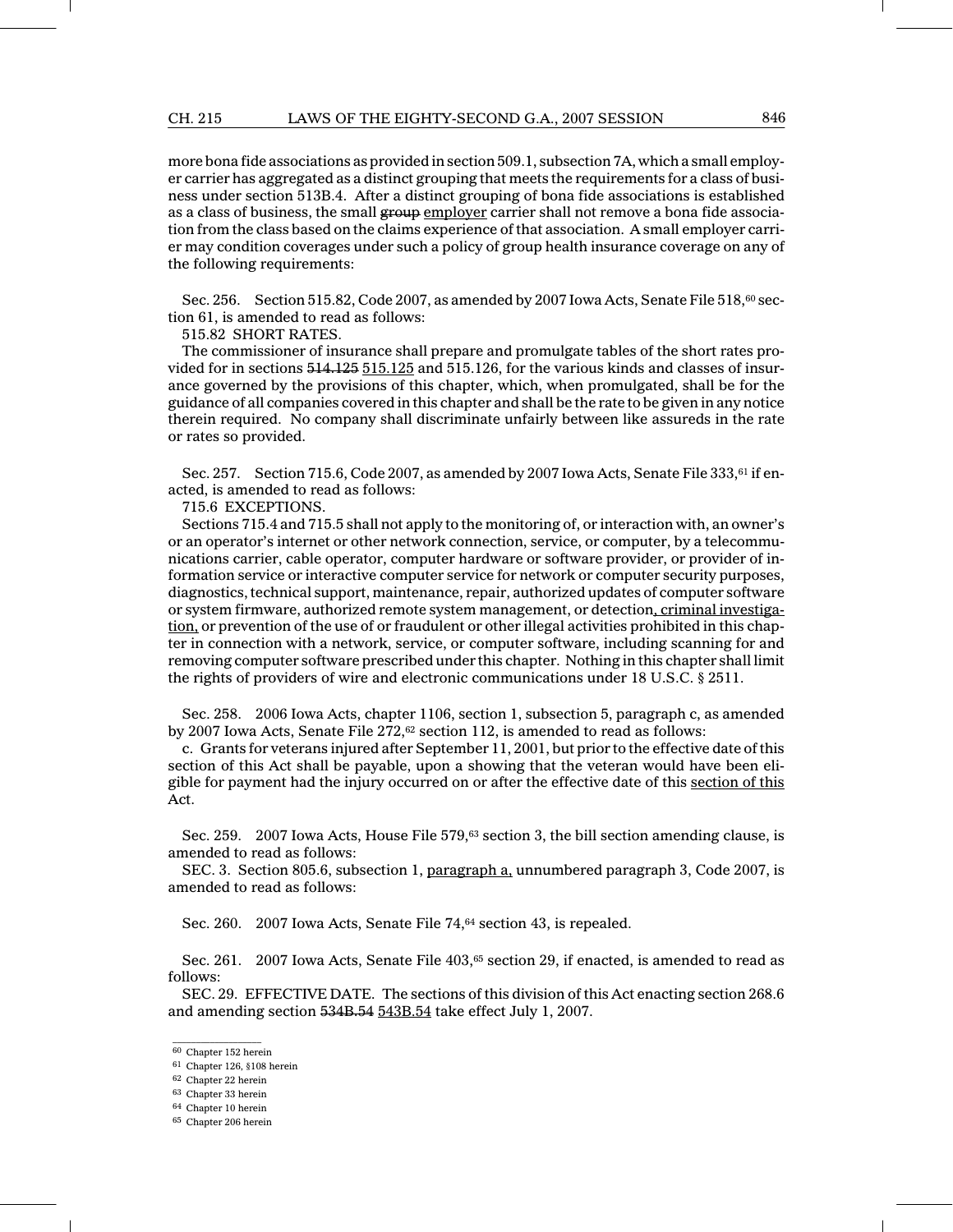more bona fide associations as provided in section 509.1, subsection 7A, which a small employer carrier has aggregated as a distinct grouping that meets the requirements for a class of business under section 513B.4. After a distinct grouping of bona fide associations is established as a class of business, the small ~~group~~ employer carrier shall not remove a bona fide association from the class based on the claims experience of that association. A small employer carrier may condition coverages under such a policy of group health insurance coverage on any of the following requirements:

Sec. 256. Section 515.82, Code 2007, as amended by 2007 Iowa Acts, Senate File 518,[60] section 61, is amended to read as follows:

515.82 SHORT RATES.

The commissioner of insurance shall prepare and promulgate tables of the short rates provided for in sections ~~514.125~~ 515.125 and 515.126, for the various kinds and classes of insurance governed by the provisions of this chapter, which, when promulgated, shall be for the guidance of all companies covered in this chapter and shall be the rate to be given in any notice therein required. No company shall discriminate unfairly between like assureds in the rate or rates so provided.

Sec. 257. Section 715.6, Code 2007, as amended by 2007 Iowa Acts, Senate File 333,[61] if enacted, is amended to read as follows:

715.6 EXCEPTIONS.

Sections 715.4 and 715.5 shall not apply to the monitoring of, or interaction with, an owner's or an operator's internet or other network connection, service, or computer, by a telecommunications carrier, cable operator, computer hardware or software provider, or provider of information service or interactive computer service for network or computer security purposes, diagnostics, technical support, maintenance, repair, authorized updates of computer software or system firmware, authorized remote system management, or detection, criminal investigation, or prevention of the use of or fraudulent or other illegal activities prohibited in this chapter in connection with a network, service, or computer software, including scanning for and removing computer software prescribed under this chapter. Nothing in this chapter shall limit the rights of providers of wire and electronic communications under 18 U.S.C. § 2511.

Sec. 258. 2006 Iowa Acts, chapter 1106, section 1, subsection 5, paragraph c, as amended by 2007 Iowa Acts, Senate File 272,[62] section 112, is amended to read as follows:

c. Grants for veterans injured after September 11, 2001, but prior to the effective date of this section of this Act shall be payable, upon a showing that the veteran would have been eligible for payment had the injury occurred on or after the effective date of this section of this Act.

Sec. 259. 2007 Iowa Acts, House File 579,[63] section 3, the bill section amending clause, is amended to read as follows:

SEC. 3. Section 805.6, subsection 1, paragraph a, unnumbered paragraph 3, Code 2007, is amended to read as follows:

Sec. 260. 2007 Iowa Acts, Senate File 74,[64] section 43, is repealed.

Sec. 261. 2007 Iowa Acts, Senate File 403,[65] section 29, if enacted, is amended to read as follows:

SEC. 29. EFFECTIVE DATE. The sections of this division of this Act enacting section 268.6 and amending section ~~534B.54~~ 543B.54 take effect July 1, 2007.

---

[60] Chapter 152 herein

[61] Chapter 126, §108 herein

[62] Chapter 22 herein

[63] Chapter 33 herein

[64] Chapter 10 herein

[65] Chapter 206 herein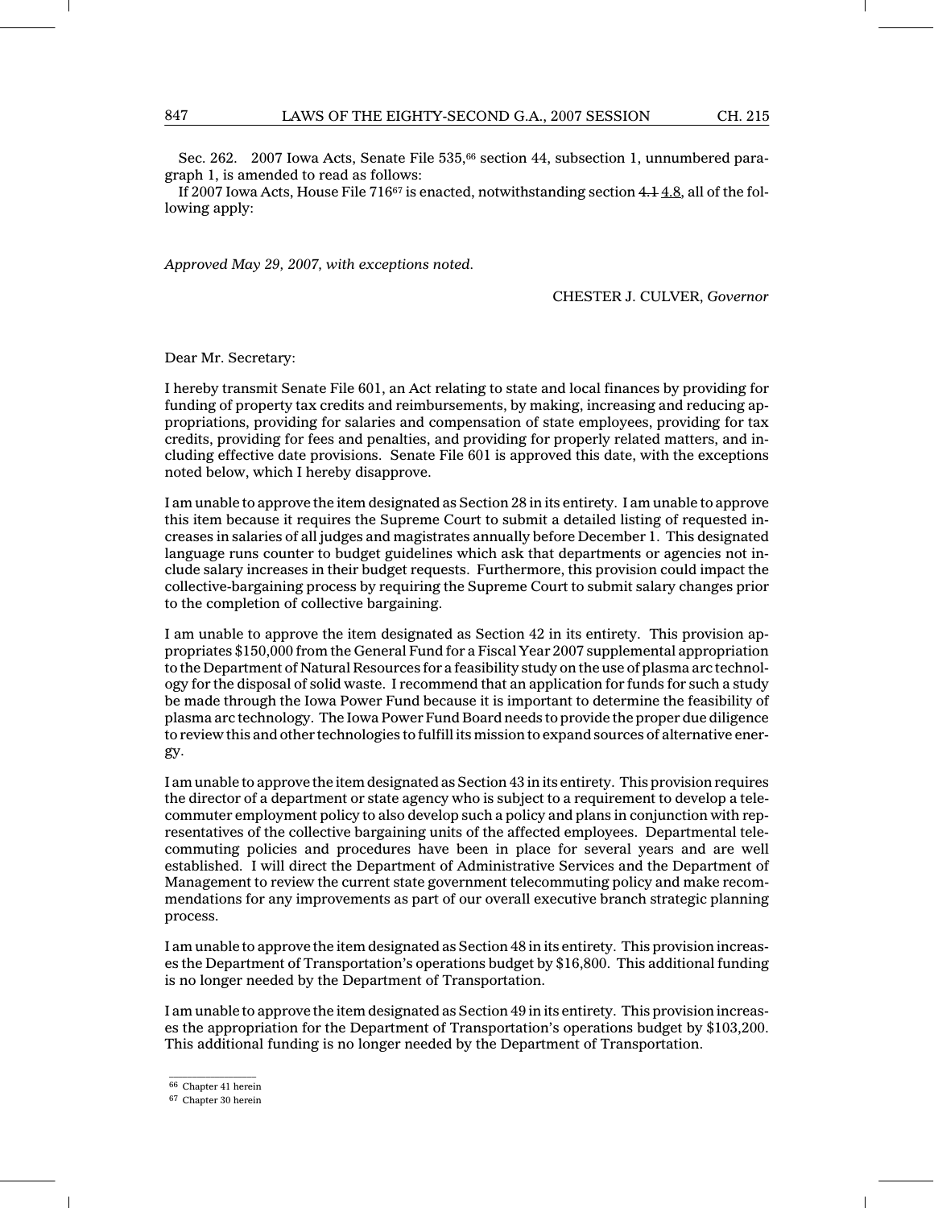Sec. 262. 2007 Iowa Acts, Senate File 535,[66] section 44, subsection 1, unnumbered paragraph 1, is amended to read as follows:

If 2007 Iowa Acts, House File 716[67] is enacted, notwithstanding section ~~4.1~~ 4.8, all of the following apply:

*Approved May 29, 2007, with exceptions noted.*

CHESTER J. CULVER, *Governor*

Dear Mr. Secretary:

I hereby transmit Senate File 601, an Act relating to state and local finances by providing for funding of property tax credits and reimbursements, by making, increasing and reducing appropriations, providing for salaries and compensation of state employees, providing for tax credits, providing for fees and penalties, and providing for properly related matters, and including effective date provisions. Senate File 601 is approved this date, with the exceptions noted below, which I hereby disapprove.

I am unable to approve the item designated as Section 28 in its entirety. I am unable to approve this item because it requires the Supreme Court to submit a detailed listing of requested increases in salaries of all judges and magistrates annually before December 1. This designated language runs counter to budget guidelines which ask that departments or agencies not include salary increases in their budget requests. Furthermore, this provision could impact the collective-bargaining process by requiring the Supreme Court to submit salary changes prior to the completion of collective bargaining.

I am unable to approve the item designated as Section 42 in its entirety. This provision appropriates $150,000 from the General Fund for a Fiscal Year 2007 supplemental appropriation to the Department of Natural Resources for a feasibility study on the use of plasma arc technology for the disposal of solid waste. I recommend that an application for funds for such a study be made through the Iowa Power Fund because it is important to determine the feasibility of plasma arc technology. The Iowa Power Fund Board needs to provide the proper due diligence to review this and other technologies to fulfill its mission to expand sources of alternative energy.

I am unable to approve the item designated as Section 43 in its entirety. This provision requires the director of a department or state agency who is subject to a requirement to develop a telecommuter employment policy to also develop such a policy and plans in conjunction with representatives of the collective bargaining units of the affected employees. Departmental telecommuting policies and procedures have been in place for several years and are well established. I will direct the Department of Administrative Services and the Department of Management to review the current state government telecommuting policy and make recommendations for any improvements as part of our overall executive branch strategic planning process.

I am unable to approve the item designated as Section 48 in its entirety. This provision increases the Department of Transportation's operations budget by $16,800. This additional funding is no longer needed by the Department of Transportation.

I am unable to approve the item designated as Section 49 in its entirety. This provision increases the appropriation for the Department of Transportation's operations budget by $103,200. This additional funding is no longer needed by the Department of Transportation.

---

[66] Chapter 41 herein

[67] Chapter 30 herein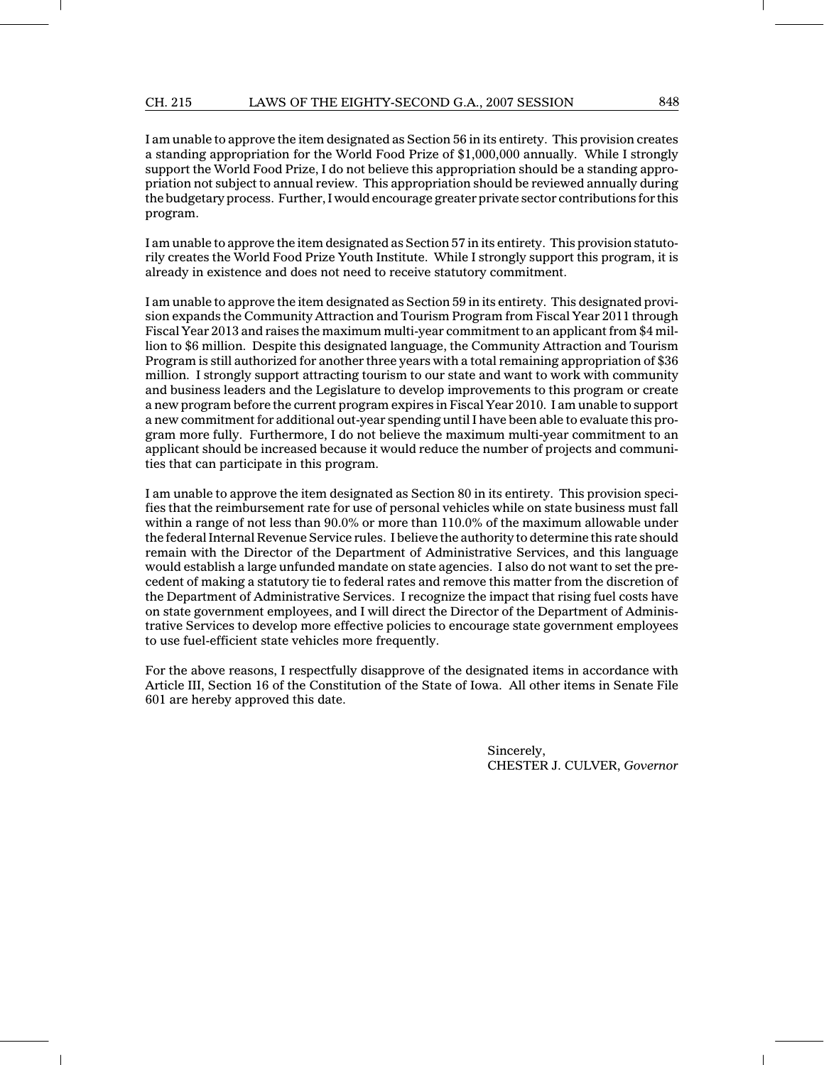I am unable to approve the item designated as Section 56 in its entirety. This provision creates a standing appropriation for the World Food Prize of $1,000,000 annually. While I strongly support the World Food Prize, I do not believe this appropriation should be a standing appropriation not subject to annual review. This appropriation should be reviewed annually during the budgetary process. Further, I would encourage greater private sector contributions for this program.

I am unable to approve the item designated as Section 57 in its entirety. This provision statutorily creates the World Food Prize Youth Institute. While I strongly support this program, it is already in existence and does not need to receive statutory commitment.

I am unable to approve the item designated as Section 59 in its entirety. This designated provision expands the Community Attraction and Tourism Program from Fiscal Year 2011 through Fiscal Year 2013 and raises the maximum multi-year commitment to an applicant from $4 million to $6 million. Despite this designated language, the Community Attraction and Tourism Program is still authorized for another three years with a total remaining appropriation of $36 million. I strongly support attracting tourism to our state and want to work with community and business leaders and the Legislature to develop improvements to this program or create a new program before the current program expires in Fiscal Year 2010. I am unable to support a new commitment for additional out-year spending until I have been able to evaluate this program more fully. Furthermore, I do not believe the maximum multi-year commitment to an applicant should be increased because it would reduce the number of projects and communities that can participate in this program.

I am unable to approve the item designated as Section 80 in its entirety. This provision specifies that the reimbursement rate for use of personal vehicles while on state business must fall within a range of not less than 90.0% or more than 110.0% of the maximum allowable under the federal Internal Revenue Service rules. I believe the authority to determine this rate should remain with the Director of the Department of Administrative Services, and this language would establish a large unfunded mandate on state agencies. I also do not want to set the precedent of making a statutory tie to federal rates and remove this matter from the discretion of the Department of Administrative Services. I recognize the impact that rising fuel costs have on state government employees, and I will direct the Director of the Department of Administrative Services to develop more effective policies to encourage state government employees to use fuel-efficient state vehicles more frequently.

For the above reasons, I respectfully disapprove of the designated items in accordance with Article III, Section 16 of the Constitution of the State of Iowa. All other items in Senate File 601 are hereby approved this date.

Sincerely,
CHESTER J. CULVER, *Governor*